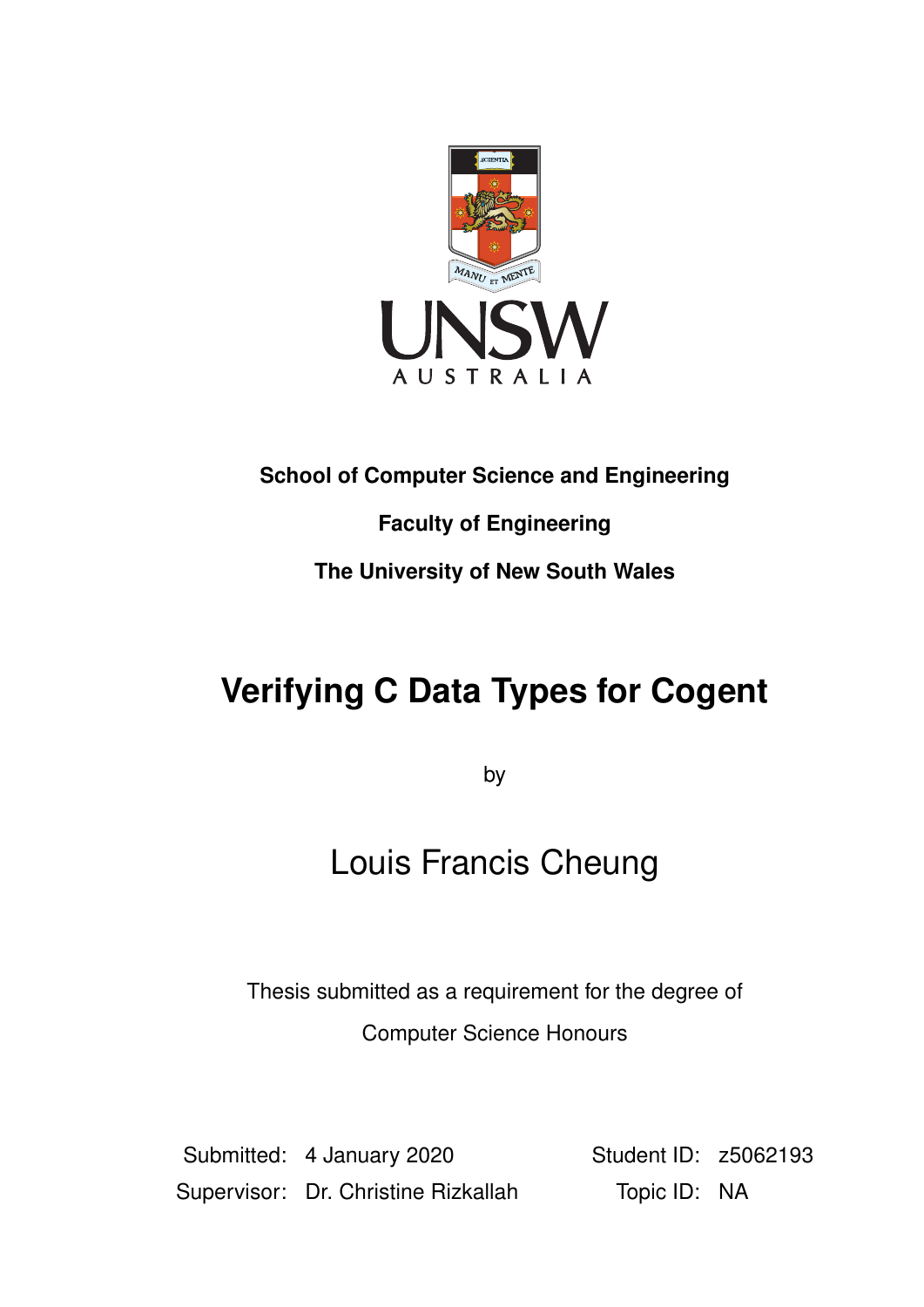**School of Computer Science and Engineering**

**Faculty of Engineering**

**The University of New South Wales**

# Verifying C Data Types for Cogent

by

## Louis Francis Cheung

Thesis submitted as a requirement for the degree of

Computer Science Honours

| | | | |
|---|---|---|---|
| Submitted: | 4 January 2020 | Student ID: | z5062193 |
| Supervisor: | Dr. Christine Rizkallah | Topic ID: | NA |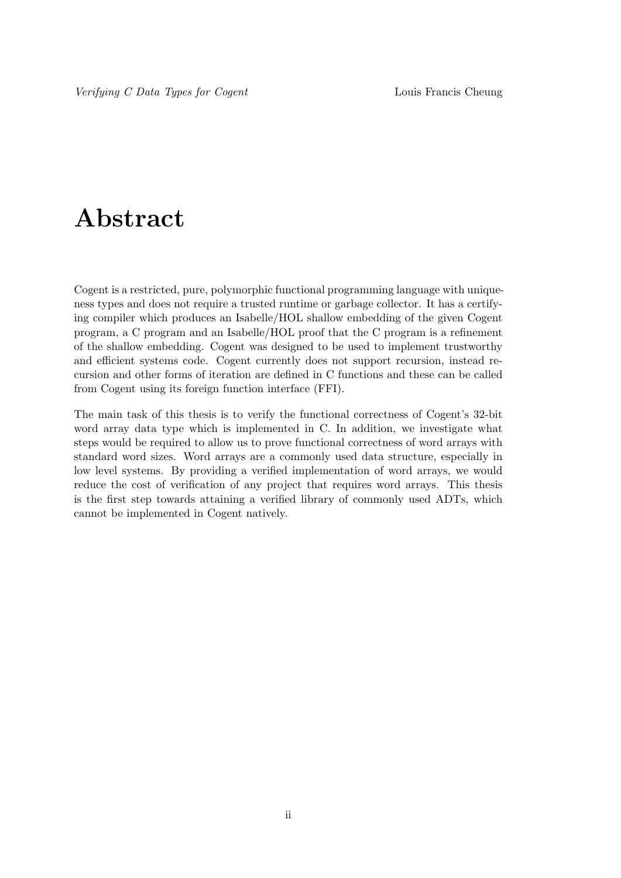# Abstract

Cogent is a restricted, pure, polymorphic functional programming language with uniqueness types and does not require a trusted runtime or garbage collector. It has a certifying compiler which produces an Isabelle/HOL shallow embedding of the given Cogent program, a C program and an Isabelle/HOL proof that the C program is a refinement of the shallow embedding. Cogent was designed to be used to implement trustworthy and efficient systems code. Cogent currently does not support recursion, instead recursion and other forms of iteration are defined in C functions and these can be called from Cogent using its foreign function interface (FFI).

The main task of this thesis is to verify the functional correctness of Cogent's 32-bit word array data type which is implemented in C. In addition, we investigate what steps would be required to allow us to prove functional correctness of word arrays with standard word sizes. Word arrays are a commonly used data structure, especially in low level systems. By providing a verified implementation of word arrays, we would reduce the cost of verification of any project that requires word arrays. This thesis is the first step towards attaining a verified library of commonly used ADTs, which cannot be implemented in Cogent natively.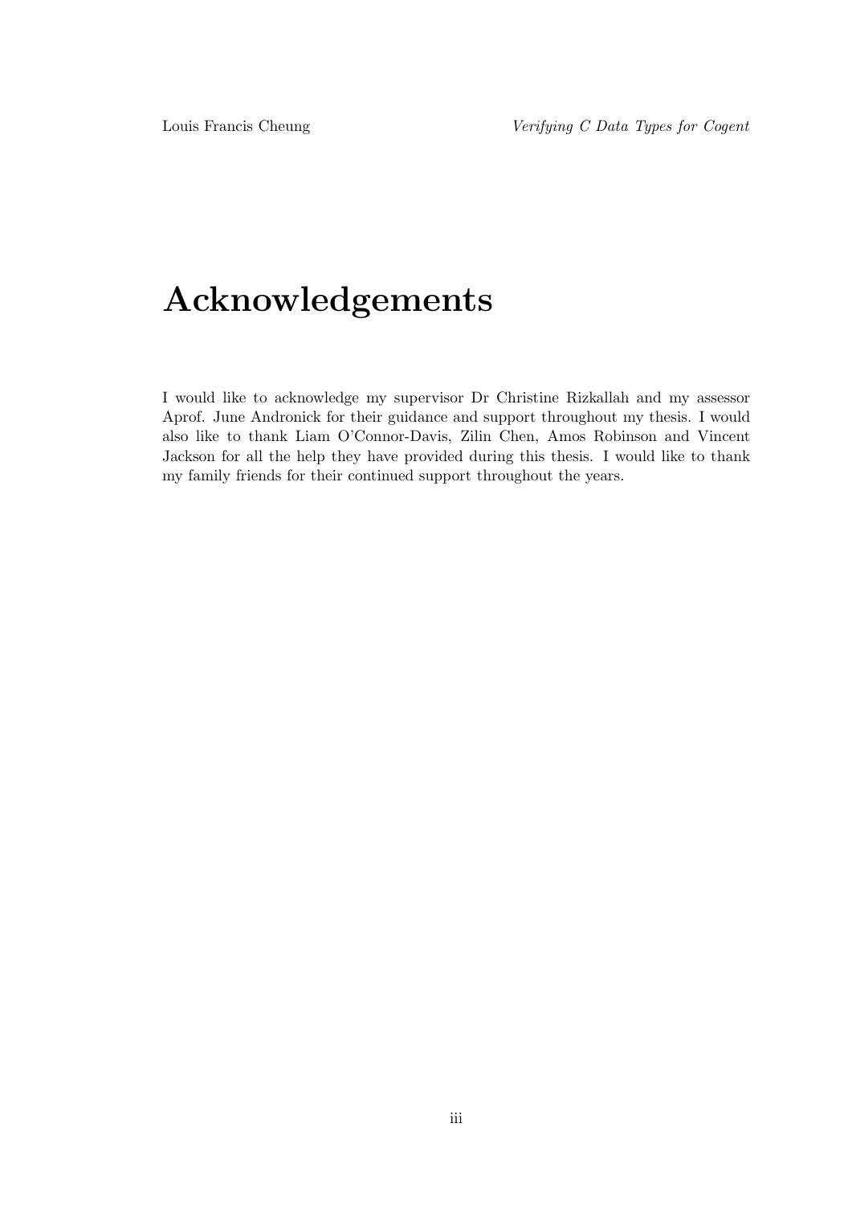# Acknowledgements

I would like to acknowledge my supervisor Dr Christine Rizkallah and my assessor Aprof. June Andronick for their guidance and support throughout my thesis. I would also like to thank Liam O'Connor-Davis, Zilin Chen, Amos Robinson and Vincent Jackson for all the help they have provided during this thesis. I would like to thank my family friends for their continued support throughout the years.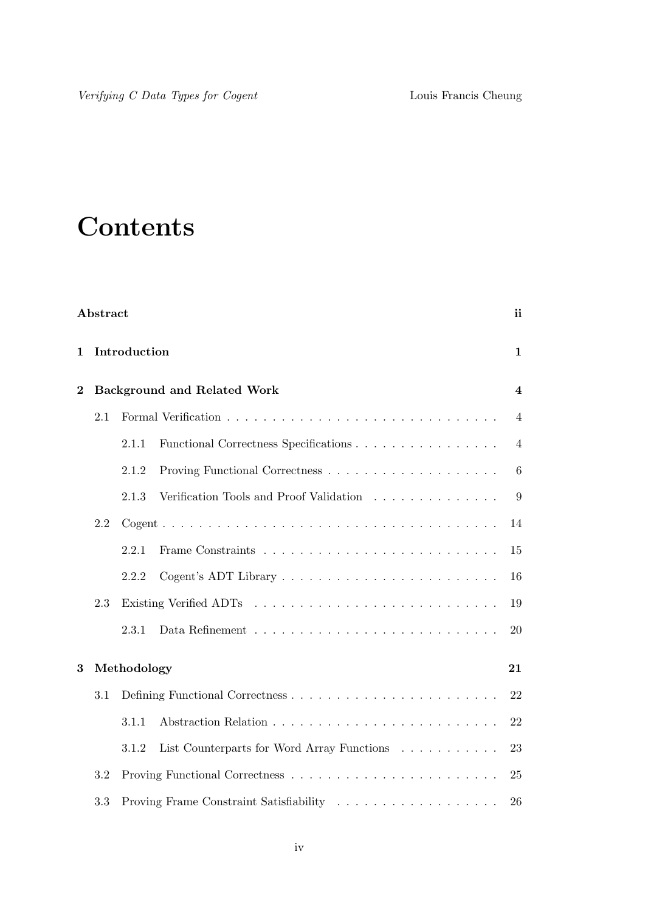# Contents

**Abstract** **ii**

**1 Introduction** **1**

**2 Background and Related Work** **4**

- 2.1 Formal Verification . . . . . . . . . . . . . . . . . . . . . . . . . . . . . . 4
  - 2.1.1 Functional Correctness Specifications . . . . . . . . . . . . . . . . 4
  - 2.1.2 Proving Functional Correctness . . . . . . . . . . . . . . . . . . . 6
  - 2.1.3 Verification Tools and Proof Validation . . . . . . . . . . . . . . 9
- 2.2 Cogent . . . . . . . . . . . . . . . . . . . . . . . . . . . . . . . . . . . . . 14
  - 2.2.1 Frame Constraints . . . . . . . . . . . . . . . . . . . . . . . . . . 15
  - 2.2.2 Cogent's ADT Library . . . . . . . . . . . . . . . . . . . . . . . . 16
- 2.3 Existing Verified ADTs . . . . . . . . . . . . . . . . . . . . . . . . . . . 19
  - 2.3.1 Data Refinement . . . . . . . . . . . . . . . . . . . . . . . . . . . 20

**3 Methodology** **21**

- 3.1 Defining Functional Correctness . . . . . . . . . . . . . . . . . . . . . . . 22
  - 3.1.1 Abstraction Relation . . . . . . . . . . . . . . . . . . . . . . . . . 22
  - 3.1.2 List Counterparts for Word Array Functions . . . . . . . . . . . 23
- 3.2 Proving Functional Correctness . . . . . . . . . . . . . . . . . . . . . . . 25
- 3.3 Proving Frame Constraint Satisfiability . . . . . . . . . . . . . . . . . . 26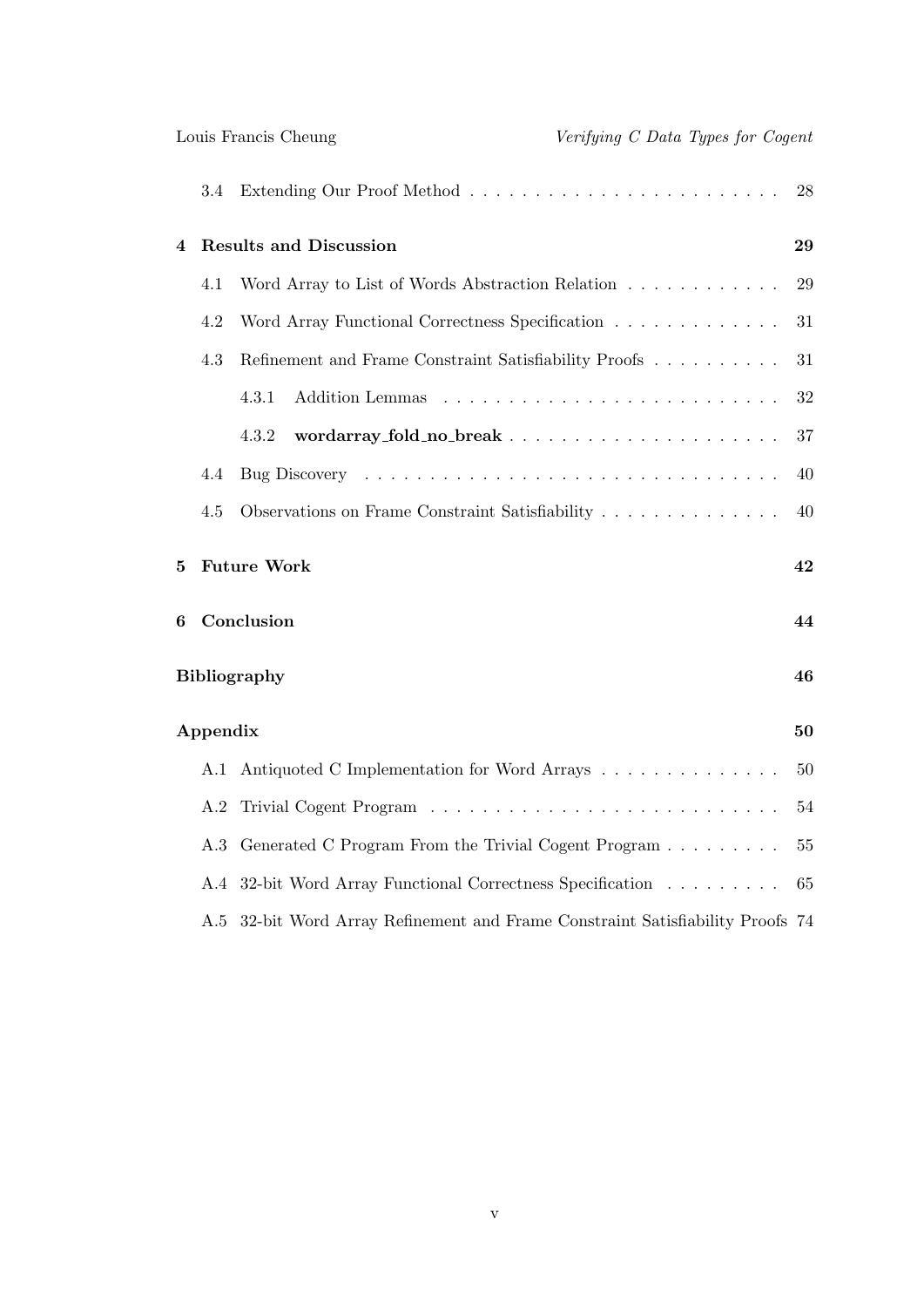- 3.4 Extending Our Proof Method . . . . . . . . . . . . . . . . . . . . . . . . 28

**4 Results and Discussion** **29**

- 4.1 Word Array to List of Words Abstraction Relation . . . . . . . . . . . . 29
- 4.2 Word Array Functional Correctness Specification . . . . . . . . . . . . . 31
- 4.3 Refinement and Frame Constraint Satisfiability Proofs . . . . . . . . . . 31
  - 4.3.1 Addition Lemmas . . . . . . . . . . . . . . . . . . . . . . . . . 32
  - 4.3.2 **wordarray_fold_no_break** . . . . . . . . . . . . . . . . . . . . . 37
- 4.4 Bug Discovery . . . . . . . . . . . . . . . . . . . . . . . . . . . . . . . 40
- 4.5 Observations on Frame Constraint Satisfiability . . . . . . . . . . . . . . 40

**5 Future Work** **42**

**6 Conclusion** **44**

**Bibliography** **46**

**Appendix** **50**

- A.1 Antiquoted C Implementation for Word Arrays . . . . . . . . . . . . . . 50
- A.2 Trivial Cogent Program . . . . . . . . . . . . . . . . . . . . . . . . . . 54
- A.3 Generated C Program From the Trivial Cogent Program . . . . . . . . . 55
- A.4 32-bit Word Array Functional Correctness Specification . . . . . . . . . 65
- A.5 32-bit Word Array Refinement and Frame Constraint Satisfiability Proofs 74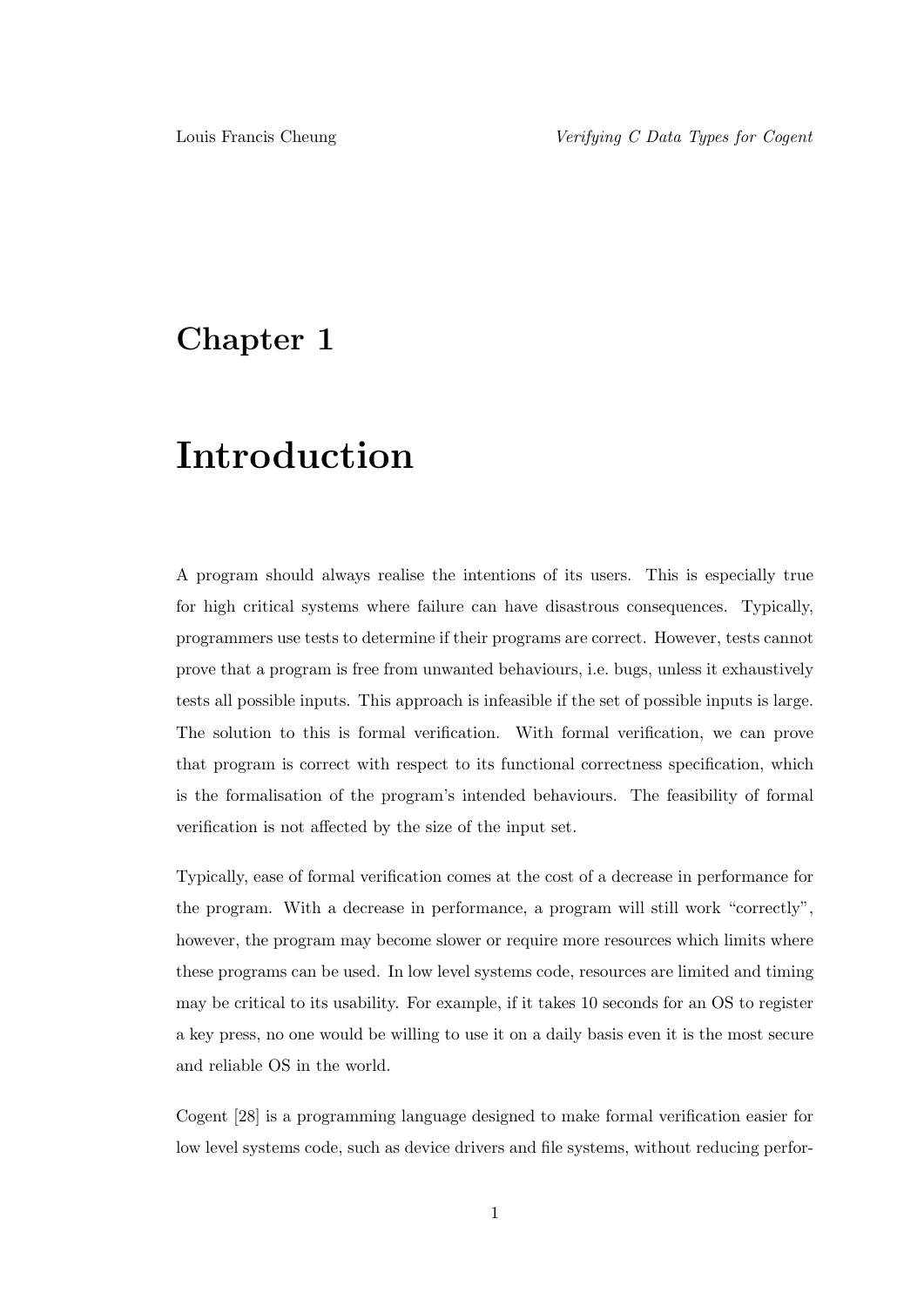# Chapter 1

# Introduction

A program should always realise the intentions of its users. This is especially true for high critical systems where failure can have disastrous consequences. Typically, programmers use tests to determine if their programs are correct. However, tests cannot prove that a program is free from unwanted behaviours, i.e. bugs, unless it exhaustively tests all possible inputs. This approach is infeasible if the set of possible inputs is large. The solution to this is formal verification. With formal verification, we can prove that program is correct with respect to its functional correctness specification, which is the formalisation of the program's intended behaviours. The feasibility of formal verification is not affected by the size of the input set.

Typically, ease of formal verification comes at the cost of a decrease in performance for the program. With a decrease in performance, a program will still work "correctly", however, the program may become slower or require more resources which limits where these programs can be used. In low level systems code, resources are limited and timing may be critical to its usability. For example, if it takes 10 seconds for an OS to register a key press, no one would be willing to use it on a daily basis even it is the most secure and reliable OS in the world.

Cogent [28] is a programming language designed to make formal verification easier for low level systems code, such as device drivers and file systems, without reducing perfor-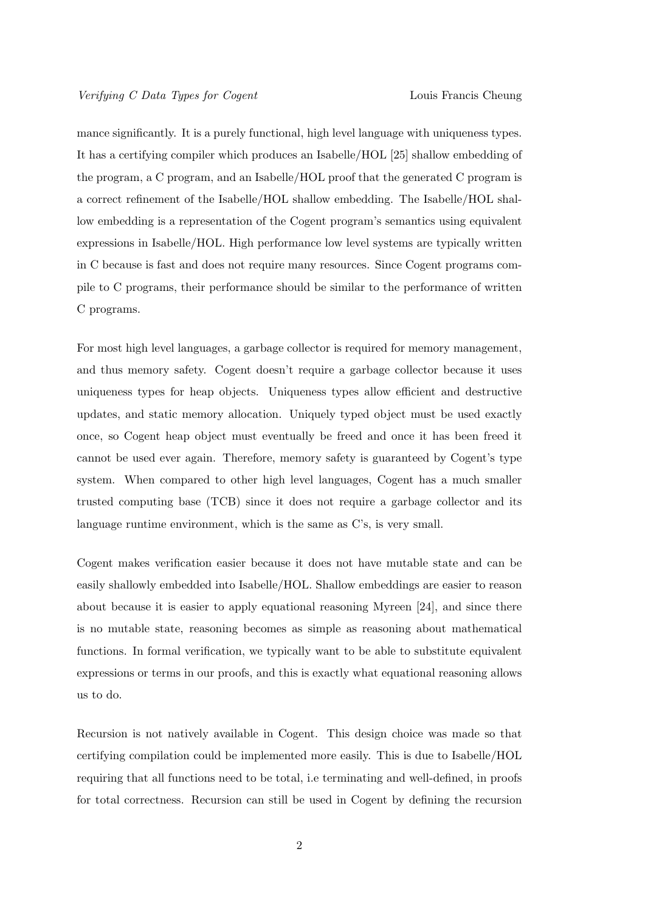mance significantly. It is a purely functional, high level language with uniqueness types. It has a certifying compiler which produces an Isabelle/HOL [25] shallow embedding of the program, a C program, and an Isabelle/HOL proof that the generated C program is a correct refinement of the Isabelle/HOL shallow embedding. The Isabelle/HOL shallow embedding is a representation of the Cogent program's semantics using equivalent expressions in Isabelle/HOL. High performance low level systems are typically written in C because is fast and does not require many resources. Since Cogent programs compile to C programs, their performance should be similar to the performance of written C programs.

For most high level languages, a garbage collector is required for memory management, and thus memory safety. Cogent doesn't require a garbage collector because it uses uniqueness types for heap objects. Uniqueness types allow efficient and destructive updates, and static memory allocation. Uniquely typed object must be used exactly once, so Cogent heap object must eventually be freed and once it has been freed it cannot be used ever again. Therefore, memory safety is guaranteed by Cogent's type system. When compared to other high level languages, Cogent has a much smaller trusted computing base (TCB) since it does not require a garbage collector and its language runtime environment, which is the same as C's, is very small.

Cogent makes verification easier because it does not have mutable state and can be easily shallowly embedded into Isabelle/HOL. Shallow embeddings are easier to reason about because it is easier to apply equational reasoning Myreen [24], and since there is no mutable state, reasoning becomes as simple as reasoning about mathematical functions. In formal verification, we typically want to be able to substitute equivalent expressions or terms in our proofs, and this is exactly what equational reasoning allows us to do.

Recursion is not natively available in Cogent. This design choice was made so that certifying compilation could be implemented more easily. This is due to Isabelle/HOL requiring that all functions need to be total, i.e terminating and well-defined, in proofs for total correctness. Recursion can still be used in Cogent by defining the recursion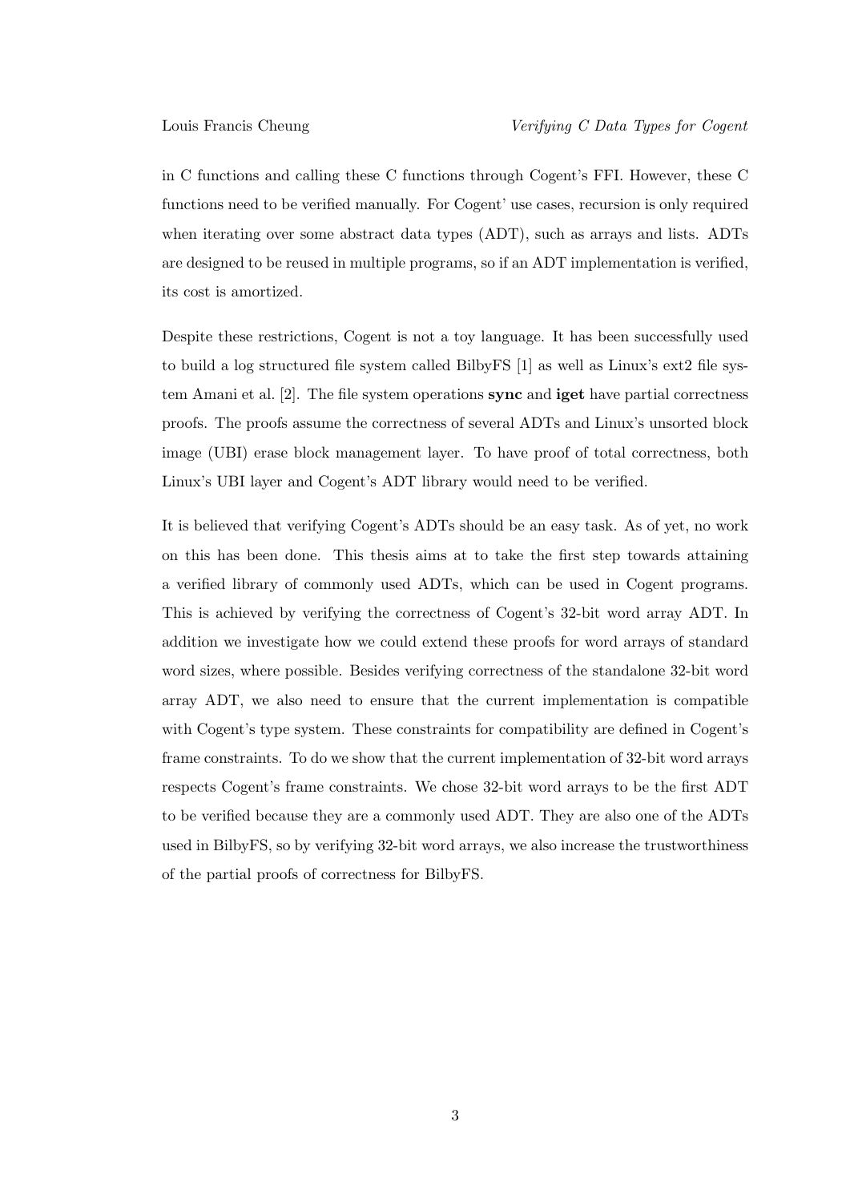in C functions and calling these C functions through Cogent's FFI. However, these C functions need to be verified manually. For Cogent' use cases, recursion is only required when iterating over some abstract data types (ADT), such as arrays and lists. ADTs are designed to be reused in multiple programs, so if an ADT implementation is verified, its cost is amortized.

Despite these restrictions, Cogent is not a toy language. It has been successfully used to build a log structured file system called BilbyFS [1] as well as Linux's ext2 file system Amani et al. [2]. The file system operations **sync** and **iget** have partial correctness proofs. The proofs assume the correctness of several ADTs and Linux's unsorted block image (UBI) erase block management layer. To have proof of total correctness, both Linux's UBI layer and Cogent's ADT library would need to be verified.

It is believed that verifying Cogent's ADTs should be an easy task. As of yet, no work on this has been done. This thesis aims at to take the first step towards attaining a verified library of commonly used ADTs, which can be used in Cogent programs. This is achieved by verifying the correctness of Cogent's 32-bit word array ADT. In addition we investigate how we could extend these proofs for word arrays of standard word sizes, where possible. Besides verifying correctness of the standalone 32-bit word array ADT, we also need to ensure that the current implementation is compatible with Cogent's type system. These constraints for compatibility are defined in Cogent's frame constraints. To do we show that the current implementation of 32-bit word arrays respects Cogent's frame constraints. We chose 32-bit word arrays to be the first ADT to be verified because they are a commonly used ADT. They are also one of the ADTs used in BilbyFS, so by verifying 32-bit word arrays, we also increase the trustworthiness of the partial proofs of correctness for BilbyFS.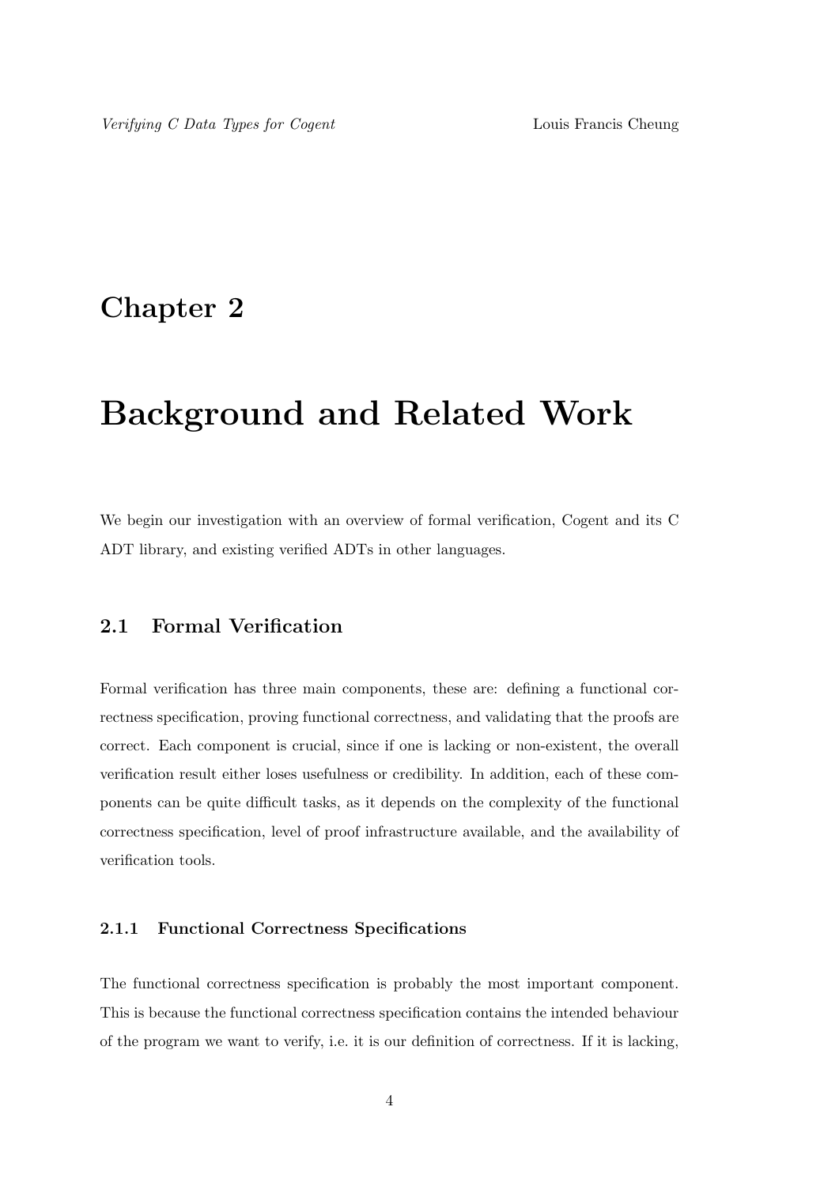# Chapter 2

# Background and Related Work

We begin our investigation with an overview of formal verification, Cogent and its C ADT library, and existing verified ADTs in other languages.

## 2.1 Formal Verification

Formal verification has three main components, these are: defining a functional correctness specification, proving functional correctness, and validating that the proofs are correct. Each component is crucial, since if one is lacking or non-existent, the overall verification result either loses usefulness or credibility. In addition, each of these components can be quite difficult tasks, as it depends on the complexity of the functional correctness specification, level of proof infrastructure available, and the availability of verification tools.

### 2.1.1 Functional Correctness Specifications

The functional correctness specification is probably the most important component. This is because the functional correctness specification contains the intended behaviour of the program we want to verify, i.e. it is our definition of correctness. If it is lacking,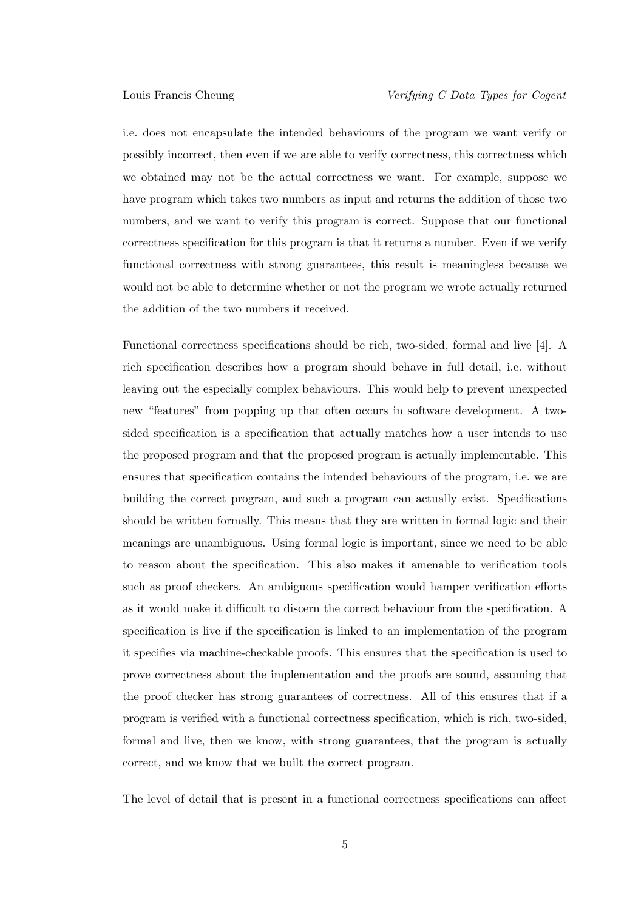i.e. does not encapsulate the intended behaviours of the program we want verify or possibly incorrect, then even if we are able to verify correctness, this correctness which we obtained may not be the actual correctness we want. For example, suppose we have program which takes two numbers as input and returns the addition of those two numbers, and we want to verify this program is correct. Suppose that our functional correctness specification for this program is that it returns a number. Even if we verify functional correctness with strong guarantees, this result is meaningless because we would not be able to determine whether or not the program we wrote actually returned the addition of the two numbers it received.

Functional correctness specifications should be rich, two-sided, formal and live [4]. A rich specification describes how a program should behave in full detail, i.e. without leaving out the especially complex behaviours. This would help to prevent unexpected new "features" from popping up that often occurs in software development. A two-sided specification is a specification that actually matches how a user intends to use the proposed program and that the proposed program is actually implementable. This ensures that specification contains the intended behaviours of the program, i.e. we are building the correct program, and such a program can actually exist. Specifications should be written formally. This means that they are written in formal logic and their meanings are unambiguous. Using formal logic is important, since we need to be able to reason about the specification. This also makes it amenable to verification tools such as proof checkers. An ambiguous specification would hamper verification efforts as it would make it difficult to discern the correct behaviour from the specification. A specification is live if the specification is linked to an implementation of the program it specifies via machine-checkable proofs. This ensures that the specification is used to prove correctness about the implementation and the proofs are sound, assuming that the proof checker has strong guarantees of correctness. All of this ensures that if a program is verified with a functional correctness specification, which is rich, two-sided, formal and live, then we know, with strong guarantees, that the program is actually correct, and we know that we built the correct program.

The level of detail that is present in a functional correctness specifications can affect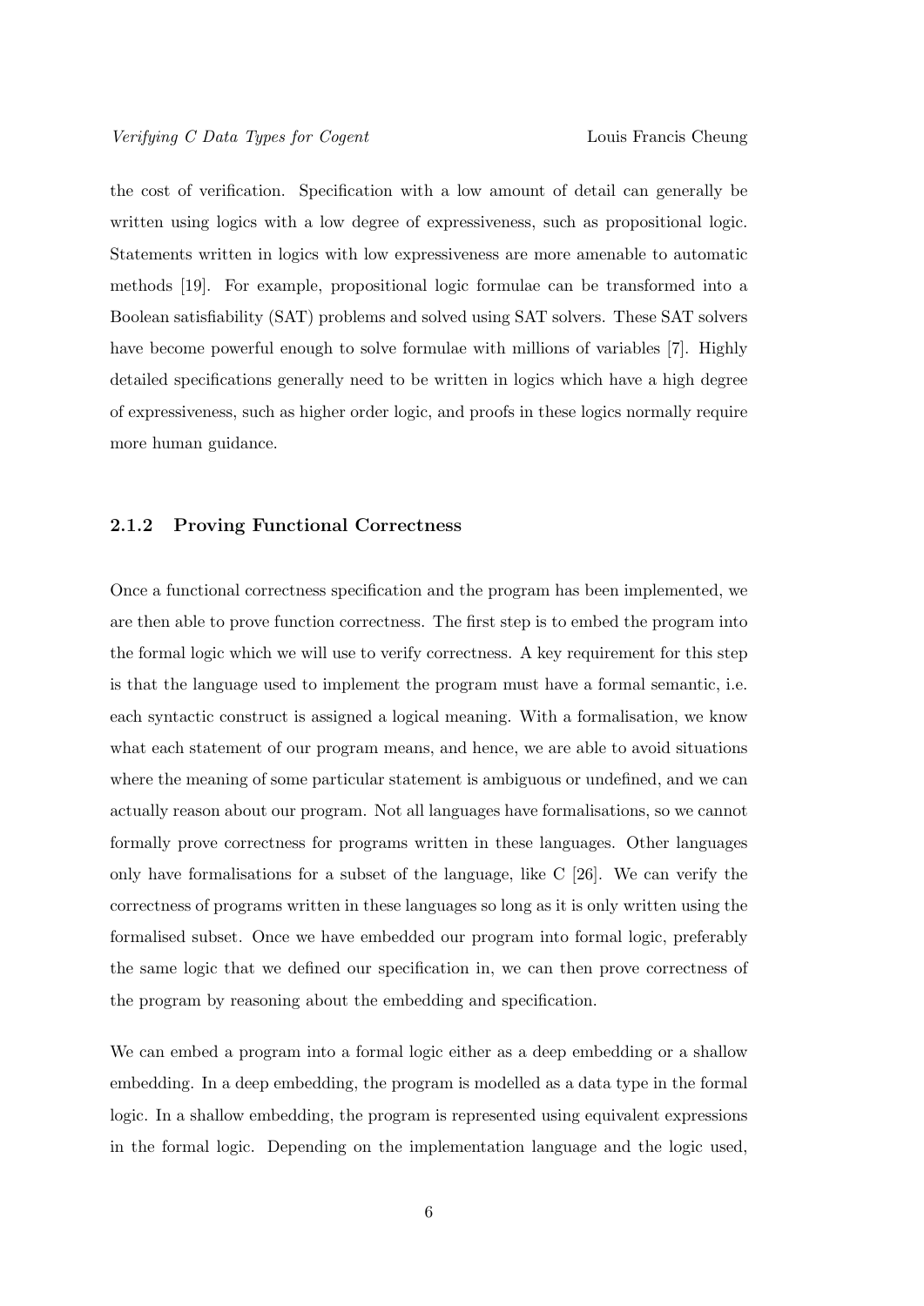the cost of verification. Specification with a low amount of detail can generally be written using logics with a low degree of expressiveness, such as propositional logic. Statements written in logics with low expressiveness are more amenable to automatic methods [19]. For example, propositional logic formulae can be transformed into a Boolean satisfiability (SAT) problems and solved using SAT solvers. These SAT solvers have become powerful enough to solve formulae with millions of variables [7]. Highly detailed specifications generally need to be written in logics which have a high degree of expressiveness, such as higher order logic, and proofs in these logics normally require more human guidance.

### 2.1.2 Proving Functional Correctness

Once a functional correctness specification and the program has been implemented, we are then able to prove function correctness. The first step is to embed the program into the formal logic which we will use to verify correctness. A key requirement for this step is that the language used to implement the program must have a formal semantic, i.e. each syntactic construct is assigned a logical meaning. With a formalisation, we know what each statement of our program means, and hence, we are able to avoid situations where the meaning of some particular statement is ambiguous or undefined, and we can actually reason about our program. Not all languages have formalisations, so we cannot formally prove correctness for programs written in these languages. Other languages only have formalisations for a subset of the language, like C [26]. We can verify the correctness of programs written in these languages so long as it is only written using the formalised subset. Once we have embedded our program into formal logic, preferably the same logic that we defined our specification in, we can then prove correctness of the program by reasoning about the embedding and specification.

We can embed a program into a formal logic either as a deep embedding or a shallow embedding. In a deep embedding, the program is modelled as a data type in the formal logic. In a shallow embedding, the program is represented using equivalent expressions in the formal logic. Depending on the implementation language and the logic used,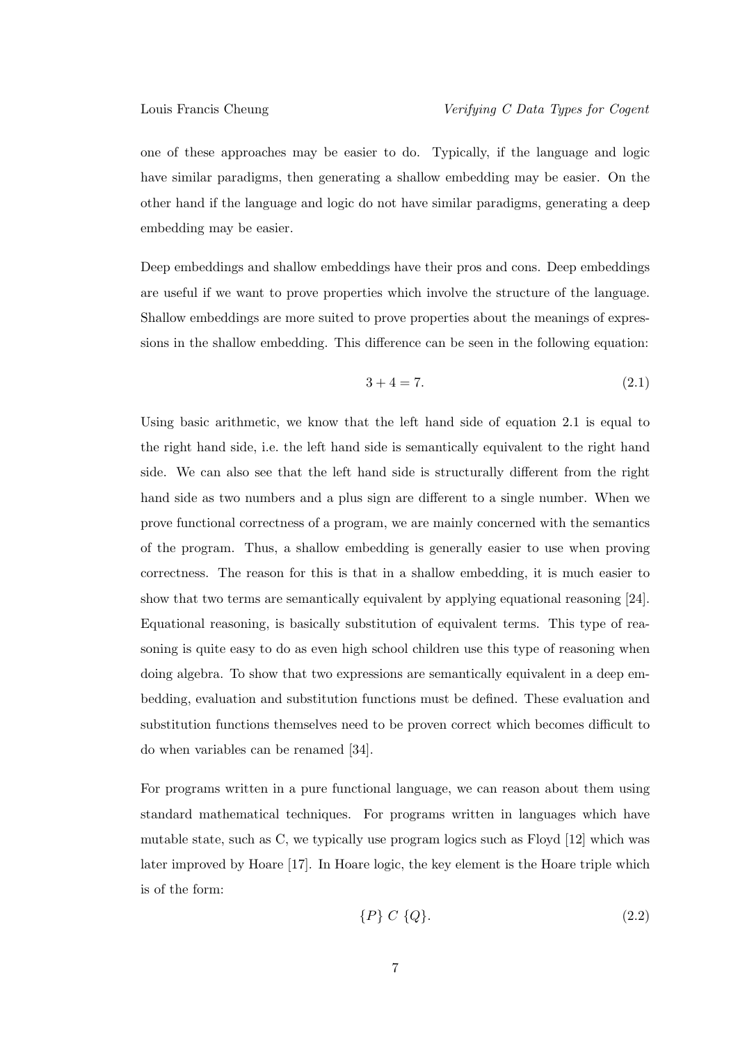one of these approaches may be easier to do. Typically, if the language and logic have similar paradigms, then generating a shallow embedding may be easier. On the other hand if the language and logic do not have similar paradigms, generating a deep embedding may be easier.

Deep embeddings and shallow embeddings have their pros and cons. Deep embeddings are useful if we want to prove properties which involve the structure of the language. Shallow embeddings are more suited to prove properties about the meanings of expressions in the shallow embedding. This difference can be seen in the following equation:

$$3 + 4 = 7. \tag{2.1}$$

Using basic arithmetic, we know that the left hand side of equation 2.1 is equal to the right hand side, i.e. the left hand side is semantically equivalent to the right hand side. We can also see that the left hand side is structurally different from the right hand side as two numbers and a plus sign are different to a single number. When we prove functional correctness of a program, we are mainly concerned with the semantics of the program. Thus, a shallow embedding is generally easier to use when proving correctness. The reason for this is that in a shallow embedding, it is much easier to show that two terms are semantically equivalent by applying equational reasoning [24]. Equational reasoning, is basically substitution of equivalent terms. This type of reasoning is quite easy to do as even high school children use this type of reasoning when doing algebra. To show that two expressions are semantically equivalent in a deep embedding, evaluation and substitution functions must be defined. These evaluation and substitution functions themselves need to be proven correct which becomes difficult to do when variables can be renamed [34].

For programs written in a pure functional language, we can reason about them using standard mathematical techniques. For programs written in languages which have mutable state, such as C, we typically use program logics such as Floyd [12] which was later improved by Hoare [17]. In Hoare logic, the key element is the Hoare triple which is of the form:

$$\{P\}\ C\ \{Q\}. \tag{2.2}$$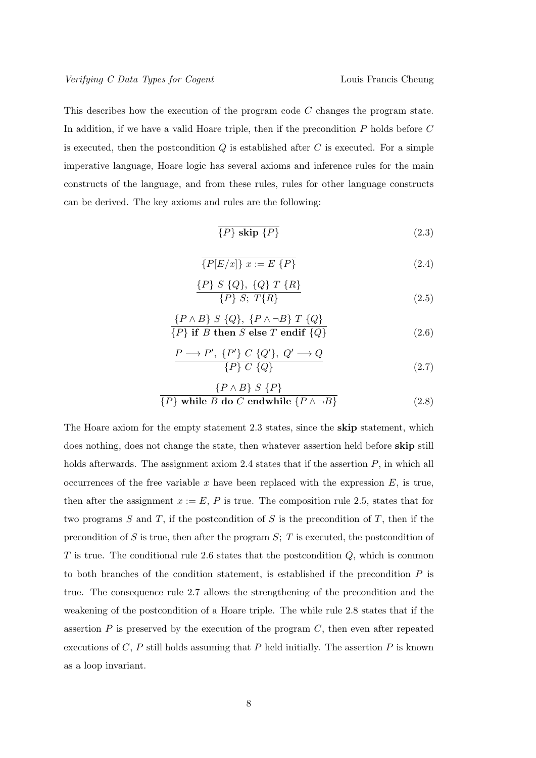This describes how the execution of the program code $C$ changes the program state. In addition, if we have a valid Hoare triple, then if the precondition $P$ holds before $C$ is executed, then the postcondition $Q$ is established after $C$ is executed. For a simple imperative language, Hoare logic has several axioms and inference rules for the main constructs of the language, and from these rules, rules for other language constructs can be derived. The key axioms and rules are the following:

$$\frac{}{\{P\}\ \textbf{skip}\ \{P\}} \tag{2.3}$$

$$\frac{}{\{P[E/x]\}\ x := E\ \{P\}} \tag{2.4}$$

$$\frac{\{P\}\ S\ \{Q\},\ \{Q\}\ T\ \{R\}}{\{P\}\ S;\ T\{R\}} \tag{2.5}$$

$$\frac{\{P \wedge B\}\ S\ \{Q\},\ \{P \wedge \neg B\}\ T\ \{Q\}}{\{P\}\ \textbf{if}\ B\ \textbf{then}\ S\ \textbf{else}\ T\ \textbf{endif}\ \{Q\}} \tag{2.6}$$

$$\frac{P \longrightarrow P',\ \{P'\}\ C\ \{Q'\},\ Q' \longrightarrow Q}{\{P\}\ C\ \{Q\}} \tag{2.7}$$

$$\frac{\{P \wedge B\}\ S\ \{P\}}{\{P\}\ \textbf{while}\ B\ \textbf{do}\ C\ \textbf{endwhile}\ \{P \wedge \neg B\}} \tag{2.8}$$

The Hoare axiom for the empty statement 2.3 states, since the **skip** statement, which does nothing, does not change the state, then whatever assertion held before **skip** still holds afterwards. The assignment axiom 2.4 states that if the assertion $P$, in which all occurrences of the free variable $x$ have been replaced with the expression $E$, is true, then after the assignment $x := E$, $P$ is true. The composition rule 2.5, states that for two programs $S$ and $T$, if the postcondition of $S$ is the precondition of $T$, then if the precondition of $S$ is true, then after the program $S;\ T$ is executed, the postcondition of $T$ is true. The conditional rule 2.6 states that the postcondition $Q$, which is common to both branches of the condition statement, is established if the precondition $P$ is true. The consequence rule 2.7 allows the strengthening of the precondition and the weakening of the postcondition of a Hoare triple. The while rule 2.8 states that if the assertion $P$ is preserved by the execution of the program $C$, then even after repeated executions of $C$, $P$ still holds assuming that $P$ held initially. The assertion $P$ is known as a loop invariant.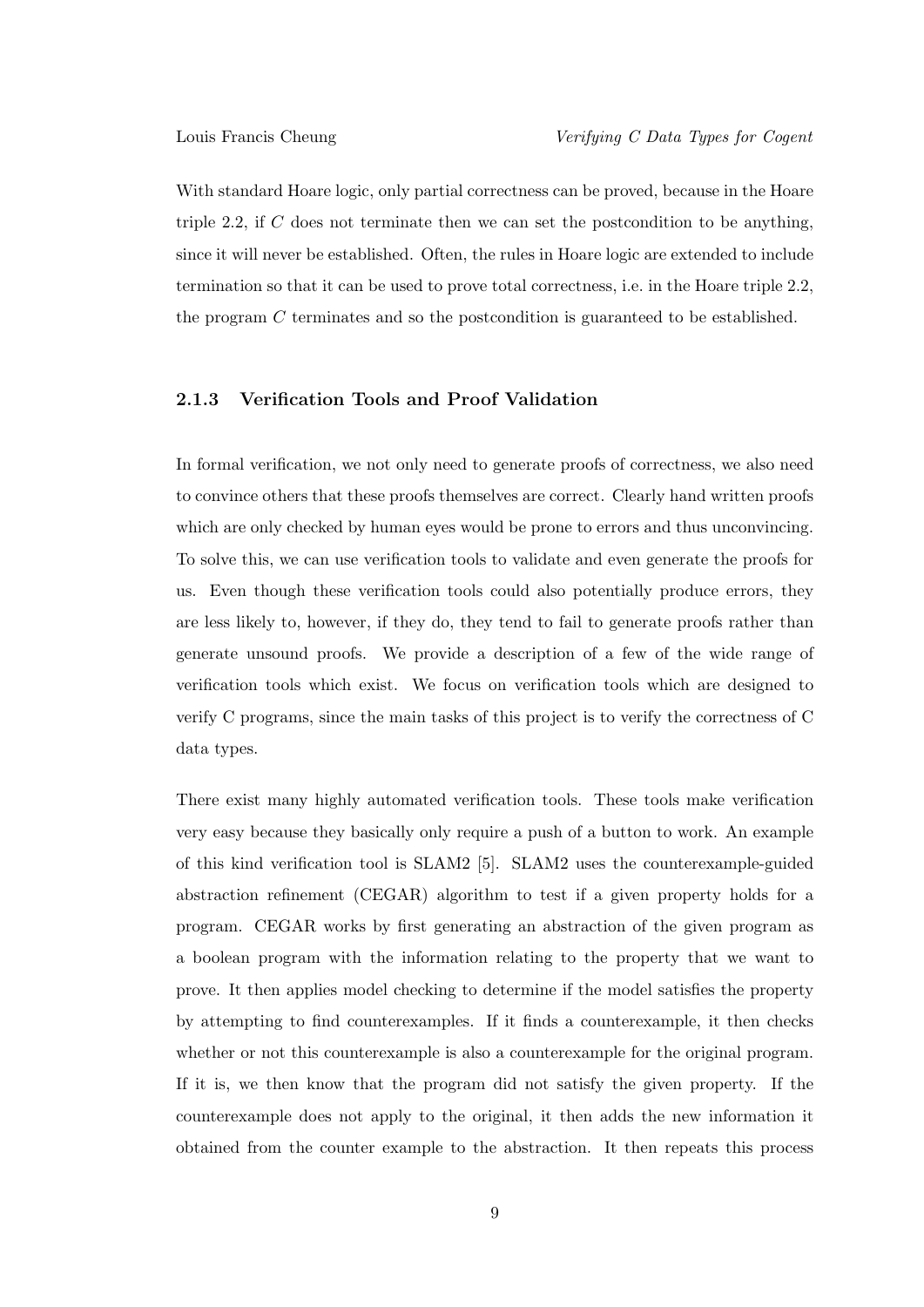With standard Hoare logic, only partial correctness can be proved, because in the Hoare triple 2.2, if $C$ does not terminate then we can set the postcondition to be anything, since it will never be established. Often, the rules in Hoare logic are extended to include termination so that it can be used to prove total correctness, i.e. in the Hoare triple 2.2, the program $C$ terminates and so the postcondition is guaranteed to be established.

### 2.1.3 Verification Tools and Proof Validation

In formal verification, we not only need to generate proofs of correctness, we also need to convince others that these proofs themselves are correct. Clearly hand written proofs which are only checked by human eyes would be prone to errors and thus unconvincing. To solve this, we can use verification tools to validate and even generate the proofs for us. Even though these verification tools could also potentially produce errors, they are less likely to, however, if they do, they tend to fail to generate proofs rather than generate unsound proofs. We provide a description of a few of the wide range of verification tools which exist. We focus on verification tools which are designed to verify C programs, since the main tasks of this project is to verify the correctness of C data types.

There exist many highly automated verification tools. These tools make verification very easy because they basically only require a push of a button to work. An example of this kind verification tool is SLAM2 [5]. SLAM2 uses the counterexample-guided abstraction refinement (CEGAR) algorithm to test if a given property holds for a program. CEGAR works by first generating an abstraction of the given program as a boolean program with the information relating to the property that we want to prove. It then applies model checking to determine if the model satisfies the property by attempting to find counterexamples. If it finds a counterexample, it then checks whether or not this counterexample is also a counterexample for the original program. If it is, we then know that the program did not satisfy the given property. If the counterexample does not apply to the original, it then adds the new information it obtained from the counter example to the abstraction. It then repeats this process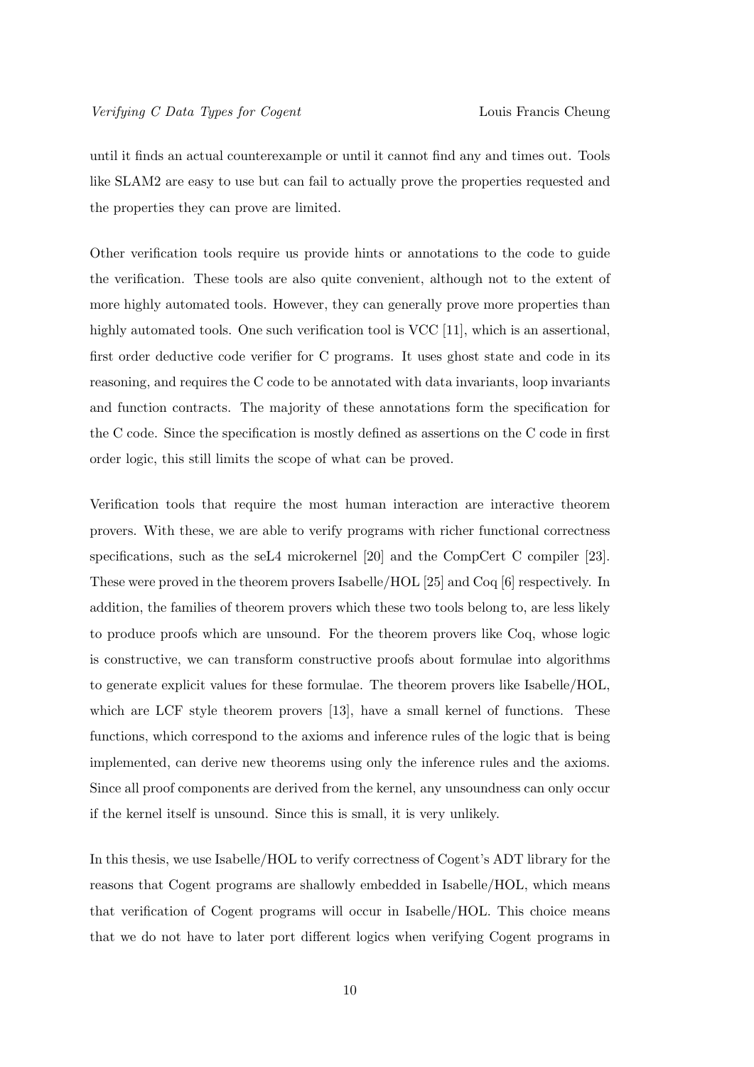until it finds an actual counterexample or until it cannot find any and times out. Tools like SLAM2 are easy to use but can fail to actually prove the properties requested and the properties they can prove are limited.

Other verification tools require us provide hints or annotations to the code to guide the verification. These tools are also quite convenient, although not to the extent of more highly automated tools. However, they can generally prove more properties than highly automated tools. One such verification tool is VCC [11], which is an assertional, first order deductive code verifier for C programs. It uses ghost state and code in its reasoning, and requires the C code to be annotated with data invariants, loop invariants and function contracts. The majority of these annotations form the specification for the C code. Since the specification is mostly defined as assertions on the C code in first order logic, this still limits the scope of what can be proved.

Verification tools that require the most human interaction are interactive theorem provers. With these, we are able to verify programs with richer functional correctness specifications, such as the seL4 microkernel [20] and the CompCert C compiler [23]. These were proved in the theorem provers Isabelle/HOL [25] and Coq [6] respectively. In addition, the families of theorem provers which these two tools belong to, are less likely to produce proofs which are unsound. For the theorem provers like Coq, whose logic is constructive, we can transform constructive proofs about formulae into algorithms to generate explicit values for these formulae. The theorem provers like Isabelle/HOL, which are LCF style theorem provers [13], have a small kernel of functions. These functions, which correspond to the axioms and inference rules of the logic that is being implemented, can derive new theorems using only the inference rules and the axioms. Since all proof components are derived from the kernel, any unsoundness can only occur if the kernel itself is unsound. Since this is small, it is very unlikely.

In this thesis, we use Isabelle/HOL to verify correctness of Cogent's ADT library for the reasons that Cogent programs are shallowly embedded in Isabelle/HOL, which means that verification of Cogent programs will occur in Isabelle/HOL. This choice means that we do not have to later port different logics when verifying Cogent programs in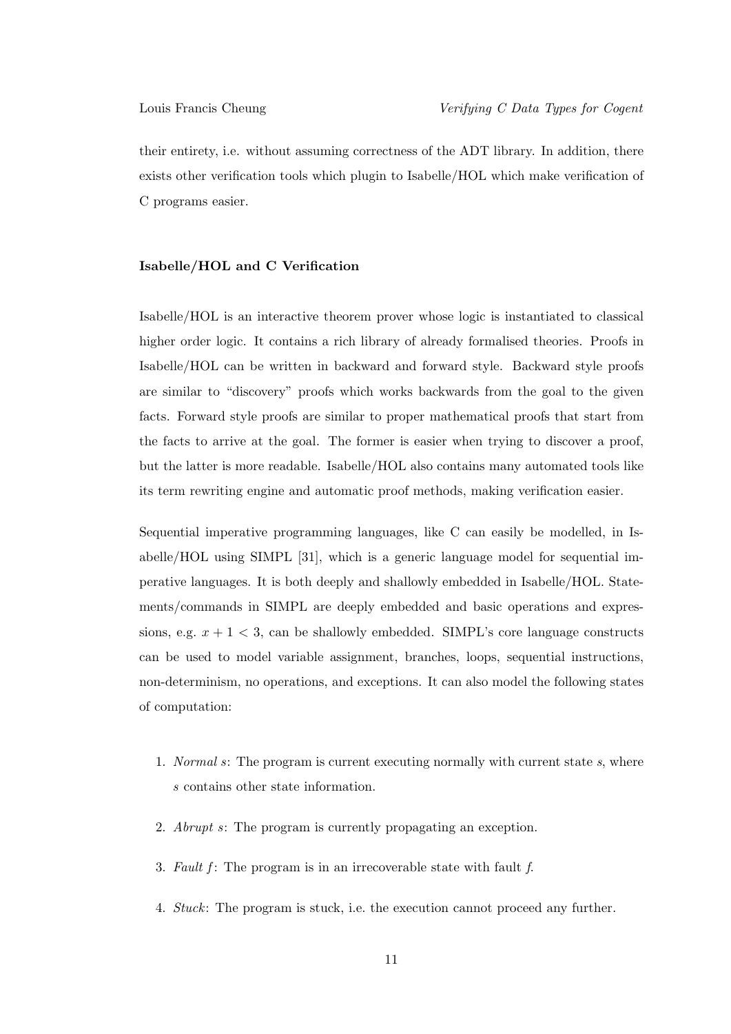their entirety, i.e. without assuming correctness of the ADT library. In addition, there exists other verification tools which plugin to Isabelle/HOL which make verification of C programs easier.

#### Isabelle/HOL and C Verification

Isabelle/HOL is an interactive theorem prover whose logic is instantiated to classical higher order logic. It contains a rich library of already formalised theories. Proofs in Isabelle/HOL can be written in backward and forward style. Backward style proofs are similar to "discovery" proofs which works backwards from the goal to the given facts. Forward style proofs are similar to proper mathematical proofs that start from the facts to arrive at the goal. The former is easier when trying to discover a proof, but the latter is more readable. Isabelle/HOL also contains many automated tools like its term rewriting engine and automatic proof methods, making verification easier.

Sequential imperative programming languages, like C can easily be modelled, in Isabelle/HOL using SIMPL [31], which is a generic language model for sequential imperative languages. It is both deeply and shallowly embedded in Isabelle/HOL. Statements/commands in SIMPL are deeply embedded and basic operations and expressions, e.g. $x + 1 < 3$, can be shallowly embedded. SIMPL's core language constructs can be used to model variable assignment, branches, loops, sequential instructions, non-determinism, no operations, and exceptions. It can also model the following states of computation:

1. *Normal s*: The program is current executing normally with current state $s$, where $s$ contains other state information.
2. *Abrupt s*: The program is currently propagating an exception.
3. *Fault f*: The program is in an irrecoverable state with fault $f$.
4. *Stuck*: The program is stuck, i.e. the execution cannot proceed any further.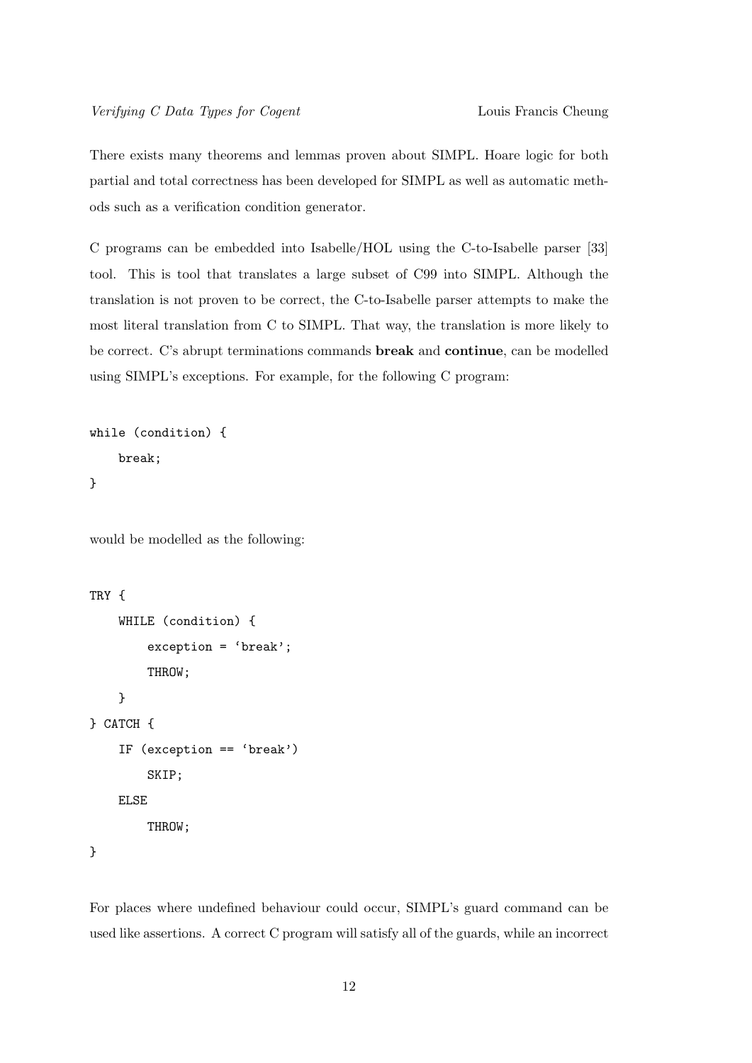There exists many theorems and lemmas proven about SIMPL. Hoare logic for both partial and total correctness has been developed for SIMPL as well as automatic methods such as a verification condition generator.

C programs can be embedded into Isabelle/HOL using the C-to-Isabelle parser [33] tool. This is tool that translates a large subset of C99 into SIMPL. Although the translation is not proven to be correct, the C-to-Isabelle parser attempts to make the most literal translation from C to SIMPL. That way, the translation is more likely to be correct. C's abrupt terminations commands **break** and **continue**, can be modelled using SIMPL's exceptions. For example, for the following C program:

```
while (condition) {
    break;
}
```

would be modelled as the following:

```
TRY {
    WHILE (condition) {
        exception = 'break';
        THROW;
    }
} CATCH {
    IF (exception == 'break')
        SKIP;
    ELSE
        THROW;
}
```

For places where undefined behaviour could occur, SIMPL's guard command can be used like assertions. A correct C program will satisfy all of the guards, while an incorrect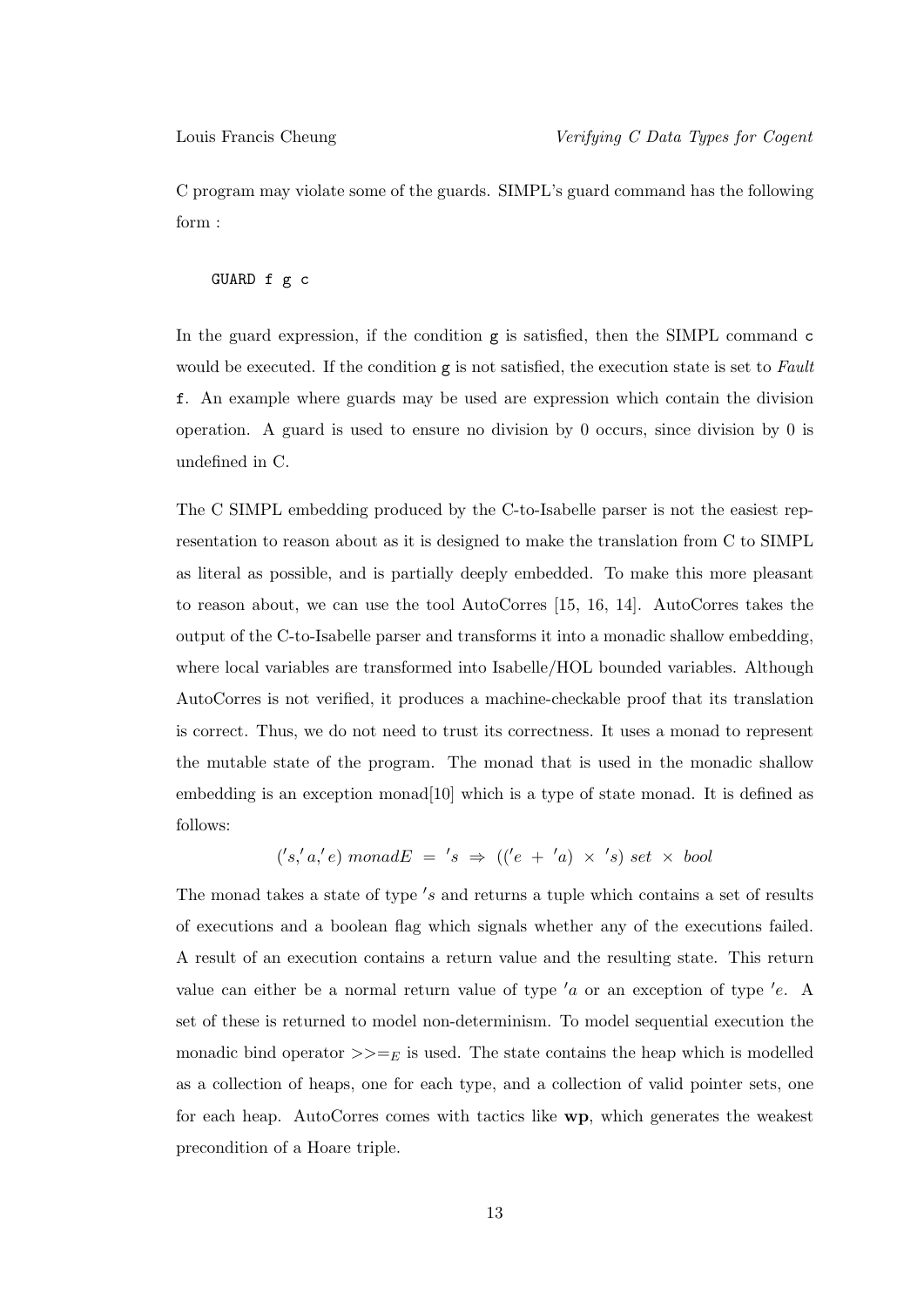C program may violate some of the guards. SIMPL's guard command has the following form :

```
GUARD f g c
```

In the guard expression, if the condition `g` is satisfied, then the SIMPL command `c` would be executed. If the condition `g` is not satisfied, the execution state is set to *Fault* `f`. An example where guards may be used are expression which contain the division operation. A guard is used to ensure no division by 0 occurs, since division by 0 is undefined in C.

The C SIMPL embedding produced by the C-to-Isabelle parser is not the easiest representation to reason about as it is designed to make the translation from C to SIMPL as literal as possible, and is partially deeply embedded. To make this more pleasant to reason about, we can use the tool AutoCorres [15, 16, 14]. AutoCorres takes the output of the C-to-Isabelle parser and transforms it into a monadic shallow embedding, where local variables are transformed into Isabelle/HOL bounded variables. Although AutoCorres is not verified, it produces a machine-checkable proof that its translation is correct. Thus, we do not need to trust its correctness. It uses a monad to represent the mutable state of the program. The monad that is used in the monadic shallow embedding is an exception monad[10] which is a type of state monad. It is defined as follows:

$$('s, 'a, 'e)\ monadE\ =\ 's\ \Rightarrow\ (('e\ +\ 'a)\ \times\ 's)\ set\ \times\ bool$$

The monad takes a state of type $'s$ and returns a tuple which contains a set of results of executions and a boolean flag which signals whether any of the executions failed. A result of an execution contains a return value and the resulting state. This return value can either be a normal return value of type $'a$ or an exception of type $'e$. A set of these is returned to model non-determinism. To model sequential execution the monadic bind operator $>>=_E$ is used. The state contains the heap which is modelled as a collection of heaps, one for each type, and a collection of valid pointer sets, one for each heap. AutoCorres comes with tactics like **wp**, which generates the weakest precondition of a Hoare triple.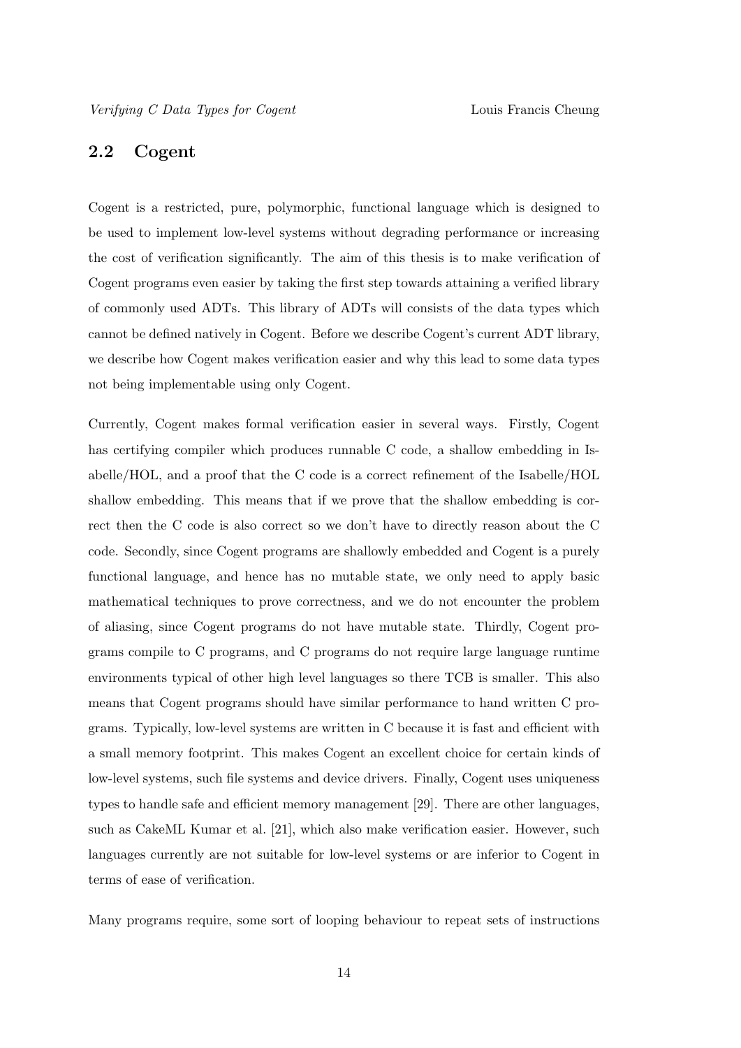## 2.2 Cogent

Cogent is a restricted, pure, polymorphic, functional language which is designed to be used to implement low-level systems without degrading performance or increasing the cost of verification significantly. The aim of this thesis is to make verification of Cogent programs even easier by taking the first step towards attaining a verified library of commonly used ADTs. This library of ADTs will consists of the data types which cannot be defined natively in Cogent. Before we describe Cogent's current ADT library, we describe how Cogent makes verification easier and why this lead to some data types not being implementable using only Cogent.

Currently, Cogent makes formal verification easier in several ways. Firstly, Cogent has certifying compiler which produces runnable C code, a shallow embedding in Isabelle/HOL, and a proof that the C code is a correct refinement of the Isabelle/HOL shallow embedding. This means that if we prove that the shallow embedding is correct then the C code is also correct so we don't have to directly reason about the C code. Secondly, since Cogent programs are shallowly embedded and Cogent is a purely functional language, and hence has no mutable state, we only need to apply basic mathematical techniques to prove correctness, and we do not encounter the problem of aliasing, since Cogent programs do not have mutable state. Thirdly, Cogent programs compile to C programs, and C programs do not require large language runtime environments typical of other high level languages so there TCB is smaller. This also means that Cogent programs should have similar performance to hand written C programs. Typically, low-level systems are written in C because it is fast and efficient with a small memory footprint. This makes Cogent an excellent choice for certain kinds of low-level systems, such file systems and device drivers. Finally, Cogent uses uniqueness types to handle safe and efficient memory management [29]. There are other languages, such as CakeML Kumar et al. [21], which also make verification easier. However, such languages currently are not suitable for low-level systems or are inferior to Cogent in terms of ease of verification.

Many programs require, some sort of looping behaviour to repeat sets of instructions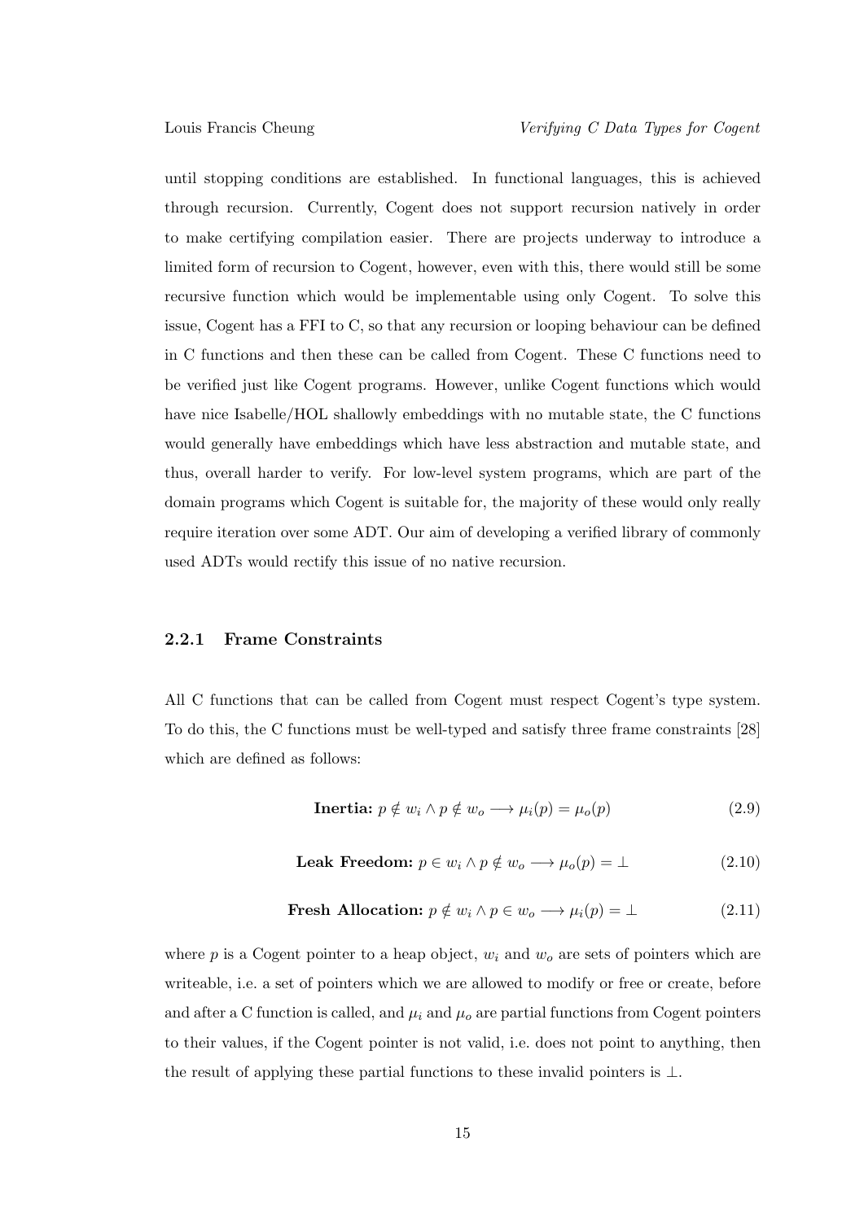until stopping conditions are established. In functional languages, this is achieved through recursion. Currently, Cogent does not support recursion natively in order to make certifying compilation easier. There are projects underway to introduce a limited form of recursion to Cogent, however, even with this, there would still be some recursive function which would be implementable using only Cogent. To solve this issue, Cogent has a FFI to C, so that any recursion or looping behaviour can be defined in C functions and then these can be called from Cogent. These C functions need to be verified just like Cogent programs. However, unlike Cogent functions which would have nice Isabelle/HOL shallowly embeddings with no mutable state, the C functions would generally have embeddings which have less abstraction and mutable state, and thus, overall harder to verify. For low-level system programs, which are part of the domain programs which Cogent is suitable for, the majority of these would only really require iteration over some ADT. Our aim of developing a verified library of commonly used ADTs would rectify this issue of no native recursion.

### 2.2.1 Frame Constraints

All C functions that can be called from Cogent must respect Cogent's type system. To do this, the C functions must be well-typed and satisfy three frame constraints [28] which are defined as follows:

$$\textbf{Inertia: } p \notin w_i \land p \notin w_o \longrightarrow \mu_i(p) = \mu_o(p) \tag{2.9}$$

$$\textbf{Leak Freedom: } p \in w_i \land p \notin w_o \longrightarrow \mu_o(p) = \bot \tag{2.10}$$

$$\textbf{Fresh Allocation: } p \notin w_i \land p \in w_o \longrightarrow \mu_i(p) = \bot \tag{2.11}$$

where $p$ is a Cogent pointer to a heap object, $w_i$ and $w_o$ are sets of pointers which are writeable, i.e. a set of pointers which we are allowed to modify or free or create, before and after a C function is called, and $\mu_i$ and $\mu_o$ are partial functions from Cogent pointers to their values, if the Cogent pointer is not valid, i.e. does not point to anything, then the result of applying these partial functions to these invalid pointers is $\bot$.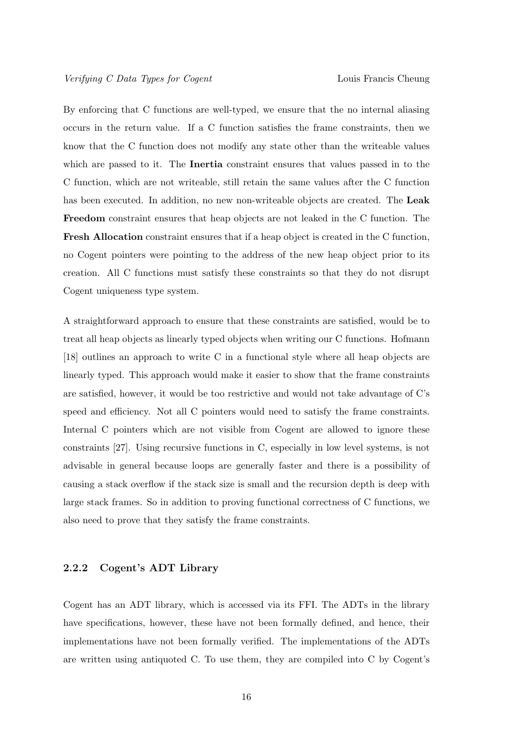By enforcing that C functions are well-typed, we ensure that the no internal aliasing occurs in the return value. If a C function satisfies the frame constraints, then we know that the C function does not modify any state other than the writeable values which are passed to it. The **Inertia** constraint ensures that values passed in to the C function, which are not writeable, still retain the same values after the C function has been executed. In addition, no new non-writeable objects are created. The **Leak Freedom** constraint ensures that heap objects are not leaked in the C function. The **Fresh Allocation** constraint ensures that if a heap object is created in the C function, no Cogent pointers were pointing to the address of the new heap object prior to its creation. All C functions must satisfy these constraints so that they do not disrupt Cogent uniqueness type system.

A straightforward approach to ensure that these constraints are satisfied, would be to treat all heap objects as linearly typed objects when writing our C functions. Hofmann [18] outlines an approach to write C in a functional style where all heap objects are linearly typed. This approach would make it easier to show that the frame constraints are satisfied, however, it would be too restrictive and would not take advantage of C's speed and efficiency. Not all C pointers would need to satisfy the frame constraints. Internal C pointers which are not visible from Cogent are allowed to ignore these constraints [27]. Using recursive functions in C, especially in low level systems, is not advisable in general because loops are generally faster and there is a possibility of causing a stack overflow if the stack size is small and the recursion depth is deep with large stack frames. So in addition to proving functional correctness of C functions, we also need to prove that they satisfy the frame constraints.

### 2.2.2 Cogent's ADT Library

Cogent has an ADT library, which is accessed via its FFI. The ADTs in the library have specifications, however, these have not been formally defined, and hence, their implementations have not been formally verified. The implementations of the ADTs are written using antiquoted C. To use them, they are compiled into C by Cogent's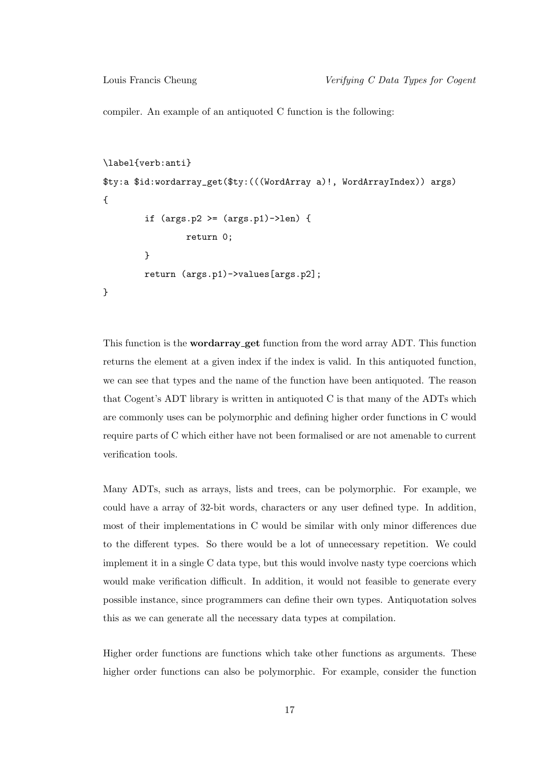compiler. An example of an antiquoted C function is the following:

```
\label{verb:anti}
$ty:a $id:wordarray_get($ty:(((WordArray a)!, WordArrayIndex)) args)
{
        if (args.p2 >= (args.p1)->len) {
                return 0;
        }
        return (args.p1)->values[args.p2];
}
```

This function is the **wordarray_get** function from the word array ADT. This function returns the element at a given index if the index is valid. In this antiquoted function, we can see that types and the name of the function have been antiquoted. The reason that Cogent's ADT library is written in antiquoted C is that many of the ADTs which are commonly uses can be polymorphic and defining higher order functions in C would require parts of C which either have not been formalised or are not amenable to current verification tools.

Many ADTs, such as arrays, lists and trees, can be polymorphic. For example, we could have a array of 32-bit words, characters or any user defined type. In addition, most of their implementations in C would be similar with only minor differences due to the different types. So there would be a lot of unnecessary repetition. We could implement it in a single C data type, but this would involve nasty type coercions which would make verification difficult. In addition, it would not feasible to generate every possible instance, since programmers can define their own types. Antiquotation solves this as we can generate all the necessary data types at compilation.

Higher order functions are functions which take other functions as arguments. These higher order functions can also be polymorphic. For example, consider the function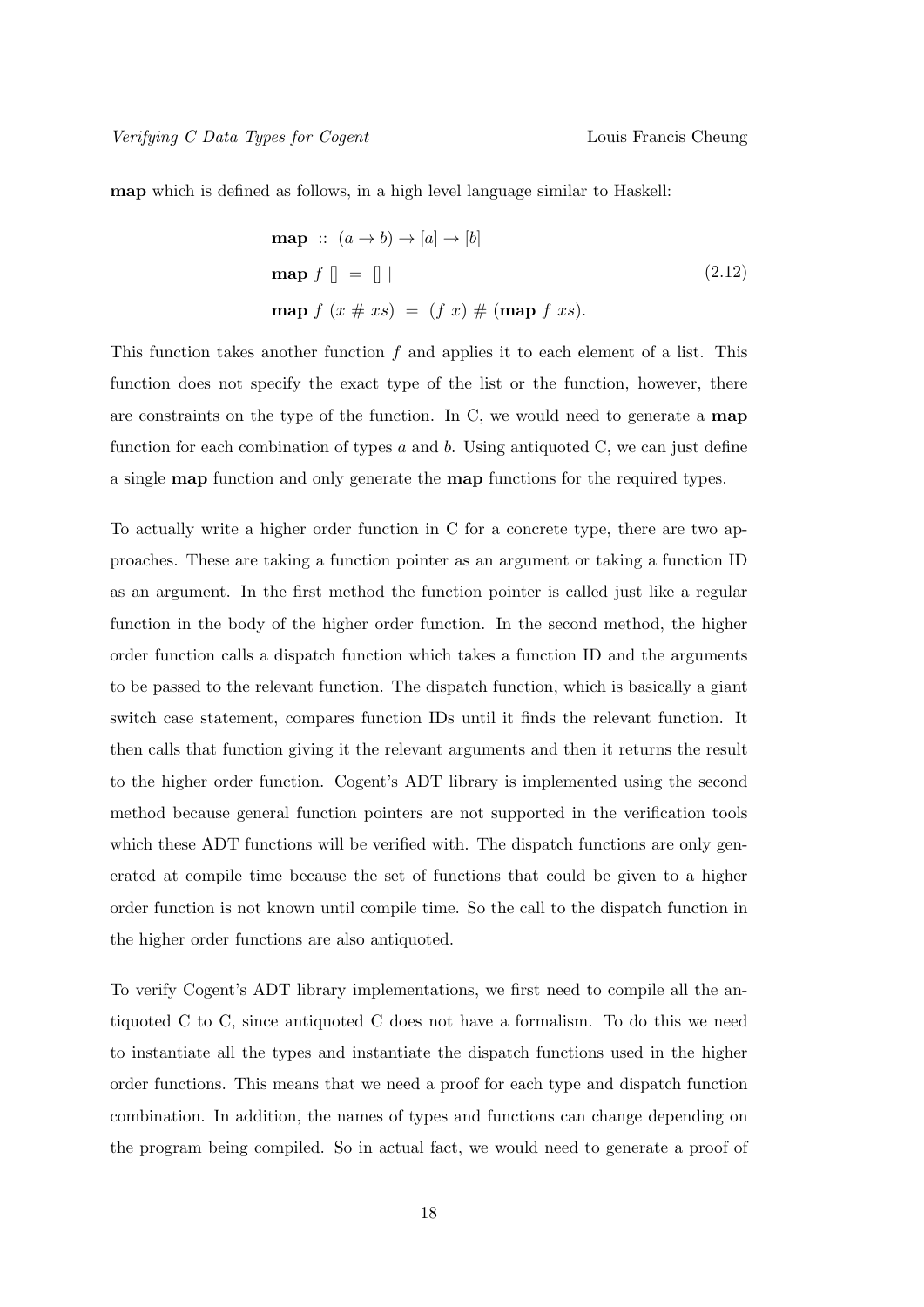**map** which is defined as follows, in a high level language similar to Haskell:

$$
\begin{aligned}
&\textbf{map} \ :: \ (a \rightarrow b) \rightarrow [a] \rightarrow [b] \\
&\textbf{map} \ f \ [] \ = \ [] \ | \\
&\textbf{map} \ f \ (x \ \# \ xs) \ = \ (f \ x) \ \# \ (\textbf{map} \ f \ xs).
\end{aligned}
\tag{2.12}
$$

This function takes another function $f$ and applies it to each element of a list. This function does not specify the exact type of the list or the function, however, there are constraints on the type of the function. In C, we would need to generate a **map** function for each combination of types $a$ and $b$. Using antiquoted C, we can just define a single **map** function and only generate the **map** functions for the required types.

To actually write a higher order function in C for a concrete type, there are two approaches. These are taking a function pointer as an argument or taking a function ID as an argument. In the first method the function pointer is called just like a regular function in the body of the higher order function. In the second method, the higher order function calls a dispatch function which takes a function ID and the arguments to be passed to the relevant function. The dispatch function, which is basically a giant switch case statement, compares function IDs until it finds the relevant function. It then calls that function giving it the relevant arguments and then it returns the result to the higher order function. Cogent's ADT library is implemented using the second method because general function pointers are not supported in the verification tools which these ADT functions will be verified with. The dispatch functions are only generated at compile time because the set of functions that could be given to a higher order function is not known until compile time. So the call to the dispatch function in the higher order functions are also antiquoted.

To verify Cogent's ADT library implementations, we first need to compile all the antiquoted C to C, since antiquoted C does not have a formalism. To do this we need to instantiate all the types and instantiate the dispatch functions used in the higher order functions. This means that we need a proof for each type and dispatch function combination. In addition, the names of types and functions can change depending on the program being compiled. So in actual fact, we would need to generate a proof of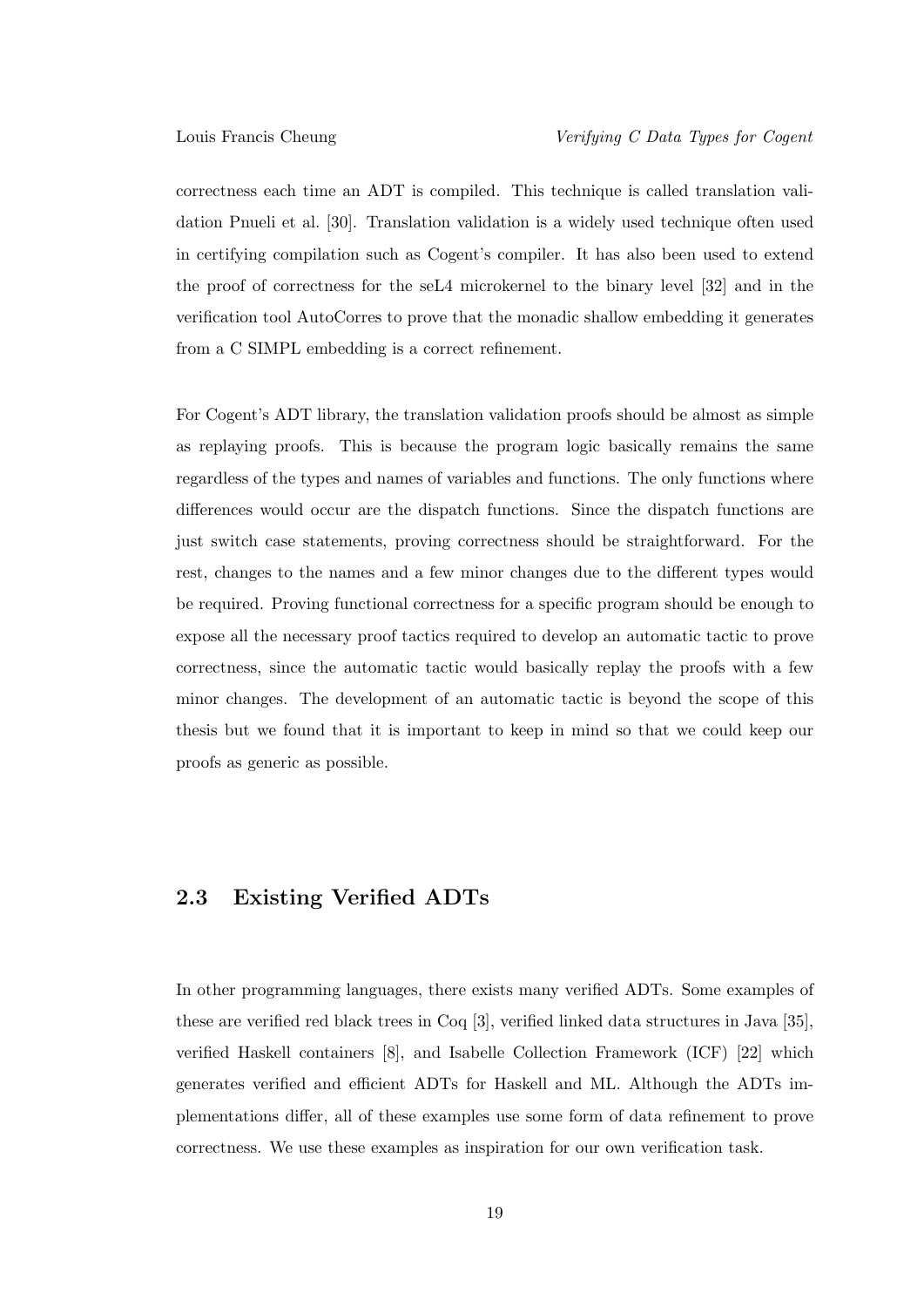correctness each time an ADT is compiled. This technique is called translation validation Pnueli et al. [30]. Translation validation is a widely used technique often used in certifying compilation such as Cogent's compiler. It has also been used to extend the proof of correctness for the seL4 microkernel to the binary level [32] and in the verification tool AutoCorres to prove that the monadic shallow embedding it generates from a C SIMPL embedding is a correct refinement.

For Cogent's ADT library, the translation validation proofs should be almost as simple as replaying proofs. This is because the program logic basically remains the same regardless of the types and names of variables and functions. The only functions where differences would occur are the dispatch functions. Since the dispatch functions are just switch case statements, proving correctness should be straightforward. For the rest, changes to the names and a few minor changes due to the different types would be required. Proving functional correctness for a specific program should be enough to expose all the necessary proof tactics required to develop an automatic tactic to prove correctness, since the automatic tactic would basically replay the proofs with a few minor changes. The development of an automatic tactic is beyond the scope of this thesis but we found that it is important to keep in mind so that we could keep our proofs as generic as possible.

## 2.3 Existing Verified ADTs

In other programming languages, there exists many verified ADTs. Some examples of these are verified red black trees in Coq [3], verified linked data structures in Java [35], verified Haskell containers [8], and Isabelle Collection Framework (ICF) [22] which generates verified and efficient ADTs for Haskell and ML. Although the ADTs implementations differ, all of these examples use some form of data refinement to prove correctness. We use these examples as inspiration for our own verification task.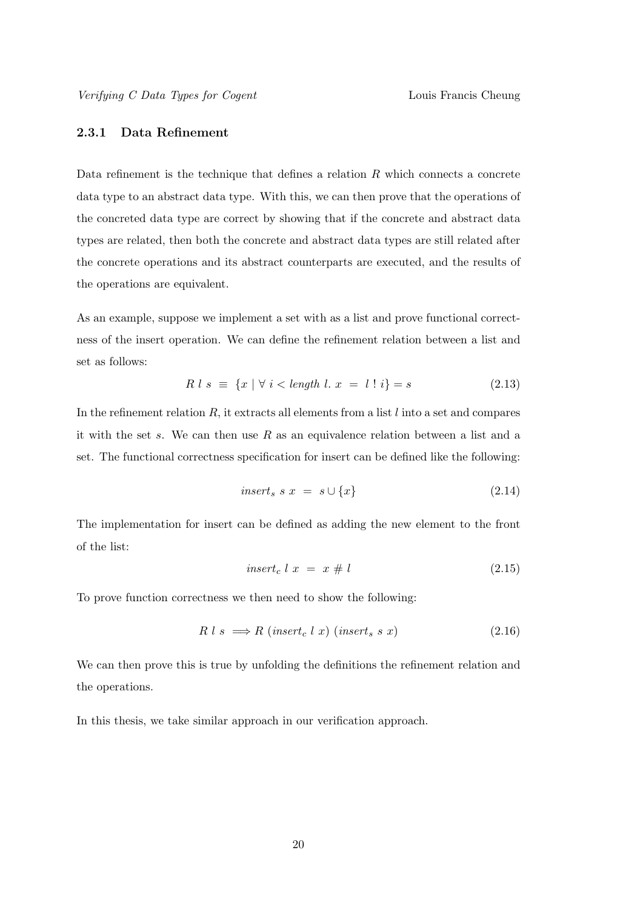### 2.3.1 Data Refinement

Data refinement is the technique that defines a relation $R$ which connects a concrete data type to an abstract data type. With this, we can then prove that the operations of the concreted data type are correct by showing that if the concrete and abstract data types are related, then both the concrete and abstract data types are still related after the concrete operations and its abstract counterparts are executed, and the results of the operations are equivalent.

As an example, suppose we implement a set with as a list and prove functional correctness of the insert operation. We can define the refinement relation between a list and set as follows:

$$R\ l\ s\ \equiv\ \{x \mid \forall\ i < \mathit{length}\ l.\ x\ =\ l\ !\ i\} = s \tag{2.13}$$

In the refinement relation $R$, it extracts all elements from a list $l$ into a set and compares it with the set $s$. We can then use $R$ as an equivalence relation between a list and a set. The functional correctness specification for insert can be defined like the following:

$$\mathit{insert}_s\ s\ x\ =\ s \cup \{x\} \tag{2.14}$$

The implementation for insert can be defined as adding the new element to the front of the list:

$$\mathit{insert}_c\ l\ x\ =\ x\ \#\ l \tag{2.15}$$

To prove function correctness we then need to show the following:

$$R\ l\ s \implies R\ (\mathit{insert}_c\ l\ x)\ (\mathit{insert}_s\ s\ x) \tag{2.16}$$

We can then prove this is true by unfolding the definitions the refinement relation and the operations.

In this thesis, we take similar approach in our verification approach.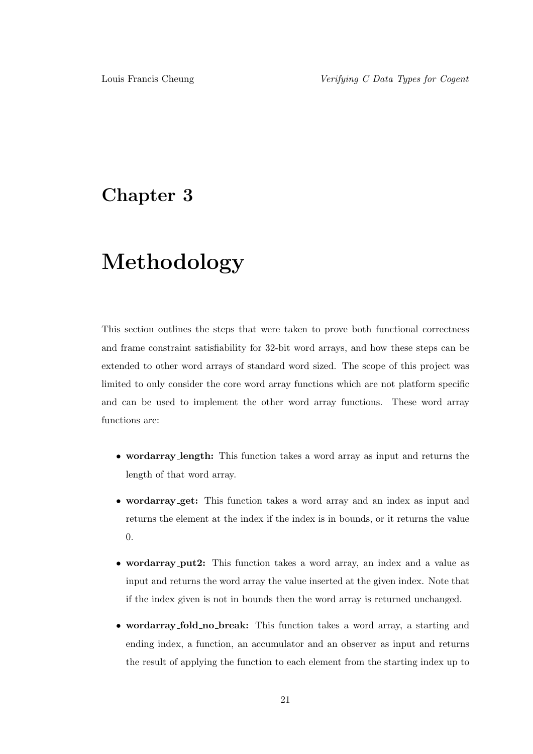# Chapter 3

# Methodology

This section outlines the steps that were taken to prove both functional correctness and frame constraint satisfiability for 32-bit word arrays, and how these steps can be extended to other word arrays of standard word sized. The scope of this project was limited to only consider the core word array functions which are not platform specific and can be used to implement the other word array functions. These word array functions are:

- **wordarray_length:** This function takes a word array as input and returns the length of that word array.
- **wordarray_get:** This function takes a word array and an index as input and returns the element at the index if the index is in bounds, or it returns the value 0.
- **wordarray_put2:** This function takes a word array, an index and a value as input and returns the word array the value inserted at the given index. Note that if the index given is not in bounds then the word array is returned unchanged.
- **wordarray_fold_no_break:** This function takes a word array, a starting and ending index, a function, an accumulator and an observer as input and returns the result of applying the function to each element from the starting index up to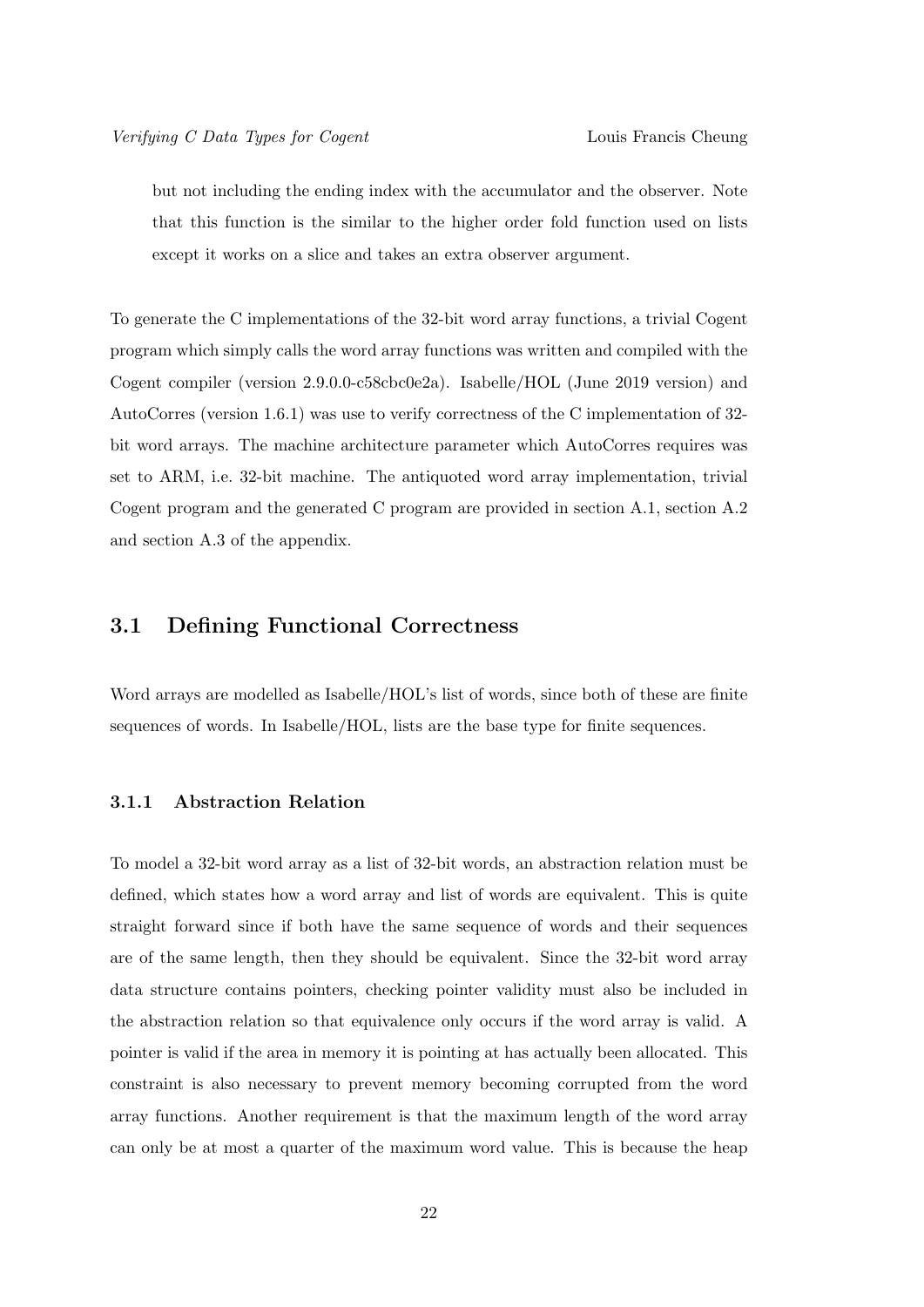but not including the ending index with the accumulator and the observer. Note that this function is the similar to the higher order fold function used on lists except it works on a slice and takes an extra observer argument.

To generate the C implementations of the 32-bit word array functions, a trivial Cogent program which simply calls the word array functions was written and compiled with the Cogent compiler (version 2.9.0.0-c58cbc0e2a). Isabelle/HOL (June 2019 version) and AutoCorres (version 1.6.1) was use to verify correctness of the C implementation of 32-bit word arrays. The machine architecture parameter which AutoCorres requires was set to ARM, i.e. 32-bit machine. The antiquoted word array implementation, trivial Cogent program and the generated C program are provided in section A.1, section A.2 and section A.3 of the appendix.

## 3.1 Defining Functional Correctness

Word arrays are modelled as Isabelle/HOL's list of words, since both of these are finite sequences of words. In Isabelle/HOL, lists are the base type for finite sequences.

### 3.1.1 Abstraction Relation

To model a 32-bit word array as a list of 32-bit words, an abstraction relation must be defined, which states how a word array and list of words are equivalent. This is quite straight forward since if both have the same sequence of words and their sequences are of the same length, then they should be equivalent. Since the 32-bit word array data structure contains pointers, checking pointer validity must also be included in the abstraction relation so that equivalence only occurs if the word array is valid. A pointer is valid if the area in memory it is pointing at has actually been allocated. This constraint is also necessary to prevent memory becoming corrupted from the word array functions. Another requirement is that the maximum length of the word array can only be at most a quarter of the maximum word value. This is because the heap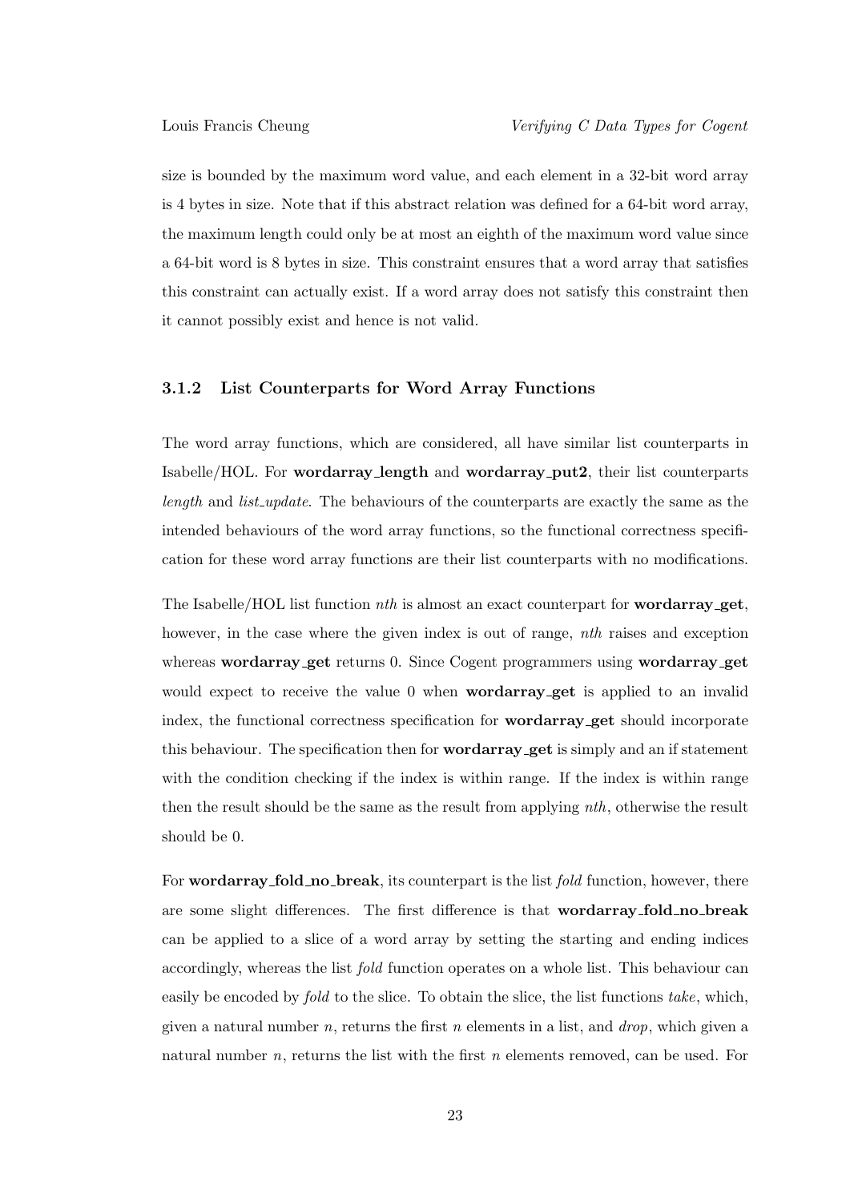size is bounded by the maximum word value, and each element in a 32-bit word array is 4 bytes in size. Note that if this abstract relation was defined for a 64-bit word array, the maximum length could only be at most an eighth of the maximum word value since a 64-bit word is 8 bytes in size. This constraint ensures that a word array that satisfies this constraint can actually exist. If a word array does not satisfy this constraint then it cannot possibly exist and hence is not valid.

### 3.1.2 List Counterparts for Word Array Functions

The word array functions, which are considered, all have similar list counterparts in Isabelle/HOL. For **wordarray_length** and **wordarray_put2**, their list counterparts *length* and *list_update*. The behaviours of the counterparts are exactly the same as the intended behaviours of the word array functions, so the functional correctness specification for these word array functions are their list counterparts with no modifications.

The Isabelle/HOL list function *nth* is almost an exact counterpart for **wordarray_get**, however, in the case where the given index is out of range, *nth* raises and exception whereas **wordarray_get** returns 0. Since Cogent programmers using **wordarray_get** would expect to receive the value 0 when **wordarray_get** is applied to an invalid index, the functional correctness specification for **wordarray_get** should incorporate this behaviour. The specification then for **wordarray_get** is simply and an if statement with the condition checking if the index is within range. If the index is within range then the result should be the same as the result from applying *nth*, otherwise the result should be 0.

For **wordarray_fold_no_break**, its counterpart is the list *fold* function, however, there are some slight differences. The first difference is that **wordarray_fold_no_break** can be applied to a slice of a word array by setting the starting and ending indices accordingly, whereas the list *fold* function operates on a whole list. This behaviour can easily be encoded by *fold* to the slice. To obtain the slice, the list functions *take*, which, given a natural number $n$, returns the first $n$ elements in a list, and *drop*, which given a natural number $n$, returns the list with the first $n$ elements removed, can be used. For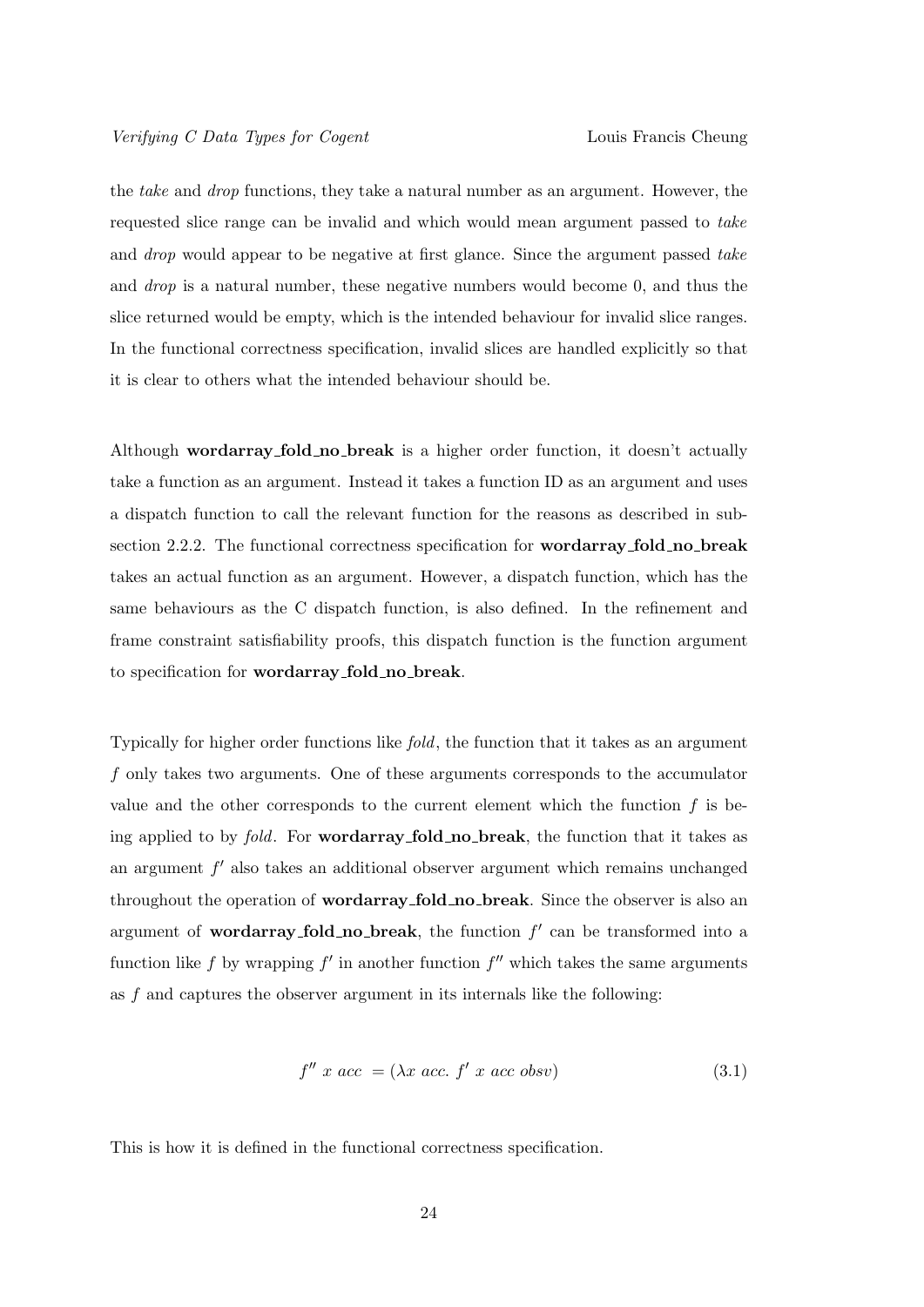the *take* and *drop* functions, they take a natural number as an argument. However, the requested slice range can be invalid and which would mean argument passed to *take* and *drop* would appear to be negative at first glance. Since the argument passed *take* and *drop* is a natural number, these negative numbers would become 0, and thus the slice returned would be empty, which is the intended behaviour for invalid slice ranges. In the functional correctness specification, invalid slices are handled explicitly so that it is clear to others what the intended behaviour should be.

Although **wordarray_fold_no_break** is a higher order function, it doesn't actually take a function as an argument. Instead it takes a function ID as an argument and uses a dispatch function to call the relevant function for the reasons as described in subsection 2.2.2. The functional correctness specification for **wordarray_fold_no_break** takes an actual function as an argument. However, a dispatch function, which has the same behaviours as the C dispatch function, is also defined. In the refinement and frame constraint satisfiability proofs, this dispatch function is the function argument to specification for **wordarray_fold_no_break**.

Typically for higher order functions like *fold*, the function that it takes as an argument $f$ only takes two arguments. One of these arguments corresponds to the accumulator value and the other corresponds to the current element which the function $f$ is being applied to by *fold*. For **wordarray_fold_no_break**, the function that it takes as an argument $f'$ also takes an additional observer argument which remains unchanged throughout the operation of **wordarray_fold_no_break**. Since the observer is also an argument of **wordarray_fold_no_break**, the function $f'$ can be transformed into a function like $f$ by wrapping $f'$ in another function $f''$ which takes the same arguments as $f$ and captures the observer argument in its internals like the following:

$$f'' \ x \ acc \ = (\lambda x \ acc. \ f' \ x \ acc \ obsv) \tag{3.1}$$

This is how it is defined in the functional correctness specification.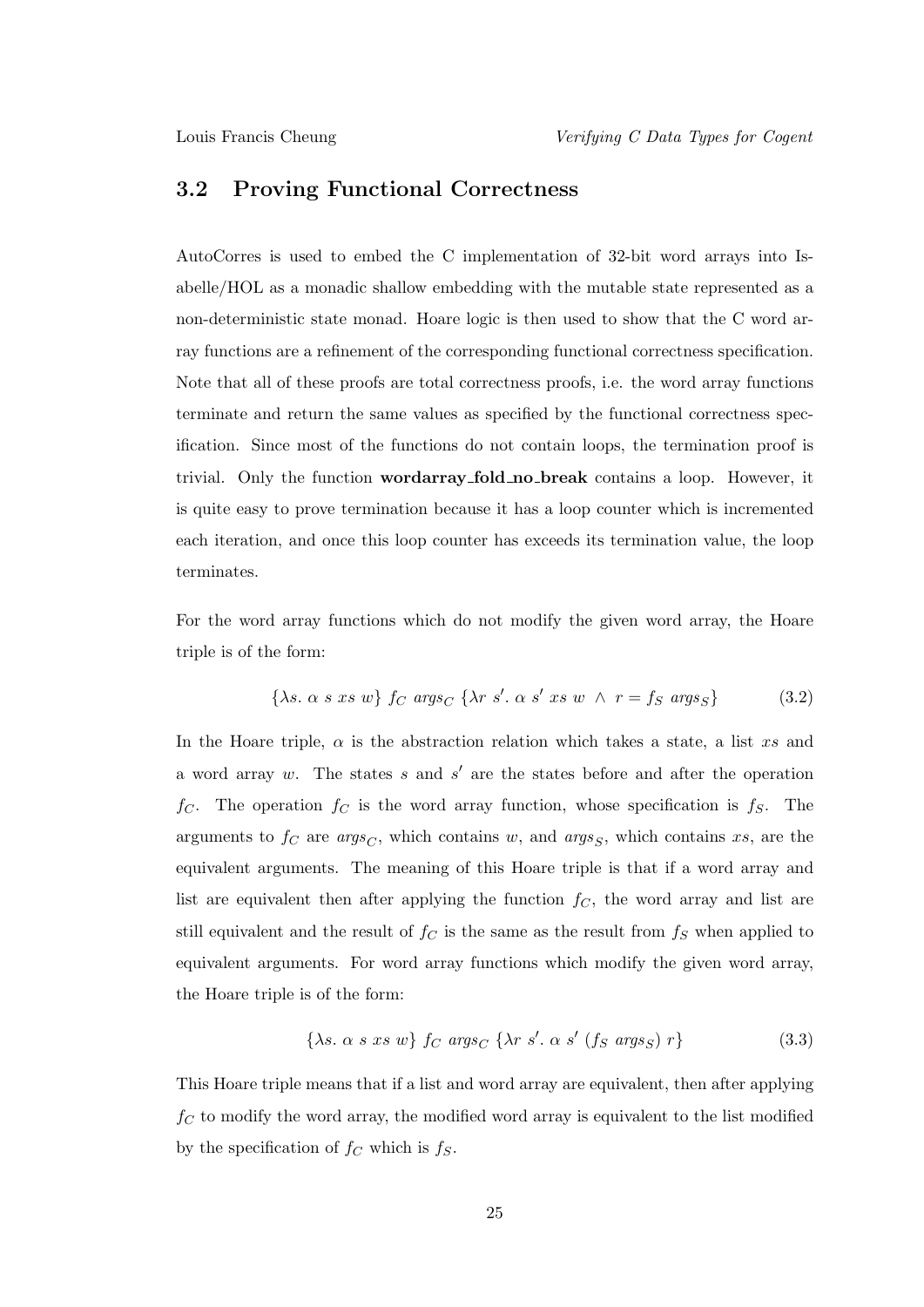## 3.2 Proving Functional Correctness

AutoCorres is used to embed the C implementation of 32-bit word arrays into Isabelle/HOL as a monadic shallow embedding with the mutable state represented as a non-deterministic state monad. Hoare logic is then used to show that the C word array functions are a refinement of the corresponding functional correctness specification. Note that all of these proofs are total correctness proofs, i.e. the word array functions terminate and return the same values as specified by the functional correctness specification. Since most of the functions do not contain loops, the termination proof is trivial. Only the function **wordarray_fold_no_break** contains a loop. However, it is quite easy to prove termination because it has a loop counter which is incremented each iteration, and once this loop counter has exceeds its termination value, the loop terminates.

For the word array functions which do not modify the given word array, the Hoare triple is of the form:

$$\{\lambda s.\ \alpha\ s\ xs\ w\}\ f_C\ args_C\ \{\lambda r\ s'.\ \alpha\ s'\ xs\ w\ \wedge\ r = f_S\ args_S\} \tag{3.2}$$

In the Hoare triple, $\alpha$ is the abstraction relation which takes a state, a list $xs$ and a word array $w$. The states $s$ and $s'$ are the states before and after the operation $f_C$. The operation $f_C$ is the word array function, whose specification is $f_S$. The arguments to $f_C$ are $args_C$, which contains $w$, and $args_S$, which contains $xs$, are the equivalent arguments. The meaning of this Hoare triple is that if a word array and list are equivalent then after applying the function $f_C$, the word array and list are still equivalent and the result of $f_C$ is the same as the result from $f_S$ when applied to equivalent arguments. For word array functions which modify the given word array, the Hoare triple is of the form:

$$\{\lambda s.\ \alpha\ s\ xs\ w\}\ f_C\ args_C\ \{\lambda r\ s'.\ \alpha\ s'\ (f_S\ args_S)\ r\} \tag{3.3}$$

This Hoare triple means that if a list and word array are equivalent, then after applying $f_C$ to modify the word array, the modified word array is equivalent to the list modified by the specification of $f_C$ which is $f_S$.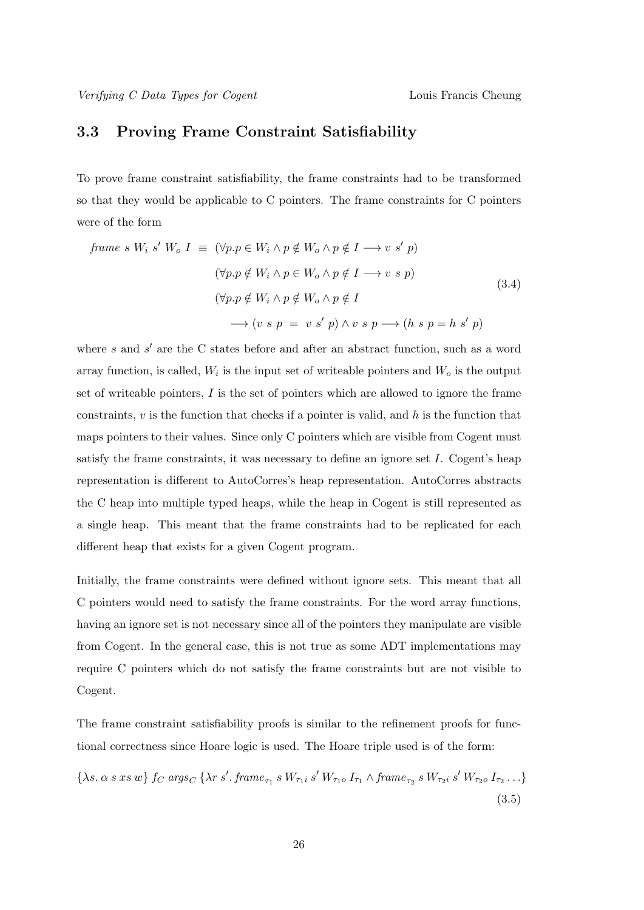## 3.3 Proving Frame Constraint Satisfiability

To prove frame constraint satisfiability, the frame constraints had to be transformed so that they would be applicable to C pointers. The frame constraints for C pointers were of the form

$$
\begin{aligned}
\textit{frame}\ s\ W_i\ s'\ W_o\ I\ \equiv\ & (\forall p. p \in W_i \wedge p \notin W_o \wedge p \notin I \longrightarrow v\ s'\ p) \\
& (\forall p. p \notin W_i \wedge p \in W_o \wedge p \notin I \longrightarrow v\ s\ p) \\
& (\forall p. p \notin W_i \wedge p \notin W_o \wedge p \notin I \\
& \quad \longrightarrow (v\ s\ p\ =\ v\ s'\ p) \wedge v\ s\ p \longrightarrow (h\ s\ p = h\ s'\ p)
\end{aligned}
\tag{3.4}
$$

where $s$ and $s'$ are the C states before and after an abstract function, such as a word array function, is called, $W_i$ is the input set of writeable pointers and $W_o$ is the output set of writeable pointers, $I$ is the set of pointers which are allowed to ignore the frame constraints, $v$ is the function that checks if a pointer is valid, and $h$ is the function that maps pointers to their values. Since only C pointers which are visible from Cogent must satisfy the frame constraints, it was necessary to define an ignore set $I$. Cogent's heap representation is different to AutoCorres's heap representation. AutoCorres abstracts the C heap into multiple typed heaps, while the heap in Cogent is still represented as a single heap. This meant that the frame constraints had to be replicated for each different heap that exists for a given Cogent program.

Initially, the frame constraints were defined without ignore sets. This meant that all C pointers would need to satisfy the frame constraints. For the word array functions, having an ignore set is not necessary since all of the pointers they manipulate are visible from Cogent. In the general case, this is not true as some ADT implementations may require C pointers which do not satisfy the frame constraints but are not visible to Cogent.

The frame constraint satisfiability proofs is similar to the refinement proofs for functional correctness since Hoare logic is used. The Hoare triple used is of the form:

$$
\{\lambda s.\ \alpha\ s\ xs\ w\}\ f_C\ \textit{args}_C\ \{\lambda r\ s'.\ \textit{frame}_{\tau_1}\ s\ W_{\tau_1 i}\ s'\ W_{\tau_1 o}\ I_{\tau_1} \wedge \textit{frame}_{\tau_2}\ s\ W_{\tau_2 i}\ s'\ W_{\tau_2 o}\ I_{\tau_2} \ldots\}
\tag{3.5}
$$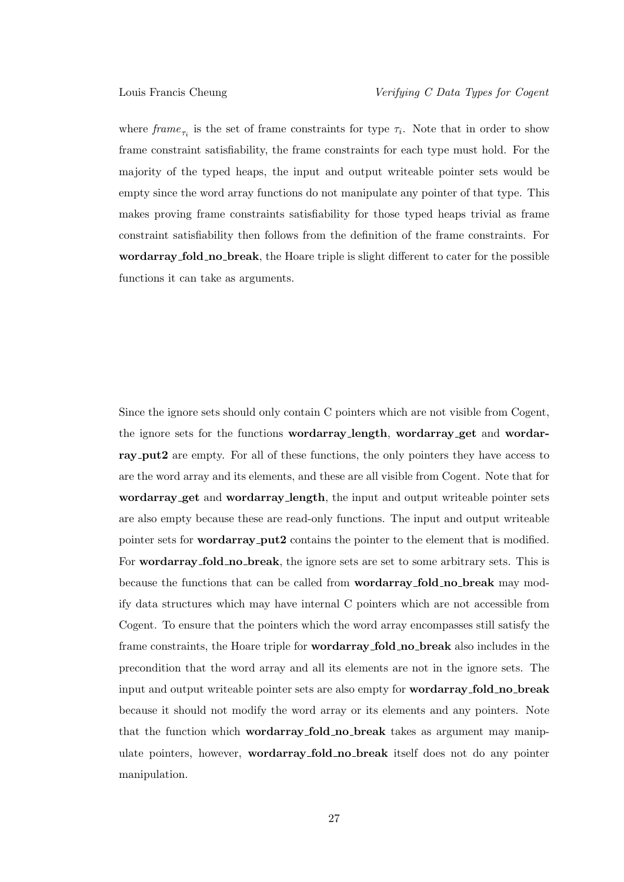where $frame_{\tau_i}$ is the set of frame constraints for type $\tau_i$. Note that in order to show frame constraint satisfiability, the frame constraints for each type must hold. For the majority of the typed heaps, the input and output writeable pointer sets would be empty since the word array functions do not manipulate any pointer of that type. This makes proving frame constraints satisfiability for those typed heaps trivial as frame constraint satisfiability then follows from the definition of the frame constraints. For **wordarray_fold_no_break**, the Hoare triple is slight different to cater for the possible functions it can take as arguments.

Since the ignore sets should only contain C pointers which are not visible from Cogent, the ignore sets for the functions **wordarray_length**, **wordarray_get** and **wordarray_put2** are empty. For all of these functions, the only pointers they have access to are the word array and its elements, and these are all visible from Cogent. Note that for **wordarray_get** and **wordarray_length**, the input and output writeable pointer sets are also empty because these are read-only functions. The input and output writeable pointer sets for **wordarray_put2** contains the pointer to the element that is modified. For **wordarray_fold_no_break**, the ignore sets are set to some arbitrary sets. This is because the functions that can be called from **wordarray_fold_no_break** may modify data structures which may have internal C pointers which are not accessible from Cogent. To ensure that the pointers which the word array encompasses still satisfy the frame constraints, the Hoare triple for **wordarray_fold_no_break** also includes in the precondition that the word array and all its elements are not in the ignore sets. The input and output writeable pointer sets are also empty for **wordarray_fold_no_break** because it should not modify the word array or its elements and any pointers. Note that the function which **wordarray_fold_no_break** takes as argument may manipulate pointers, however, **wordarray_fold_no_break** itself does not do any pointer manipulation.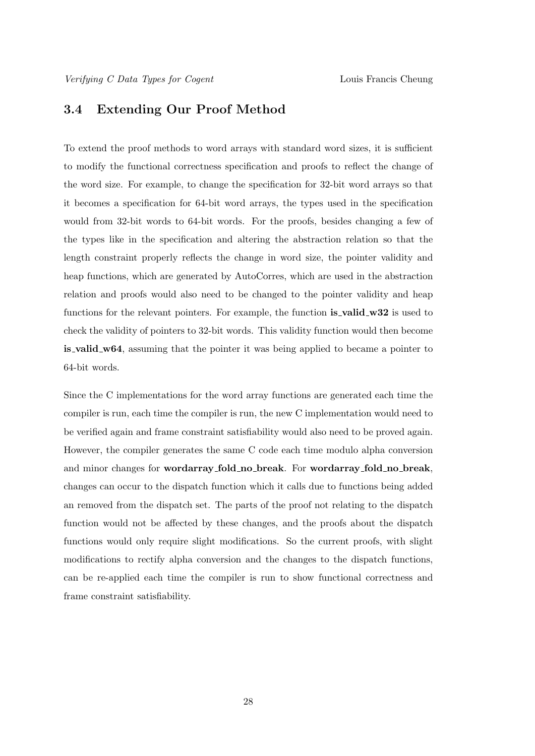## 3.4 Extending Our Proof Method

To extend the proof methods to word arrays with standard word sizes, it is sufficient to modify the functional correctness specification and proofs to reflect the change of the word size. For example, to change the specification for 32-bit word arrays so that it becomes a specification for 64-bit word arrays, the types used in the specification would from 32-bit words to 64-bit words. For the proofs, besides changing a few of the types like in the specification and altering the abstraction relation so that the length constraint properly reflects the change in word size, the pointer validity and heap functions, which are generated by AutoCorres, which are used in the abstraction relation and proofs would also need to be changed to the pointer validity and heap functions for the relevant pointers. For example, the function **is_valid_w32** is used to check the validity of pointers to 32-bit words. This validity function would then become **is_valid_w64**, assuming that the pointer it was being applied to became a pointer to 64-bit words.

Since the C implementations for the word array functions are generated each time the compiler is run, each time the compiler is run, the new C implementation would need to be verified again and frame constraint satisfiability would also need to be proved again. However, the compiler generates the same C code each time modulo alpha conversion and minor changes for **wordarray_fold_no_break**. For **wordarray_fold_no_break**, changes can occur to the dispatch function which it calls due to functions being added an removed from the dispatch set. The parts of the proof not relating to the dispatch function would not be affected by these changes, and the proofs about the dispatch functions would only require slight modifications. So the current proofs, with slight modifications to rectify alpha conversion and the changes to the dispatch functions, can be re-applied each time the compiler is run to show functional correctness and frame constraint satisfiability.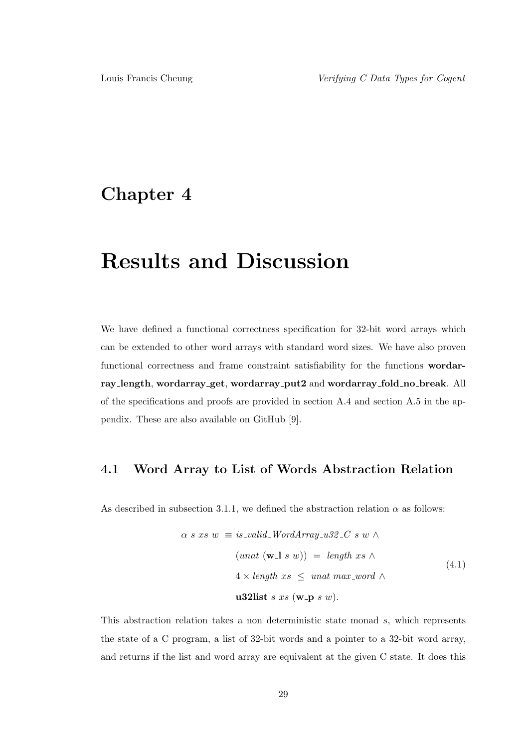# Chapter 4

# Results and Discussion

We have defined a functional correctness specification for 32-bit word arrays which can be extended to other word arrays with standard word sizes. We have also proven functional correctness and frame constraint satisfiability for the functions **wordarray_length**, **wordarray_get**, **wordarray_put2** and **wordarray_fold_no_break**. All of the specifications and proofs are provided in section A.4 and section A.5 in the appendix. These are also available on GitHub [9].

## 4.1 Word Array to List of Words Abstraction Relation

As described in subsection 3.1.1, we defined the abstraction relation $\alpha$ as follows:

$$
\begin{aligned}
\alpha\ s\ xs\ w\ \equiv\ & \mathit{is\_valid\_WordArray\_u32\_C}\ s\ w\ \wedge \\
& (\mathit{unat}\ (\mathbf{w\_l}\ s\ w))\ =\ \mathit{length}\ xs\ \wedge \\
& 4 \times \mathit{length}\ xs\ \leq\ \mathit{unat}\ \mathit{max\_word}\ \wedge \\
& \mathbf{u32list}\ s\ xs\ (\mathbf{w\_p}\ s\ w).
\end{aligned}
\tag{4.1}
$$

This abstraction relation takes a non deterministic state monad $s$, which represents the state of a C program, a list of 32-bit words and a pointer to a 32-bit word array, and returns if the list and word array are equivalent at the given C state. It does this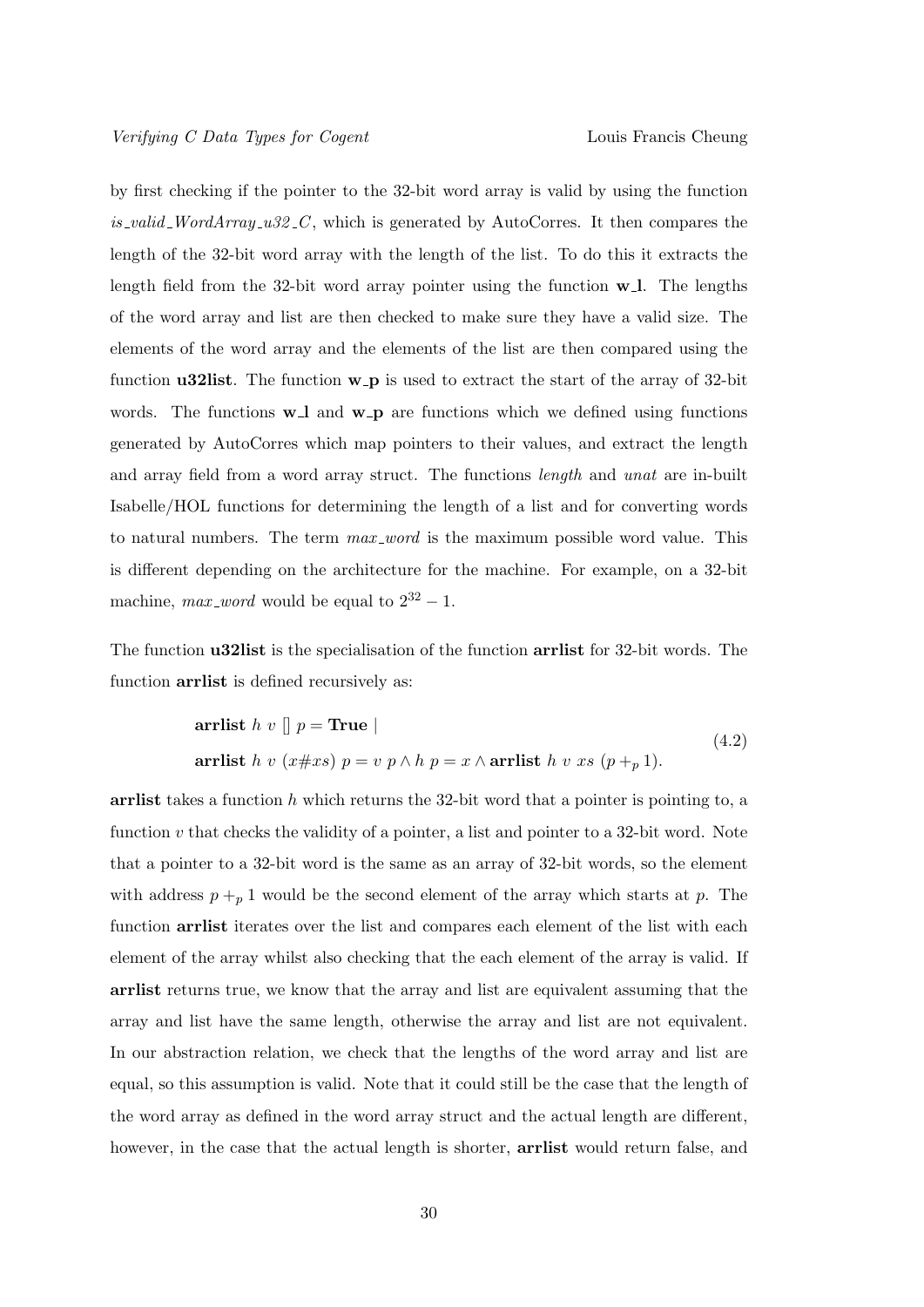by first checking if the pointer to the 32-bit word array is valid by using the function *is_valid_WordArray_u32_C*, which is generated by AutoCorres. It then compares the length of the 32-bit word array with the length of the list. To do this it extracts the length field from the 32-bit word array pointer using the function **w_l**. The lengths of the word array and list are then checked to make sure they have a valid size. The elements of the word array and the elements of the list are then compared using the function **u32list**. The function **w_p** is used to extract the start of the array of 32-bit words. The functions **w_l** and **w_p** are functions which we defined using functions generated by AutoCorres which map pointers to their values, and extract the length and array field from a word array struct. The functions *length* and *unat* are in-built Isabelle/HOL functions for determining the length of a list and for converting words to natural numbers. The term *max_word* is the maximum possible word value. This is different depending on the architecture for the machine. For example, on a 32-bit machine, *max_word* would be equal to $2^{32} - 1$.

The function **u32list** is the specialisation of the function **arrlist** for 32-bit words. The function **arrlist** is defined recursively as:

$$
\begin{aligned}
&\textbf{arrlist}\ h\ v\ []\ p = \textbf{True}\ | \\
&\textbf{arrlist}\ h\ v\ (x\#xs)\ p = v\ p \wedge h\ p = x \wedge \textbf{arrlist}\ h\ v\ xs\ (p +_p 1).
\end{aligned}
\tag{4.2}
$$

**arrlist** takes a function $h$ which returns the 32-bit word that a pointer is pointing to, a function $v$ that checks the validity of a pointer, a list and pointer to a 32-bit word. Note that a pointer to a 32-bit word is the same as an array of 32-bit words, so the element with address $p +_p 1$ would be the second element of the array which starts at $p$. The function **arrlist** iterates over the list and compares each element of the list with each element of the array whilst also checking that the each element of the array is valid. If **arrlist** returns true, we know that the array and list are equivalent assuming that the array and list have the same length, otherwise the array and list are not equivalent. In our abstraction relation, we check that the lengths of the word array and list are equal, so this assumption is valid. Note that it could still be the case that the length of the word array as defined in the word array struct and the actual length are different, however, in the case that the actual length is shorter, **arrlist** would return false, and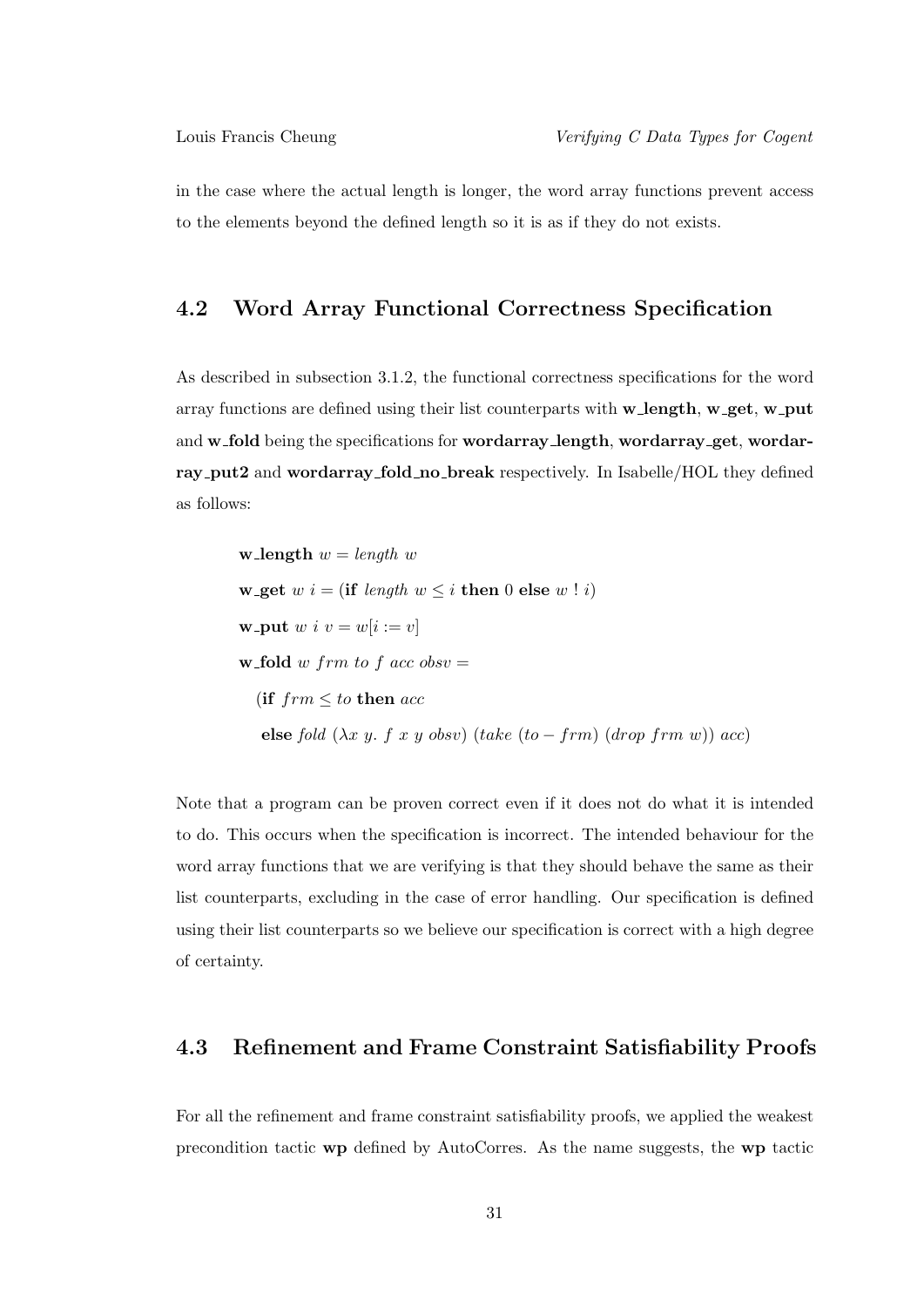in the case where the actual length is longer, the word array functions prevent access to the elements beyond the defined length so it is as if they do not exists.

## 4.2 Word Array Functional Correctness Specification

As described in subsection 3.1.2, the functional correctness specifications for the word array functions are defined using their list counterparts with **w_length**, **w_get**, **w_put** and **w_fold** being the specifications for **wordarray_length**, **wordarray_get**, **wordarray_put2** and **wordarray_fold_no_break** respectively. In Isabelle/HOL they defined as follows:

$$
\begin{aligned}
&\textbf{w\_length}\ w = \mathit{length}\ w\\
&\textbf{w\_get}\ w\ i = (\textbf{if}\ \mathit{length}\ w \leq i\ \textbf{then}\ 0\ \textbf{else}\ w\ !\ i)\\
&\textbf{w\_put}\ w\ i\ v = w[i := v]\\
&\textbf{w\_fold}\ w\ \mathit{frm}\ \mathit{to}\ f\ \mathit{acc}\ \mathit{obsv} =\\
&\quad (\textbf{if}\ \mathit{frm} \leq \mathit{to}\ \textbf{then}\ \mathit{acc}\\
&\quad\ \textbf{else}\ \mathit{fold}\ (\lambda x\ y.\ f\ x\ y\ \mathit{obsv})\ (\mathit{take}\ (\mathit{to} - \mathit{frm})\ (\mathit{drop}\ \mathit{frm}\ w))\ \mathit{acc})
\end{aligned}
$$

Note that a program can be proven correct even if it does not do what it is intended to do. This occurs when the specification is incorrect. The intended behaviour for the word array functions that we are verifying is that they should behave the same as their list counterparts, excluding in the case of error handling. Our specification is defined using their list counterparts so we believe our specification is correct with a high degree of certainty.

## 4.3 Refinement and Frame Constraint Satisfiability Proofs

For all the refinement and frame constraint satisfiability proofs, we applied the weakest precondition tactic **wp** defined by AutoCorres. As the name suggests, the **wp** tactic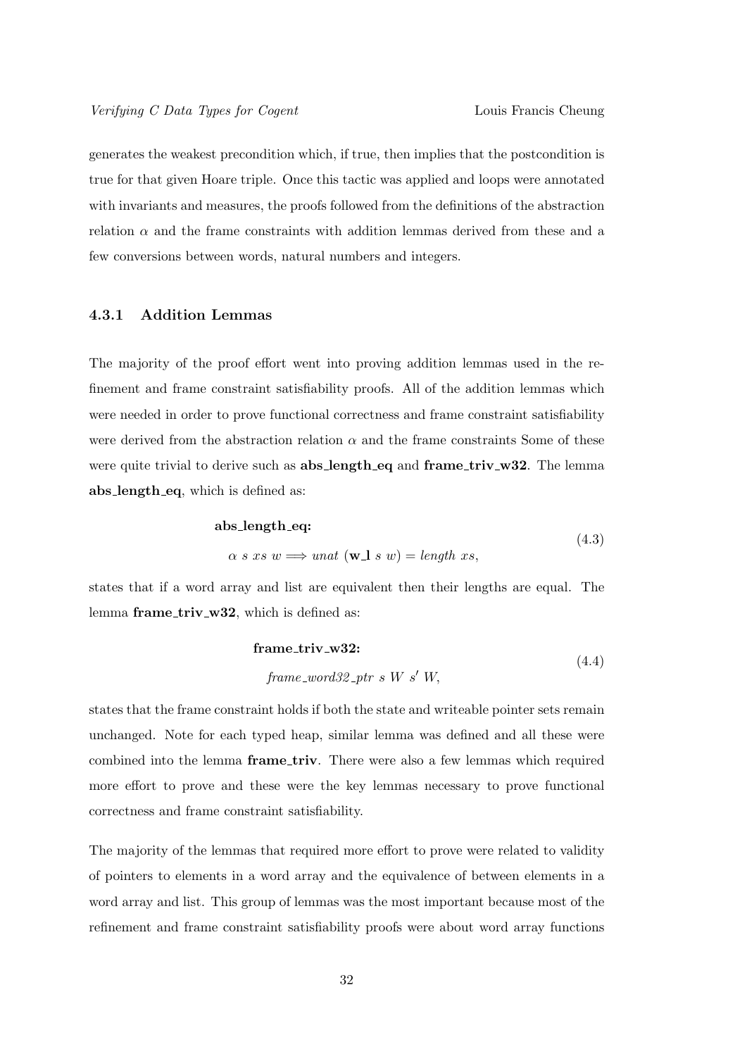generates the weakest precondition which, if true, then implies that the postcondition is true for that given Hoare triple. Once this tactic was applied and loops were annotated with invariants and measures, the proofs followed from the definitions of the abstraction relation $\alpha$ and the frame constraints with addition lemmas derived from these and a few conversions between words, natural numbers and integers.

### 4.3.1 Addition Lemmas

The majority of the proof effort went into proving addition lemmas used in the refinement and frame constraint satisfiability proofs. All of the addition lemmas which were needed in order to prove functional correctness and frame constraint satisfiability were derived from the abstraction relation $\alpha$ and the frame constraints Some of these were quite trivial to derive such as **abs_length_eq** and **frame_triv_w32**. The lemma **abs_length_eq**, which is defined as:

$$\begin{gathered}\textbf{abs\_length\_eq:} \\ \alpha\ s\ xs\ w \Longrightarrow \mathit{unat}\ (\mathbf{w\_l}\ s\ w) = \mathit{length}\ xs,\end{gathered} \tag{4.3}$$

states that if a word array and list are equivalent then their lengths are equal. The lemma **frame_triv_w32**, which is defined as:

$$\begin{gathered}\textbf{frame\_triv\_w32:} \\ \mathit{frame\_word32\_ptr}\ s\ W\ s'\ W,\end{gathered} \tag{4.4}$$

states that the frame constraint holds if both the state and writeable pointer sets remain unchanged. Note for each typed heap, similar lemma was defined and all these were combined into the lemma **frame_triv**. There were also a few lemmas which required more effort to prove and these were the key lemmas necessary to prove functional correctness and frame constraint satisfiability.

The majority of the lemmas that required more effort to prove were related to validity of pointers to elements in a word array and the equivalence of between elements in a word array and list. This group of lemmas was the most important because most of the refinement and frame constraint satisfiability proofs were about word array functions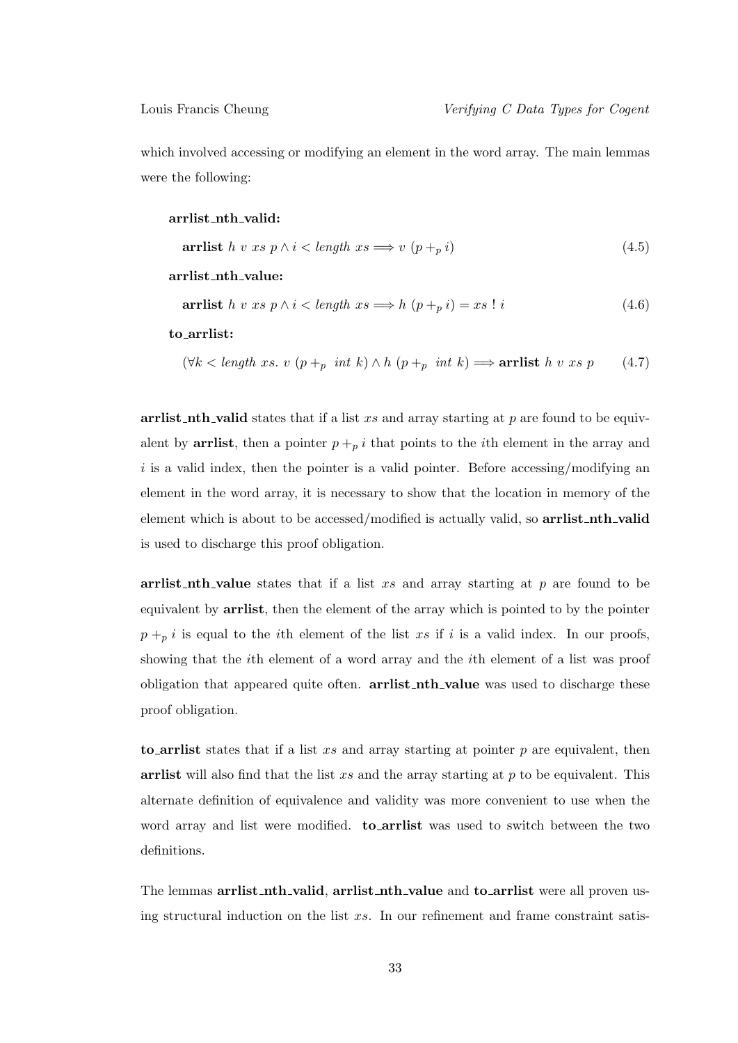which involved accessing or modifying an element in the word array. The main lemmas were the following:

**arrlist_nth_valid:**

$$\textbf{arrlist}\ h\ v\ xs\ p \wedge i < \textit{length}\ xs \Longrightarrow v\ (p +_p i) \tag{4.5}$$

**arrlist_nth_value:**

$$\textbf{arrlist}\ h\ v\ xs\ p \wedge i < \textit{length}\ xs \Longrightarrow h\ (p +_p i) = xs\ !\ i \tag{4.6}$$

**to_arrlist:**

$$(\forall k < \textit{length}\ xs.\ v\ (p +_p\ \textit{int}\ k) \wedge h\ (p +_p\ \textit{int}\ k) \Longrightarrow \textbf{arrlist}\ h\ v\ xs\ p \tag{4.7}$$

**arrlist_nth_valid** states that if a list $xs$ and array starting at $p$ are found to be equivalent by **arrlist**, then a pointer $p +_p i$ that points to the $i$th element in the array and $i$ is a valid index, then the pointer is a valid pointer. Before accessing/modifying an element in the word array, it is necessary to show that the location in memory of the element which is about to be accessed/modified is actually valid, so **arrlist_nth_valid** is used to discharge this proof obligation.

**arrlist_nth_value** states that if a list $xs$ and array starting at $p$ are found to be equivalent by **arrlist**, then the element of the array which is pointed to by the pointer $p +_p i$ is equal to the $i$th element of the list $xs$ if $i$ is a valid index. In our proofs, showing that the $i$th element of a word array and the $i$th element of a list was proof obligation that appeared quite often. **arrlist_nth_value** was used to discharge these proof obligation.

**to_arrlist** states that if a list $xs$ and array starting at pointer $p$ are equivalent, then **arrlist** will also find that the list $xs$ and the array starting at $p$ to be equivalent. This alternate definition of equivalence and validity was more convenient to use when the word array and list were modified. **to_arrlist** was used to switch between the two definitions.

The lemmas **arrlist_nth_valid**, **arrlist_nth_value** and **to_arrlist** were all proven using structural induction on the list $xs$. In our refinement and frame constraint satis-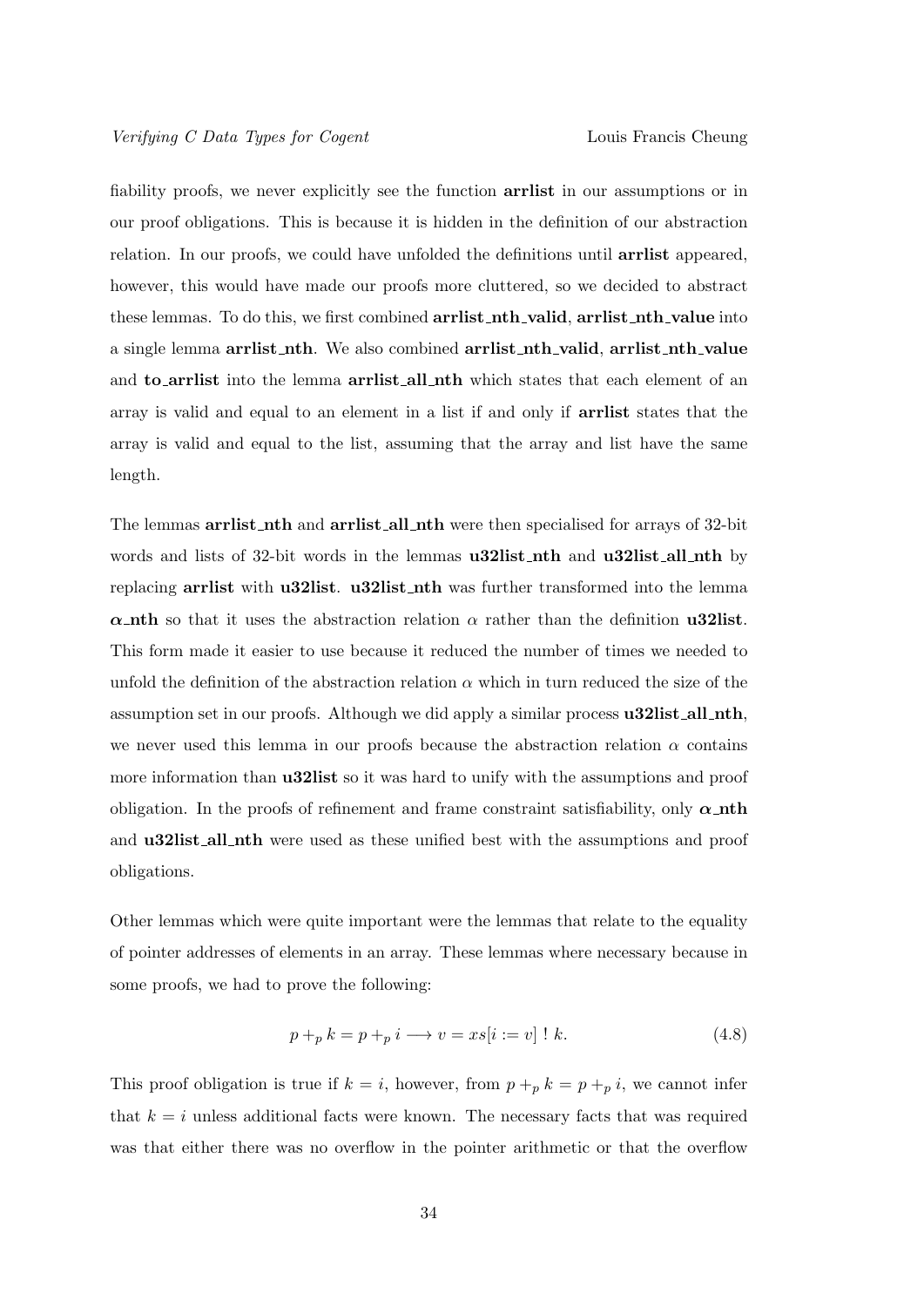fiability proofs, we never explicitly see the function **arrlist** in our assumptions or in our proof obligations. This is because it is hidden in the definition of our abstraction relation. In our proofs, we could have unfolded the definitions until **arrlist** appeared, however, this would have made our proofs more cluttered, so we decided to abstract these lemmas. To do this, we first combined **arrlist_nth_valid**, **arrlist_nth_value** into a single lemma **arrlist_nth**. We also combined **arrlist_nth_valid**, **arrlist_nth_value** and **to_arrlist** into the lemma **arrlist_all_nth** which states that each element of an array is valid and equal to an element in a list if and only if **arrlist** states that the array is valid and equal to the list, assuming that the array and list have the same length.

The lemmas **arrlist_nth** and **arrlist_all_nth** were then specialised for arrays of 32-bit words and lists of 32-bit words in the lemmas **u32list_nth** and **u32list_all_nth** by replacing **arrlist** with **u32list**. **u32list_nth** was further transformed into the lemma **$\alpha$_nth** so that it uses the abstraction relation $\alpha$ rather than the definition **u32list**. This form made it easier to use because it reduced the number of times we needed to unfold the definition of the abstraction relation $\alpha$ which in turn reduced the size of the assumption set in our proofs. Although we did apply a similar process **u32list_all_nth**, we never used this lemma in our proofs because the abstraction relation $\alpha$ contains more information than **u32list** so it was hard to unify with the assumptions and proof obligation. In the proofs of refinement and frame constraint satisfiability, only **$\alpha$_nth** and **u32list_all_nth** were used as these unified best with the assumptions and proof obligations.

Other lemmas which were quite important were the lemmas that relate to the equality of pointer addresses of elements in an array. These lemmas where necessary because in some proofs, we had to prove the following:

$$p +_p k = p +_p i \longrightarrow v = xs[i := v] \ ! \ k. \tag{4.8}$$

This proof obligation is true if $k = i$, however, from $p +_p k = p +_p i$, we cannot infer that $k = i$ unless additional facts were known. The necessary facts that was required was that either there was no overflow in the pointer arithmetic or that the overflow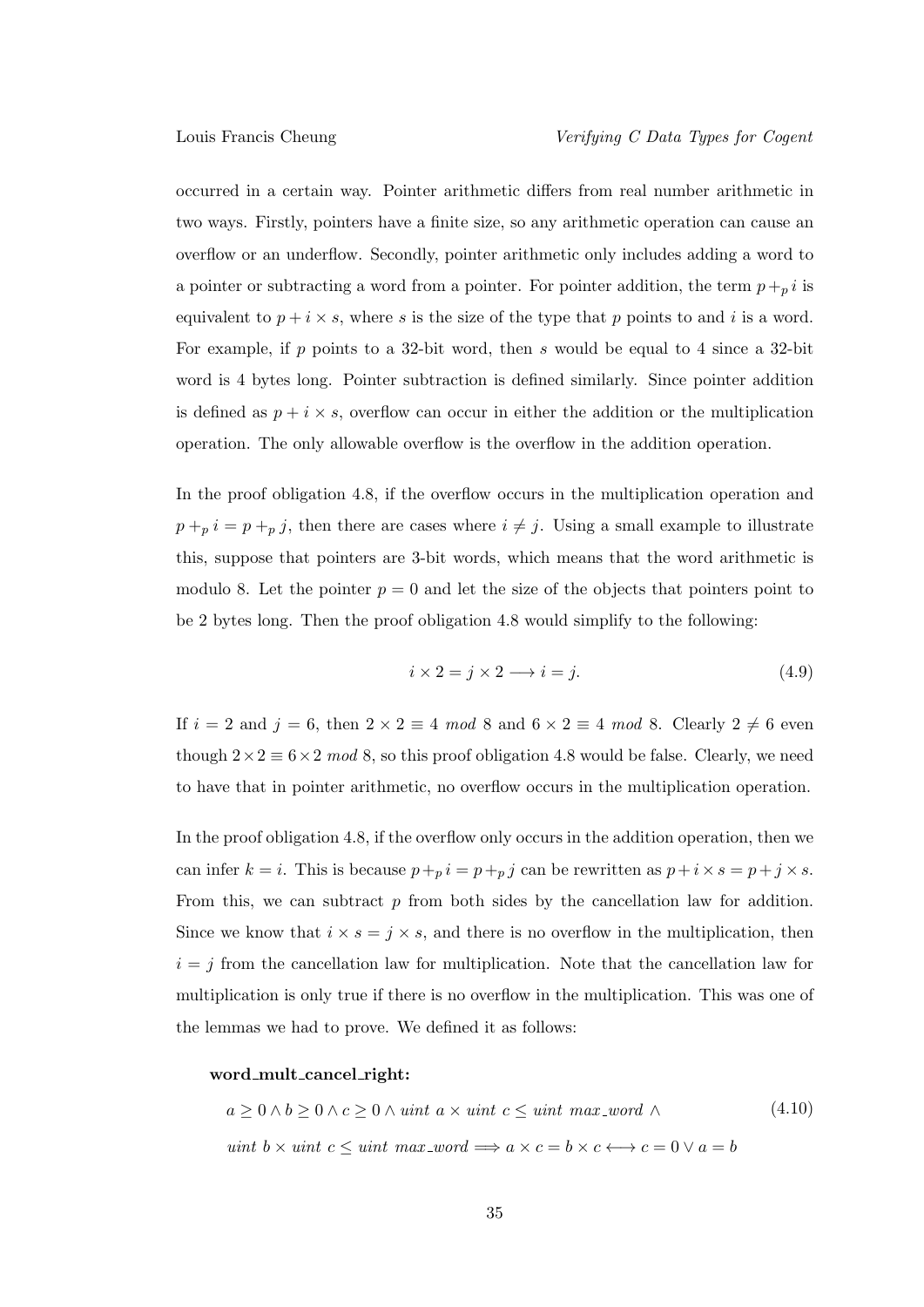occurred in a certain way. Pointer arithmetic differs from real number arithmetic in two ways. Firstly, pointers have a finite size, so any arithmetic operation can cause an overflow or an underflow. Secondly, pointer arithmetic only includes adding a word to a pointer or subtracting a word from a pointer. For pointer addition, the term $p +_p i$ is equivalent to $p + i \times s$, where $s$ is the size of the type that $p$ points to and $i$ is a word. For example, if $p$ points to a 32-bit word, then $s$ would be equal to 4 since a 32-bit word is 4 bytes long. Pointer subtraction is defined similarly. Since pointer addition is defined as $p + i \times s$, overflow can occur in either the addition or the multiplication operation. The only allowable overflow is the overflow in the addition operation.

In the proof obligation 4.8, if the overflow occurs in the multiplication operation and $p +_p i = p +_p j$, then there are cases where $i \neq j$. Using a small example to illustrate this, suppose that pointers are 3-bit words, which means that the word arithmetic is modulo 8. Let the pointer $p = 0$ and let the size of the objects that pointers point to be 2 bytes long. Then the proof obligation 4.8 would simplify to the following:

$$i \times 2 = j \times 2 \longrightarrow i = j. \tag{4.9}$$

If $i = 2$ and $j = 6$, then $2 \times 2 \equiv 4 \ mod \ 8$ and $6 \times 2 \equiv 4 \ mod \ 8$. Clearly $2 \neq 6$ even though $2 \times 2 \equiv 6 \times 2 \ mod \ 8$, so this proof obligation 4.8 would be false. Clearly, we need to have that in pointer arithmetic, no overflow occurs in the multiplication operation.

In the proof obligation 4.8, if the overflow only occurs in the addition operation, then we can infer $k = i$. This is because $p +_p i = p +_p j$ can be rewritten as $p + i \times s = p + j \times s$. From this, we can subtract $p$ from both sides by the cancellation law for addition. Since we know that $i \times s = j \times s$, and there is no overflow in the multiplication, then $i = j$ from the cancellation law for multiplication. Note that the cancellation law for multiplication is only true if there is no overflow in the multiplication. This was one of the lemmas we had to prove. We defined it as follows:

**word_mult_cancel_right:**

$$\begin{aligned} &a \geq 0 \wedge b \geq 0 \wedge c \geq 0 \wedge uint\ a \times uint\ c \leq uint\ max\_word\ \wedge \\ &uint\ b \times uint\ c \leq uint\ max\_word \Longrightarrow a \times c = b \times c \longleftrightarrow c = 0 \vee a = b \end{aligned} \tag{4.10}$$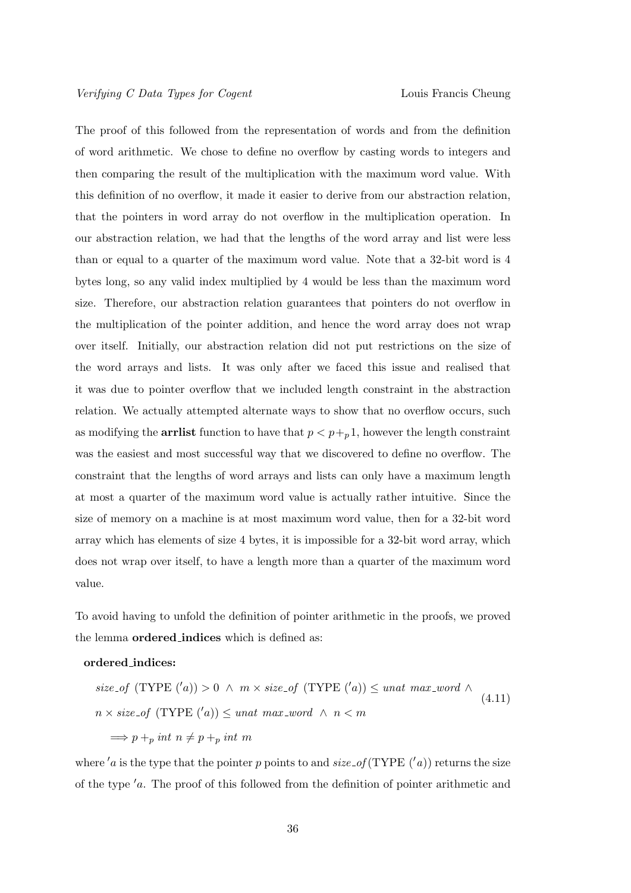The proof of this followed from the representation of words and from the definition of word arithmetic. We chose to define no overflow by casting words to integers and then comparing the result of the multiplication with the maximum word value. With this definition of no overflow, it made it easier to derive from our abstraction relation, that the pointers in word array do not overflow in the multiplication operation. In our abstraction relation, we had that the lengths of the word array and list were less than or equal to a quarter of the maximum word value. Note that a 32-bit word is 4 bytes long, so any valid index multiplied by 4 would be less than the maximum word size. Therefore, our abstraction relation guarantees that pointers do not overflow in the multiplication of the pointer addition, and hence the word array does not wrap over itself. Initially, our abstraction relation did not put restrictions on the size of the word arrays and lists. It was only after we faced this issue and realised that it was due to pointer overflow that we included length constraint in the abstraction relation. We actually attempted alternate ways to show that no overflow occurs, such as modifying the **arrlist** function to have that $p < p +_p 1$, however the length constraint was the easiest and most successful way that we discovered to define no overflow. The constraint that the lengths of word arrays and lists can only have a maximum length at most a quarter of the maximum word value is actually rather intuitive. Since the size of memory on a machine is at most maximum word value, then for a 32-bit word array which has elements of size 4 bytes, it is impossible for a 32-bit word array, which does not wrap over itself, to have a length more than a quarter of the maximum word value.

To avoid having to unfold the definition of pointer arithmetic in the proofs, we proved the lemma **ordered_indices** which is defined as:

**ordered_indices:**

$$
\begin{aligned}
&\mathit{size\_of}\ (\mathrm{TYPE}\ ('a)) > 0\ \wedge\ m \times \mathit{size\_of}\ (\mathrm{TYPE}\ ('a)) \leq \mathit{unat}\ \mathit{max\_word}\ \wedge \\
&n \times \mathit{size\_of}\ (\mathrm{TYPE}\ ('a)) \leq \mathit{unat}\ \mathit{max\_word}\ \wedge\ n < m \\
&\quad \Longrightarrow p +_p \mathit{int}\ n \neq p +_p \mathit{int}\ m
\end{aligned}
\tag{4.11}
$$

where $'a$ is the type that the pointer $p$ points to and $\mathit{size\_of}(\mathrm{TYPE}\ ('a))$ returns the size of the type $'a$. The proof of this followed from the definition of pointer arithmetic and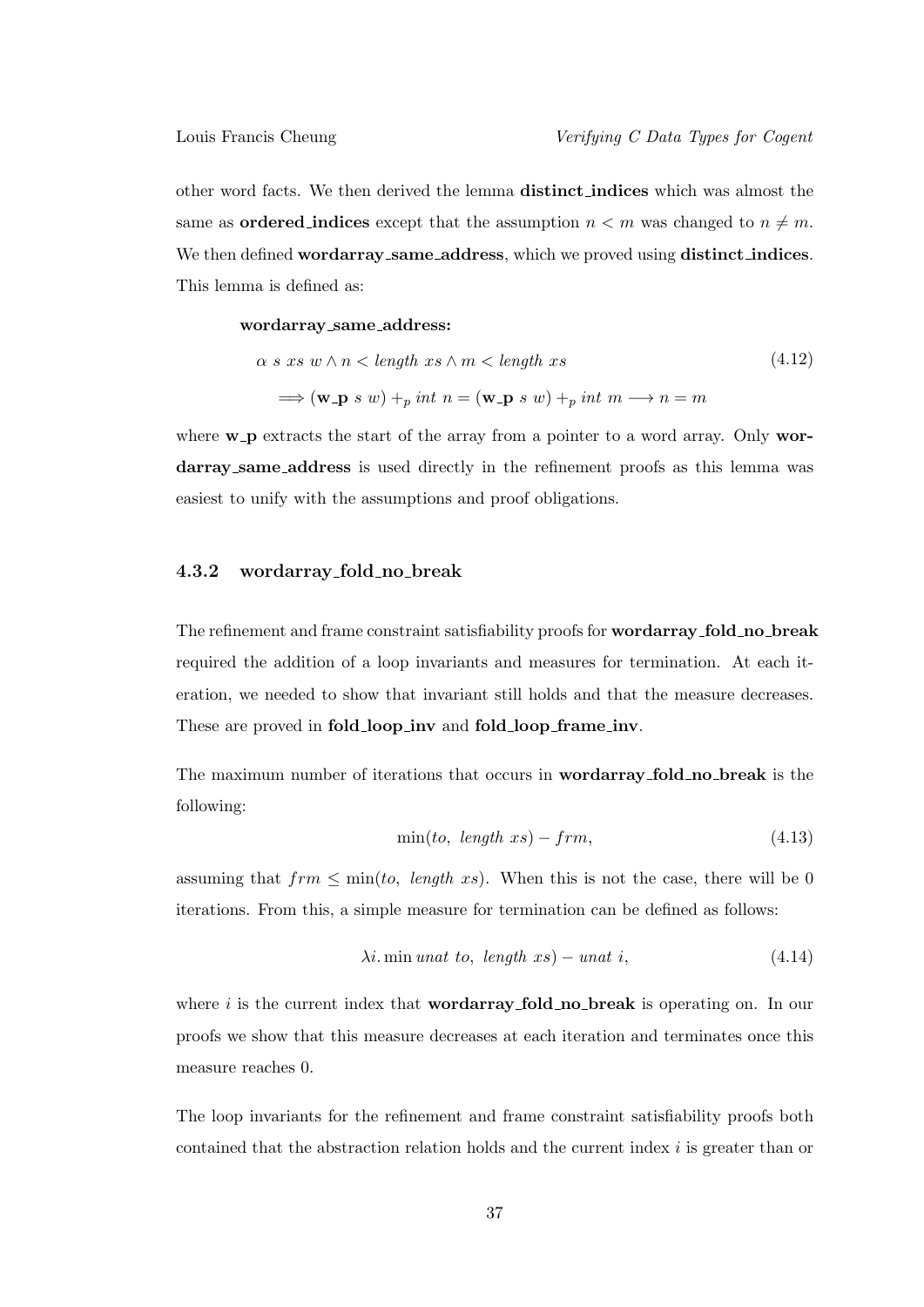other word facts. We then derived the lemma **distinct_indices** which was almost the same as **ordered_indices** except that the assumption $n < m$ was changed to $n \neq m$. We then defined **wordarray_same_address**, which we proved using **distinct_indices**. This lemma is defined as:

**wordarray_same_address:**

$$\alpha\ s\ xs\ w \wedge n < \mathit{length}\ xs \wedge m < \mathit{length}\ xs \tag{4.12}$$
$$\Longrightarrow (\mathbf{w\_p}\ s\ w) +_p \mathit{int}\ n = (\mathbf{w\_p}\ s\ w) +_p \mathit{int}\ m \longrightarrow n = m$$

where **w_p** extracts the start of the array from a pointer to a word array. Only **wordarray_same_address** is used directly in the refinement proofs as this lemma was easiest to unify with the assumptions and proof obligations.

### 4.3.2 wordarray_fold_no_break

The refinement and frame constraint satisfiability proofs for **wordarray_fold_no_break** required the addition of a loop invariants and measures for termination. At each iteration, we needed to show that invariant still holds and that the measure decreases. These are proved in **fold_loop_inv** and **fold_loop_frame_inv**.

The maximum number of iterations that occurs in **wordarray_fold_no_break** is the following:

$$\min(to,\ \mathit{length}\ xs) - frm, \tag{4.13}$$

assuming that $frm \leq \min(to,\ \mathit{length}\ xs)$. When this is not the case, there will be 0 iterations. From this, a simple measure for termination can be defined as follows:

$$\lambda i. \min \mathit{unat}\ to,\ \mathit{length}\ xs) - \mathit{unat}\ i, \tag{4.14}$$

where $i$ is the current index that **wordarray_fold_no_break** is operating on. In our proofs we show that this measure decreases at each iteration and terminates once this measure reaches 0.

The loop invariants for the refinement and frame constraint satisfiability proofs both contained that the abstraction relation holds and the current index $i$ is greater than or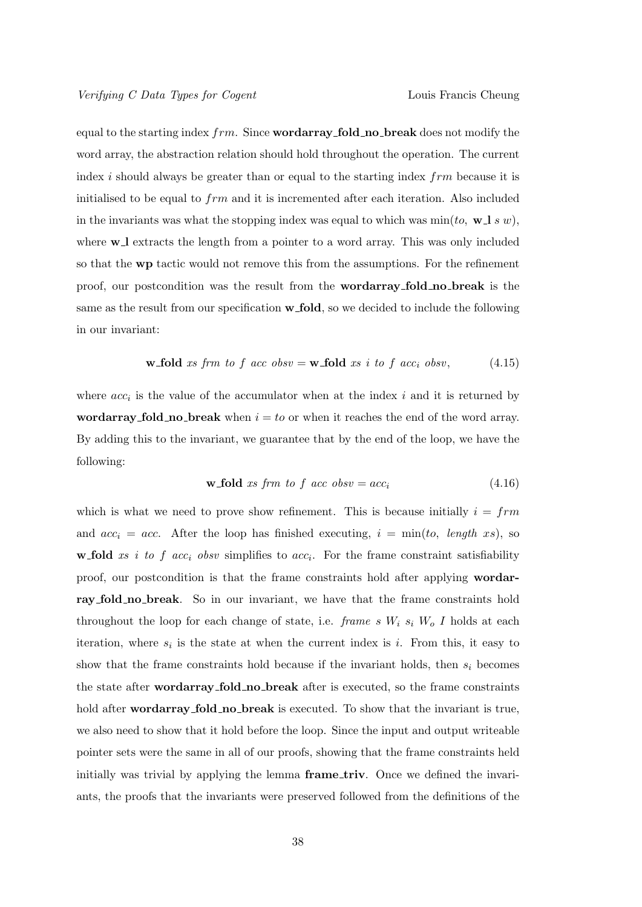equal to the starting index $frm$. Since **wordarray_fold_no_break** does not modify the word array, the abstraction relation should hold throughout the operation. The current index $i$ should always be greater than or equal to the starting index $frm$ because it is initialised to be equal to $frm$ and it is incremented after each iteration. Also included in the invariants was what the stopping index was equal to which was $\min(to,\ \mathbf{w\_l}\ s\ w)$, where **w_l** extracts the length from a pointer to a word array. This was only included so that the **wp** tactic would not remove this from the assumptions. For the refinement proof, our postcondition was the result from the **wordarray_fold_no_break** is the same as the result from our specification **w_fold**, so we decided to include the following in our invariant:

$$\mathbf{w\_fold}\ xs\ frm\ to\ f\ acc\ obsv = \mathbf{w\_fold}\ xs\ i\ to\ f\ acc_i\ obsv, \tag{4.15}$$

where $acc_i$ is the value of the accumulator when at the index $i$ and it is returned by **wordarray_fold_no_break** when $i = to$ or when it reaches the end of the word array. By adding this to the invariant, we guarantee that by the end of the loop, we have the following:

$$\mathbf{w\_fold}\ xs\ frm\ to\ f\ acc\ obsv = acc_i \tag{4.16}$$

which is what we need to prove show refinement. This is because initially $i = frm$ and $acc_i = acc$. After the loop has finished executing, $i = \min(to,\ length\ xs)$, so $\mathbf{w\_fold}\ xs\ i\ to\ f\ acc_i\ obsv$ simplifies to $acc_i$. For the frame constraint satisfiability proof, our postcondition is that the frame constraints hold after applying **wordarray_fold_no_break**. So in our invariant, we have that the frame constraints hold throughout the loop for each change of state, i.e. $frame\ s\ W_i\ s_i\ W_o\ I$ holds at each iteration, where $s_i$ is the state at when the current index is $i$. From this, it easy to show that the frame constraints hold because if the invariant holds, then $s_i$ becomes the state after **wordarray_fold_no_break** after is executed, so the frame constraints hold after **wordarray_fold_no_break** is executed. To show that the invariant is true, we also need to show that it hold before the loop. Since the input and output writeable pointer sets were the same in all of our proofs, showing that the frame constraints held initially was trivial by applying the lemma **frame_triv**. Once we defined the invariants, the proofs that the invariants were preserved followed from the definitions of the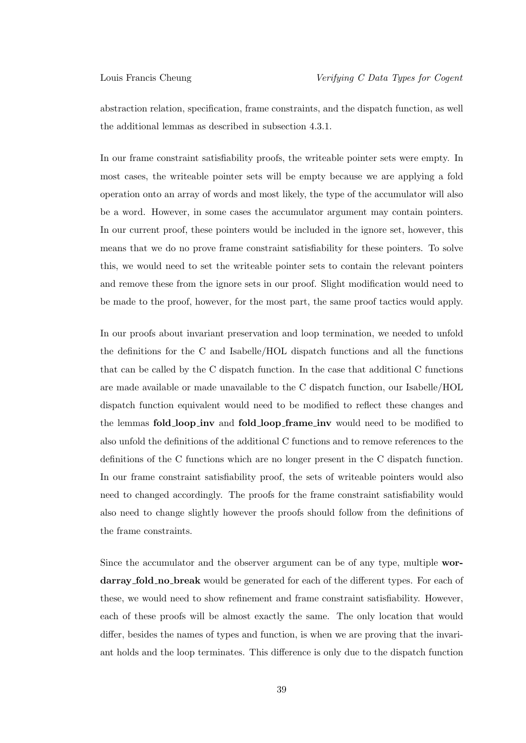abstraction relation, specification, frame constraints, and the dispatch function, as well the additional lemmas as described in subsection 4.3.1.

In our frame constraint satisfiability proofs, the writeable pointer sets were empty. In most cases, the writeable pointer sets will be empty because we are applying a fold operation onto an array of words and most likely, the type of the accumulator will also be a word. However, in some cases the accumulator argument may contain pointers. In our current proof, these pointers would be included in the ignore set, however, this means that we do no prove frame constraint satisfiability for these pointers. To solve this, we would need to set the writeable pointer sets to contain the relevant pointers and remove these from the ignore sets in our proof. Slight modification would need to be made to the proof, however, for the most part, the same proof tactics would apply.

In our proofs about invariant preservation and loop termination, we needed to unfold the definitions for the C and Isabelle/HOL dispatch functions and all the functions that can be called by the C dispatch function. In the case that additional C functions are made available or made unavailable to the C dispatch function, our Isabelle/HOL dispatch function equivalent would need to be modified to reflect these changes and the lemmas **fold_loop_inv** and **fold_loop_frame_inv** would need to be modified to also unfold the definitions of the additional C functions and to remove references to the definitions of the C functions which are no longer present in the C dispatch function. In our frame constraint satisfiability proof, the sets of writeable pointers would also need to changed accordingly. The proofs for the frame constraint satisfiability would also need to change slightly however the proofs should follow from the definitions of the frame constraints.

Since the accumulator and the observer argument can be of any type, multiple **wordarray_fold_no_break** would be generated for each of the different types. For each of these, we would need to show refinement and frame constraint satisfiability. However, each of these proofs will be almost exactly the same. The only location that would differ, besides the names of types and function, is when we are proving that the invariant holds and the loop terminates. This difference is only due to the dispatch function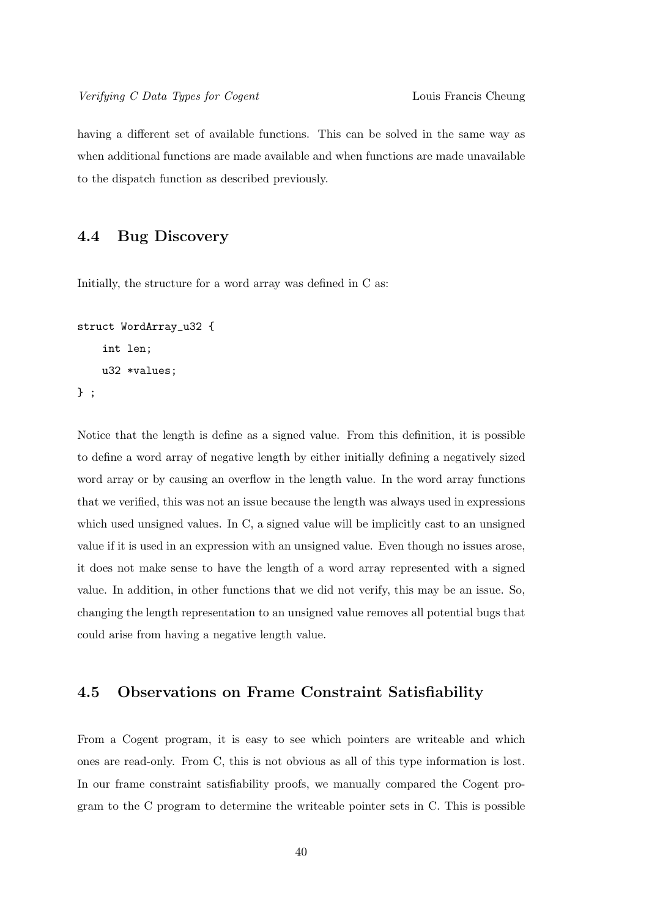having a different set of available functions. This can be solved in the same way as when additional functions are made available and when functions are made unavailable to the dispatch function as described previously.

## 4.4 Bug Discovery

Initially, the structure for a word array was defined in C as:

```
struct WordArray_u32 {
    int len;
    u32 *values;
} ;
```

Notice that the length is define as a signed value. From this definition, it is possible to define a word array of negative length by either initially defining a negatively sized word array or by causing an overflow in the length value. In the word array functions that we verified, this was not an issue because the length was always used in expressions which used unsigned values. In C, a signed value will be implicitly cast to an unsigned value if it is used in an expression with an unsigned value. Even though no issues arose, it does not make sense to have the length of a word array represented with a signed value. In addition, in other functions that we did not verify, this may be an issue. So, changing the length representation to an unsigned value removes all potential bugs that could arise from having a negative length value.

## 4.5 Observations on Frame Constraint Satisfiability

From a Cogent program, it is easy to see which pointers are writeable and which ones are read-only. From C, this is not obvious as all of this type information is lost. In our frame constraint satisfiability proofs, we manually compared the Cogent program to the C program to determine the writeable pointer sets in C. This is possible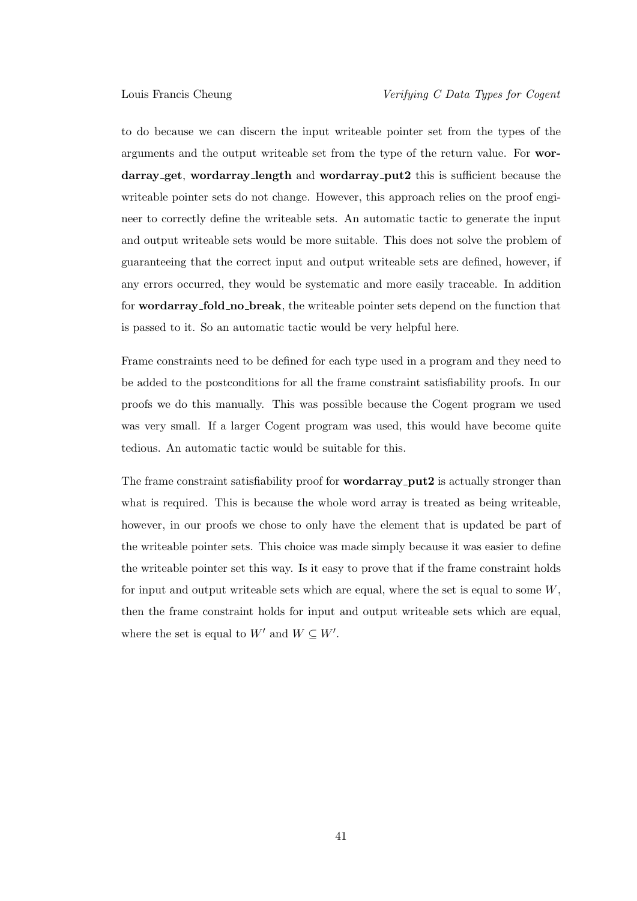to do because we can discern the input writeable pointer set from the types of the arguments and the output writeable set from the type of the return value. For **wordarray_get**, **wordarray_length** and **wordarray_put2** this is sufficient because the writeable pointer sets do not change. However, this approach relies on the proof engineer to correctly define the writeable sets. An automatic tactic to generate the input and output writeable sets would be more suitable. This does not solve the problem of guaranteeing that the correct input and output writeable sets are defined, however, if any errors occurred, they would be systematic and more easily traceable. In addition for **wordarray_fold_no_break**, the writeable pointer sets depend on the function that is passed to it. So an automatic tactic would be very helpful here.

Frame constraints need to be defined for each type used in a program and they need to be added to the postconditions for all the frame constraint satisfiability proofs. In our proofs we do this manually. This was possible because the Cogent program we used was very small. If a larger Cogent program was used, this would have become quite tedious. An automatic tactic would be suitable for this.

The frame constraint satisfiability proof for **wordarray_put2** is actually stronger than what is required. This is because the whole word array is treated as being writeable, however, in our proofs we chose to only have the element that is updated be part of the writeable pointer sets. This choice was made simply because it was easier to define the writeable pointer set this way. Is it easy to prove that if the frame constraint holds for input and output writeable sets which are equal, where the set is equal to some $W$, then the frame constraint holds for input and output writeable sets which are equal, where the set is equal to $W'$ and $W \subseteq W'$.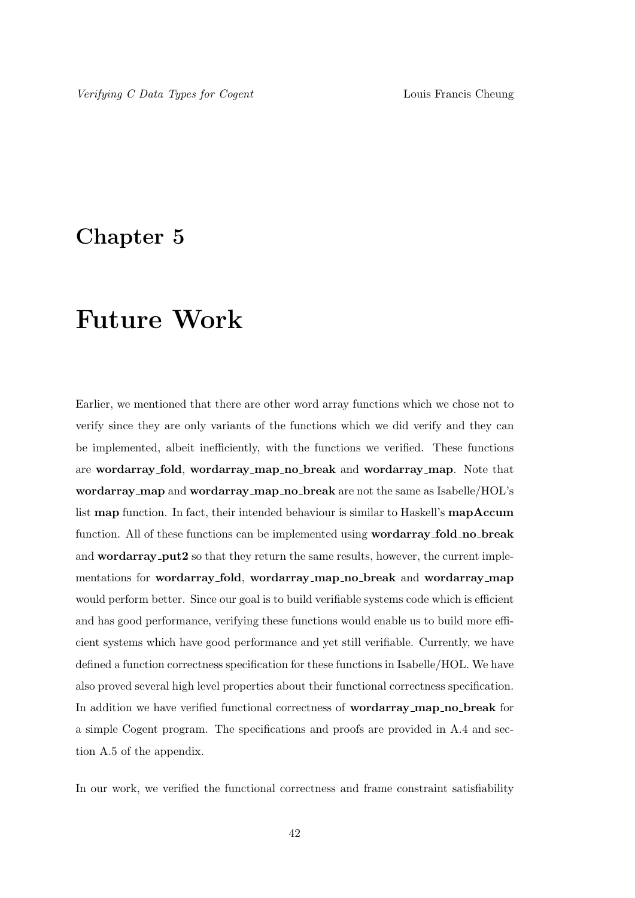# Chapter 5

# Future Work

Earlier, we mentioned that there are other word array functions which we chose not to verify since they are only variants of the functions which we did verify and they can be implemented, albeit inefficiently, with the functions we verified. These functions are **wordarray_fold**, **wordarray_map_no_break** and **wordarray_map**. Note that **wordarray_map** and **wordarray_map_no_break** are not the same as Isabelle/HOL's list **map** function. In fact, their intended behaviour is similar to Haskell's **mapAccum** function. All of these functions can be implemented using **wordarray_fold_no_break** and **wordarray_put2** so that they return the same results, however, the current implementations for **wordarray_fold**, **wordarray_map_no_break** and **wordarray_map** would perform better. Since our goal is to build verifiable systems code which is efficient and has good performance, verifying these functions would enable us to build more efficient systems which have good performance and yet still verifiable. Currently, we have defined a function correctness specification for these functions in Isabelle/HOL. We have also proved several high level properties about their functional correctness specification. In addition we have verified functional correctness of **wordarray_map_no_break** for a simple Cogent program. The specifications and proofs are provided in A.4 and section A.5 of the appendix.

In our work, we verified the functional correctness and frame constraint satisfiability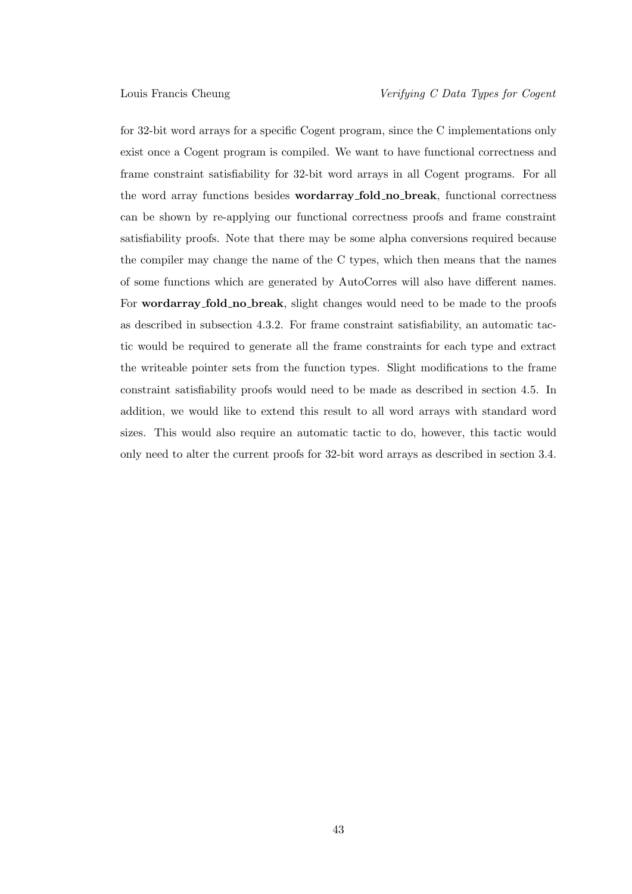for 32-bit word arrays for a specific Cogent program, since the C implementations only exist once a Cogent program is compiled. We want to have functional correctness and frame constraint satisfiability for 32-bit word arrays in all Cogent programs. For all the word array functions besides **wordarray_fold_no_break**, functional correctness can be shown by re-applying our functional correctness proofs and frame constraint satisfiability proofs. Note that there may be some alpha conversions required because the compiler may change the name of the C types, which then means that the names of some functions which are generated by AutoCorres will also have different names. For **wordarray_fold_no_break**, slight changes would need to be made to the proofs as described in subsection 4.3.2. For frame constraint satisfiability, an automatic tactic would be required to generate all the frame constraints for each type and extract the writeable pointer sets from the function types. Slight modifications to the frame constraint satisfiability proofs would need to be made as described in section 4.5. In addition, we would like to extend this result to all word arrays with standard word sizes. This would also require an automatic tactic to do, however, this tactic would only need to alter the current proofs for 32-bit word arrays as described in section 3.4.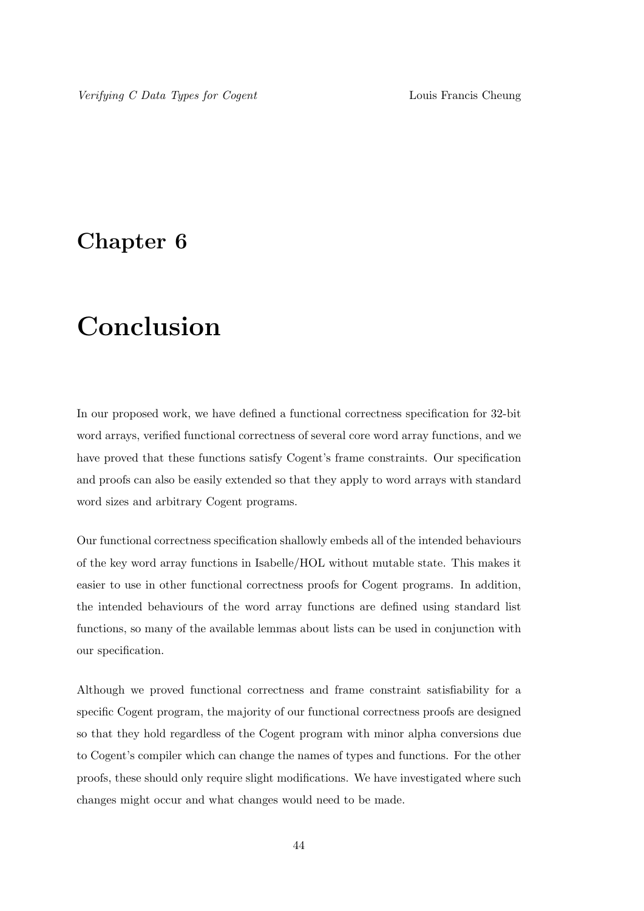# Chapter 6

# Conclusion

In our proposed work, we have defined a functional correctness specification for 32-bit word arrays, verified functional correctness of several core word array functions, and we have proved that these functions satisfy Cogent's frame constraints. Our specification and proofs can also be easily extended so that they apply to word arrays with standard word sizes and arbitrary Cogent programs.

Our functional correctness specification shallowly embeds all of the intended behaviours of the key word array functions in Isabelle/HOL without mutable state. This makes it easier to use in other functional correctness proofs for Cogent programs. In addition, the intended behaviours of the word array functions are defined using standard list functions, so many of the available lemmas about lists can be used in conjunction with our specification.

Although we proved functional correctness and frame constraint satisfiability for a specific Cogent program, the majority of our functional correctness proofs are designed so that they hold regardless of the Cogent program with minor alpha conversions due to Cogent's compiler which can change the names of types and functions. For the other proofs, these should only require slight modifications. We have investigated where such changes might occur and what changes would need to be made.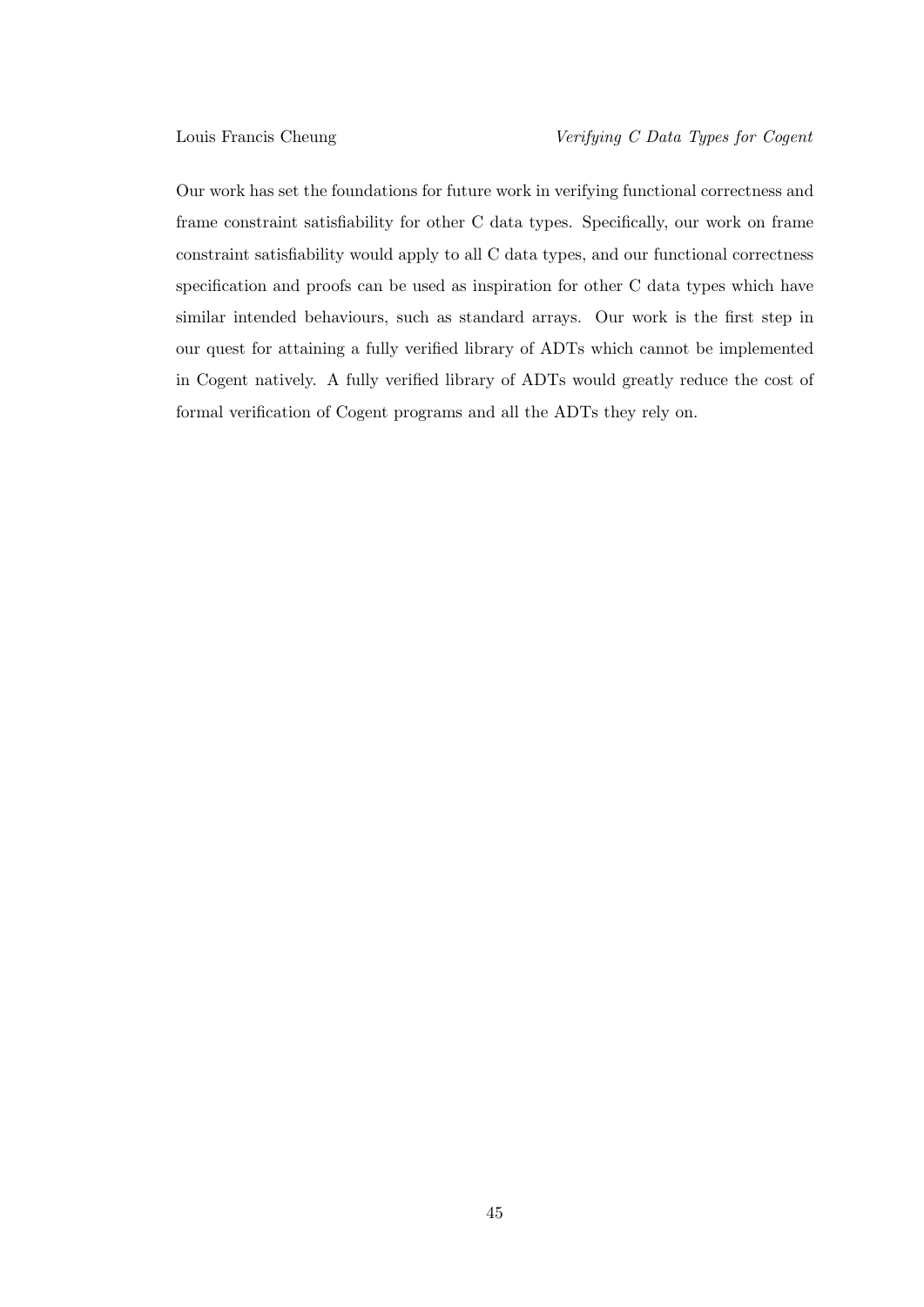Our work has set the foundations for future work in verifying functional correctness and frame constraint satisfiability for other C data types. Specifically, our work on frame constraint satisfiability would apply to all C data types, and our functional correctness specification and proofs can be used as inspiration for other C data types which have similar intended behaviours, such as standard arrays. Our work is the first step in our quest for attaining a fully verified library of ADTs which cannot be implemented in Cogent natively. A fully verified library of ADTs would greatly reduce the cost of formal verification of Cogent programs and all the ADTs they rely on.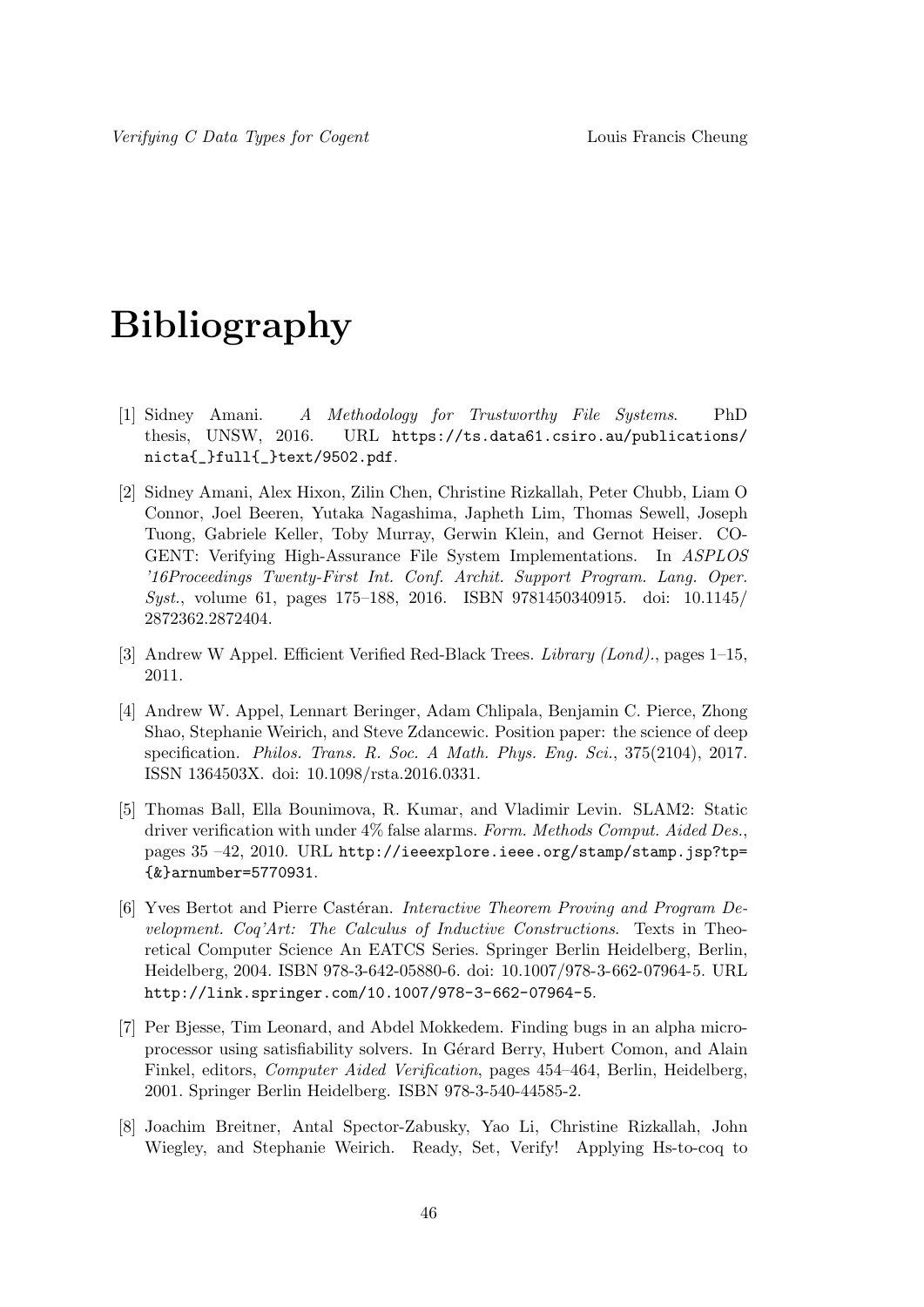# Bibliography

[1] Sidney Amani. *A Methodology for Trustworthy File Systems*. PhD thesis, UNSW, 2016. URL https://ts.data61.csiro.au/publications/nicta{_}full{_}text/9502.pdf.

[2] Sidney Amani, Alex Hixon, Zilin Chen, Christine Rizkallah, Peter Chubb, Liam O Connor, Joel Beeren, Yutaka Nagashima, Japheth Lim, Thomas Sewell, Joseph Tuong, Gabriele Keller, Toby Murray, Gerwin Klein, and Gernot Heiser. COGENT: Verifying High-Assurance File System Implementations. In *ASPLOS '16Proceedings Twenty-First Int. Conf. Archit. Support Program. Lang. Oper. Syst.*, volume 61, pages 175–188, 2016. ISBN 9781450340915. doi: 10.1145/2872362.2872404.

[3] Andrew W Appel. Efficient Verified Red-Black Trees. *Library (Lond).*, pages 1–15, 2011.

[4] Andrew W. Appel, Lennart Beringer, Adam Chlipala, Benjamin C. Pierce, Zhong Shao, Stephanie Weirich, and Steve Zdancewic. Position paper: the science of deep specification. *Philos. Trans. R. Soc. A Math. Phys. Eng. Sci.*, 375(2104), 2017. ISSN 1364503X. doi: 10.1098/rsta.2016.0331.

[5] Thomas Ball, Ella Bounimova, R. Kumar, and Vladimir Levin. SLAM2: Static driver verification with under 4% false alarms. *Form. Methods Comput. Aided Des.*, pages 35 –42, 2010. URL http://ieeexplore.ieee.org/stamp/stamp.jsp?tp={&}arnumber=5770931.

[6] Yves Bertot and Pierre Castéran. *Interactive Theorem Proving and Program Development. Coq'Art: The Calculus of Inductive Constructions.* Texts in Theoretical Computer Science An EATCS Series. Springer Berlin Heidelberg, Berlin, Heidelberg, 2004. ISBN 978-3-642-05880-6. doi: 10.1007/978-3-662-07964-5. URL http://link.springer.com/10.1007/978-3-662-07964-5.

[7] Per Bjesse, Tim Leonard, and Abdel Mokkedem. Finding bugs in an alpha microprocessor using satisfiability solvers. In Gérard Berry, Hubert Comon, and Alain Finkel, editors, *Computer Aided Verification*, pages 454–464, Berlin, Heidelberg, 2001. Springer Berlin Heidelberg. ISBN 978-3-540-44585-2.

[8] Joachim Breitner, Antal Spector-Zabusky, Yao Li, Christine Rizkallah, John Wiegley, and Stephanie Weirich. Ready, Set, Verify! Applying Hs-to-coq to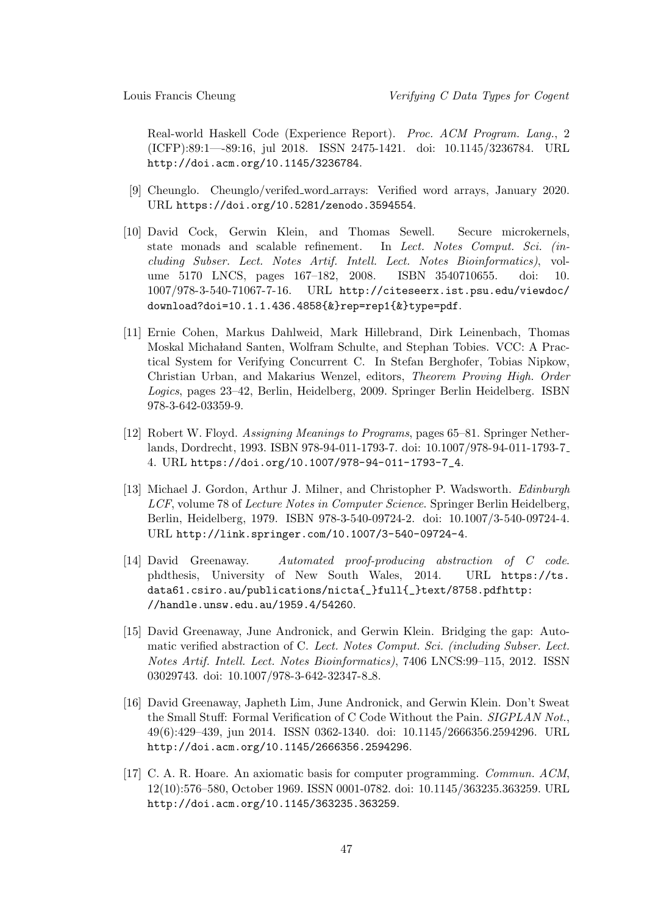Real-world Haskell Code (Experience Report). *Proc. ACM Program. Lang.*, 2 (ICFP):89:1—-89:16, jul 2018. ISSN 2475-1421. doi: 10.1145/3236784. URL http://doi.acm.org/10.1145/3236784.

[9] Cheunglo. Cheunglo/verifed_word_arrays: Verified word arrays, January 2020. URL https://doi.org/10.5281/zenodo.3594554.

[10] David Cock, Gerwin Klein, and Thomas Sewell. Secure microkernels, state monads and scalable refinement. In *Lect. Notes Comput. Sci. (including Subser. Lect. Notes Artif. Intell. Lect. Notes Bioinformatics)*, volume 5170 LNCS, pages 167–182, 2008. ISBN 3540710655. doi: 10.1007/978-3-540-71067-7-16. URL http://citeseerx.ist.psu.edu/viewdoc/download?doi=10.1.1.436.4858{&}rep=rep1{&}type=pdf.

[11] Ernie Cohen, Markus Dahlweid, Mark Hillebrand, Dirk Leinenbach, Thomas Moskal Michałand Santen, Wolfram Schulte, and Stephan Tobies. VCC: A Practical System for Verifying Concurrent C. In Stefan Berghofer, Tobias Nipkow, Christian Urban, and Makarius Wenzel, editors, *Theorem Proving High. Order Logics*, pages 23–42, Berlin, Heidelberg, 2009. Springer Berlin Heidelberg. ISBN 978-3-642-03359-9.

[12] Robert W. Floyd. *Assigning Meanings to Programs*, pages 65–81. Springer Netherlands, Dordrecht, 1993. ISBN 978-94-011-1793-7. doi: 10.1007/978-94-011-1793-7_4. URL https://doi.org/10.1007/978-94-011-1793-7_4.

[13] Michael J. Gordon, Arthur J. Milner, and Christopher P. Wadsworth. *Edinburgh LCF*, volume 78 of *Lecture Notes in Computer Science*. Springer Berlin Heidelberg, Berlin, Heidelberg, 1979. ISBN 978-3-540-09724-2. doi: 10.1007/3-540-09724-4. URL http://link.springer.com/10.1007/3-540-09724-4.

[14] David Greenaway. *Automated proof-producing abstraction of C code*. phdthesis, University of New South Wales, 2014. URL https://ts.data61.csiro.au/publications/nicta{_}full{_}text/8758.pdfhttp://handle.unsw.edu.au/1959.4/54260.

[15] David Greenaway, June Andronick, and Gerwin Klein. Bridging the gap: Automatic verified abstraction of C. *Lect. Notes Comput. Sci. (including Subser. Lect. Notes Artif. Intell. Lect. Notes Bioinformatics)*, 7406 LNCS:99–115, 2012. ISSN 03029743. doi: 10.1007/978-3-642-32347-8_8.

[16] David Greenaway, Japheth Lim, June Andronick, and Gerwin Klein. Don't Sweat the Small Stuff: Formal Verification of C Code Without the Pain. *SIGPLAN Not.*, 49(6):429–439, jun 2014. ISSN 0362-1340. doi: 10.1145/2666356.2594296. URL http://doi.acm.org/10.1145/2666356.2594296.

[17] C. A. R. Hoare. An axiomatic basis for computer programming. *Commun. ACM*, 12(10):576–580, October 1969. ISSN 0001-0782. doi: 10.1145/363235.363259. URL http://doi.acm.org/10.1145/363235.363259.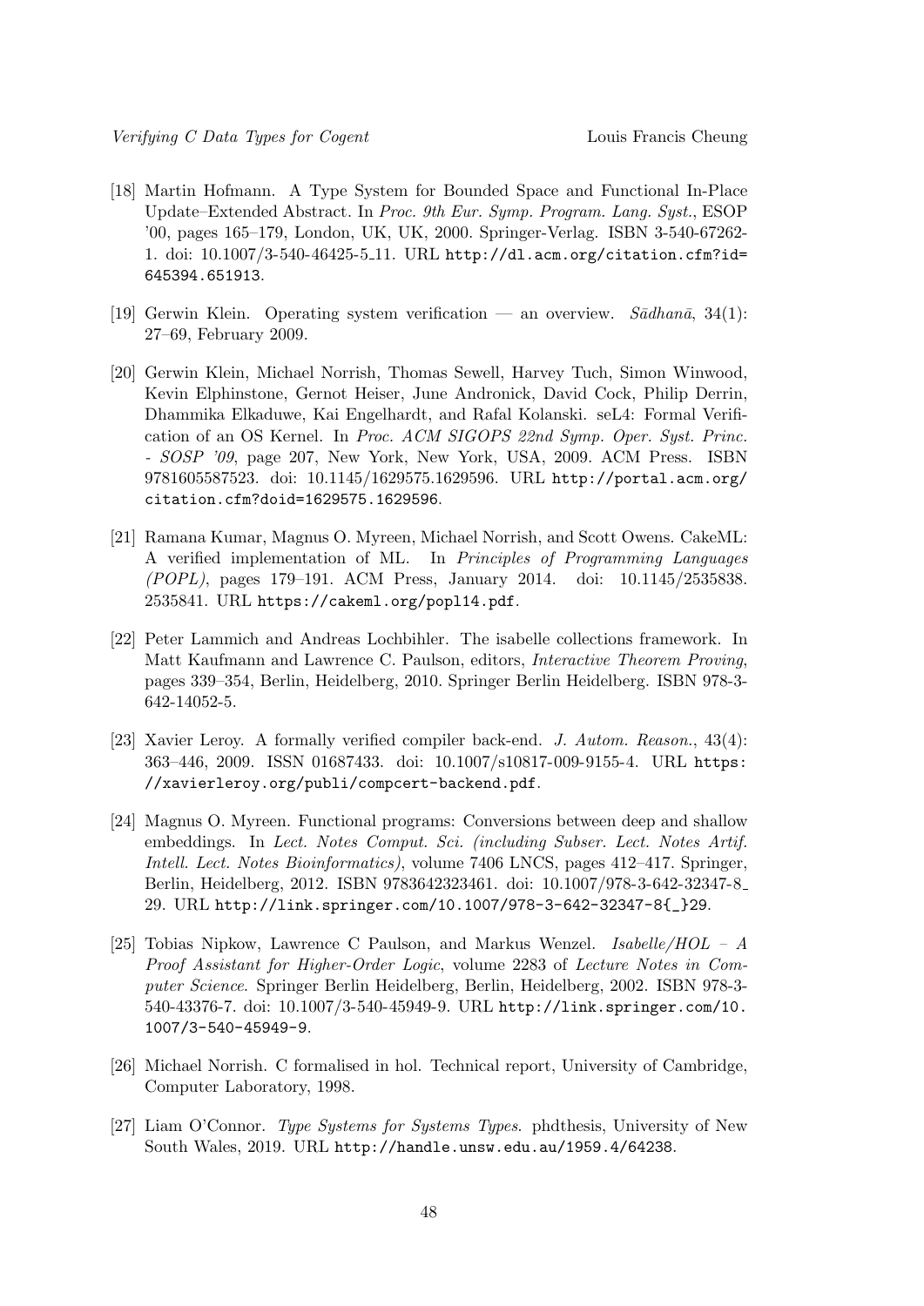[18] Martin Hofmann. A Type System for Bounded Space and Functional In-Place Update–Extended Abstract. In *Proc. 9th Eur. Symp. Program. Lang. Syst.*, ESOP '00, pages 165–179, London, UK, UK, 2000. Springer-Verlag. ISBN 3-540-67262-1. doi: 10.1007/3-540-46425-5_11. URL http://dl.acm.org/citation.cfm?id=645394.651913.

[19] Gerwin Klein. Operating system verification — an overview. *Sādhanā*, 34(1): 27–69, February 2009.

[20] Gerwin Klein, Michael Norrish, Thomas Sewell, Harvey Tuch, Simon Winwood, Kevin Elphinstone, Gernot Heiser, June Andronick, David Cock, Philip Derrin, Dhammika Elkaduwe, Kai Engelhardt, and Rafal Kolanski. seL4: Formal Verification of an OS Kernel. In *Proc. ACM SIGOPS 22nd Symp. Oper. Syst. Princ. - SOSP '09*, page 207, New York, New York, USA, 2009. ACM Press. ISBN 9781605587523. doi: 10.1145/1629575.1629596. URL http://portal.acm.org/citation.cfm?doid=1629575.1629596.

[21] Ramana Kumar, Magnus O. Myreen, Michael Norrish, and Scott Owens. CakeML: A verified implementation of ML. In *Principles of Programming Languages (POPL)*, pages 179–191. ACM Press, January 2014. doi: 10.1145/2535838.2535841. URL https://cakeml.org/popl14.pdf.

[22] Peter Lammich and Andreas Lochbihler. The isabelle collections framework. In Matt Kaufmann and Lawrence C. Paulson, editors, *Interactive Theorem Proving*, pages 339–354, Berlin, Heidelberg, 2010. Springer Berlin Heidelberg. ISBN 978-3-642-14052-5.

[23] Xavier Leroy. A formally verified compiler back-end. *J. Autom. Reason.*, 43(4): 363–446, 2009. ISSN 01687433. doi: 10.1007/s10817-009-9155-4. URL https://xavierleroy.org/publi/compcert-backend.pdf.

[24] Magnus O. Myreen. Functional programs: Conversions between deep and shallow embeddings. In *Lect. Notes Comput. Sci. (including Subser. Lect. Notes Artif. Intell. Lect. Notes Bioinformatics)*, volume 7406 LNCS, pages 412–417. Springer, Berlin, Heidelberg, 2012. ISBN 9783642323461. doi: 10.1007/978-3-642-32347-8_29. URL http://link.springer.com/10.1007/978-3-642-32347-8{_}29.

[25] Tobias Nipkow, Lawrence C Paulson, and Markus Wenzel. *Isabelle/HOL – A Proof Assistant for Higher-Order Logic*, volume 2283 of *Lecture Notes in Computer Science*. Springer Berlin Heidelberg, Berlin, Heidelberg, 2002. ISBN 978-3-540-43376-7. doi: 10.1007/3-540-45949-9. URL http://link.springer.com/10.1007/3-540-45949-9.

[26] Michael Norrish. C formalised in hol. Technical report, University of Cambridge, Computer Laboratory, 1998.

[27] Liam O'Connor. *Type Systems for Systems Types*. phdthesis, University of New South Wales, 2019. URL http://handle.unsw.edu.au/1959.4/64238.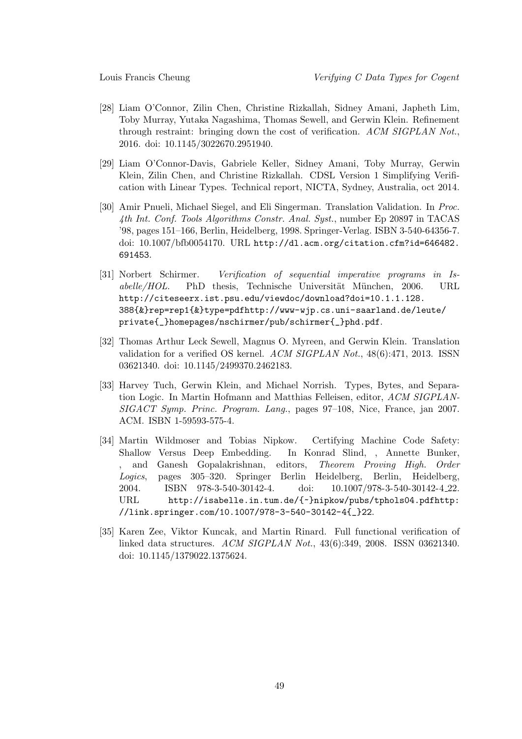[28] Liam O'Connor, Zilin Chen, Christine Rizkallah, Sidney Amani, Japheth Lim, Toby Murray, Yutaka Nagashima, Thomas Sewell, and Gerwin Klein. Refinement through restraint: bringing down the cost of verification. *ACM SIGPLAN Not.*, 2016. doi: 10.1145/3022670.2951940.

[29] Liam O'Connor-Davis, Gabriele Keller, Sidney Amani, Toby Murray, Gerwin Klein, Zilin Chen, and Christine Rizkallah. CDSL Version 1 Simplifying Verification with Linear Types. Technical report, NICTA, Sydney, Australia, oct 2014.

[30] Amir Pnueli, Michael Siegel, and Eli Singerman. Translation Validation. In *Proc. 4th Int. Conf. Tools Algorithms Constr. Anal. Syst.*, number Ep 20897 in TACAS '98, pages 151–166, Berlin, Heidelberg, 1998. Springer-Verlag. ISBN 3-540-64356-7. doi: 10.1007/bfb0054170. URL `http://dl.acm.org/citation.cfm?id=646482.691453`.

[31] Norbert Schirmer. *Verification of sequential imperative programs in Isabelle/HOL*. PhD thesis, Technische Universität München, 2006. URL `http://citeseerx.ist.psu.edu/viewdoc/download?doi=10.1.1.128.388{&}rep=rep1{&}type=pdfhttp://www-wjp.cs.uni-saarland.de/leute/private{_}homepages/nschirmer/pub/schirmer{_}phd.pdf`.

[32] Thomas Arthur Leck Sewell, Magnus O. Myreen, and Gerwin Klein. Translation validation for a verified OS kernel. *ACM SIGPLAN Not.*, 48(6):471, 2013. ISSN 03621340. doi: 10.1145/2499370.2462183.

[33] Harvey Tuch, Gerwin Klein, and Michael Norrish. Types, Bytes, and Separation Logic. In Martin Hofmann and Matthias Felleisen, editor, *ACM SIGPLAN-SIGACT Symp. Princ. Program. Lang.*, pages 97–108, Nice, France, jan 2007. ACM. ISBN 1-59593-575-4.

[34] Martin Wildmoser and Tobias Nipkow. Certifying Machine Code Safety: Shallow Versus Deep Embedding. In Konrad Slind, , Annette Bunker, , and Ganesh Gopalakrishnan, editors, *Theorem Proving High. Order Logics*, pages 305–320. Springer Berlin Heidelberg, Berlin, Heidelberg, 2004. ISBN 978-3-540-30142-4. doi: 10.1007/978-3-540-30142-4_22. URL `http://isabelle.in.tum.de/{~}nipkow/pubs/tphols04.pdfhttp://link.springer.com/10.1007/978-3-540-30142-4{_}22`.

[35] Karen Zee, Viktor Kuncak, and Martin Rinard. Full functional verification of linked data structures. *ACM SIGPLAN Not.*, 43(6):349, 2008. ISSN 03621340. doi: 10.1145/1379022.1375624.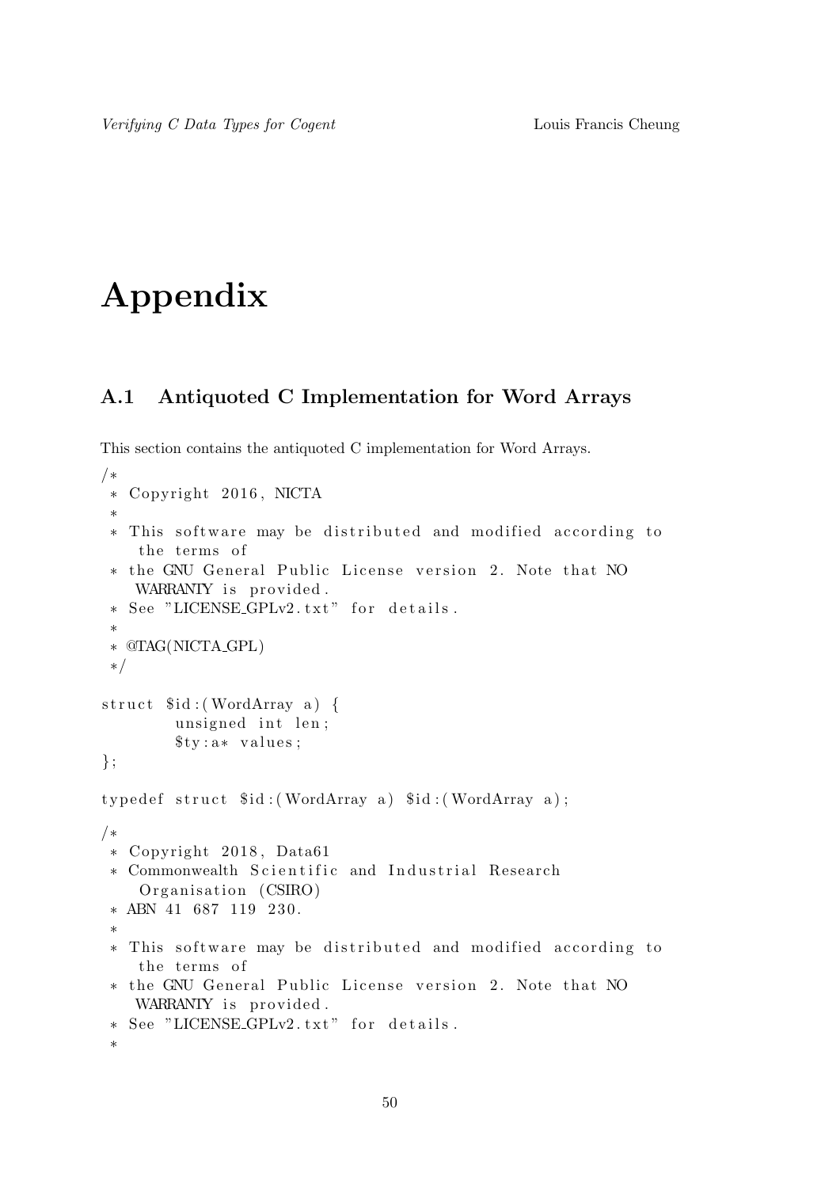# Appendix

## A.1 Antiquoted C Implementation for Word Arrays

This section contains the antiquoted C implementation for Word Arrays.

```
/*
 * Copyright 2016, NICTA
 *
 * This software may be distributed and modified according to
    the terms of
 * the GNU General Public License version 2. Note that NO
    WARRANTY is provided.
 * See "LICENSE_GPLv2.txt" for details.
 *
 * @TAG(NICTA_GPL)
 */

struct $id:(WordArray a) {
        unsigned int len;
        $ty:a* values;
};

typedef struct $id:(WordArray a) $id:(WordArray a);

/*
 * Copyright 2018, Data61
 * Commonwealth Scientific and Industrial Research
    Organisation (CSIRO)
 * ABN 41 687 119 230.
 *
 * This software may be distributed and modified according to
    the terms of
 * the GNU General Public License version 2. Note that NO
    WARRANTY is provided.
 * See "LICENSE_GPLv2.txt" for details.
 *
```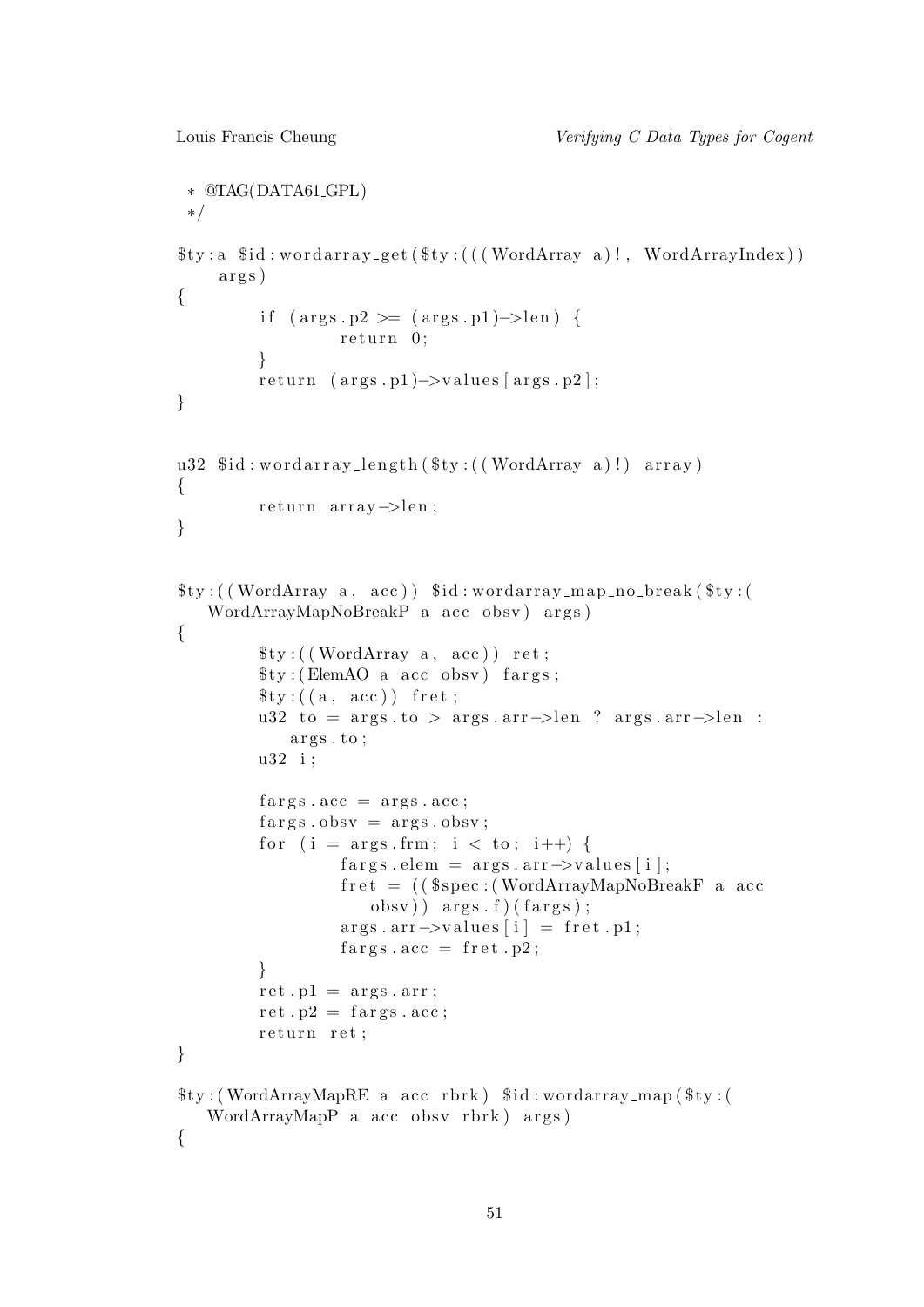```
 * @TAG(DATA61_GPL)
 */

$ty:a $id:wordarray_get($ty:(((WordArray a)!, WordArrayIndex))
    args)
{
        if (args.p2 >= (args.p1)->len) {
                return 0;
        }
        return (args.p1)->values[args.p2];
}


u32 $id:wordarray_length($ty:((WordArray a)!) array)
{
        return array->len;
}


$ty:((WordArray a, acc)) $id:wordarray_map_no_break($ty:(
   WordArrayMapNoBreakP a acc obsv) args)
{
        $ty:((WordArray a, acc)) ret;
        $ty:(ElemAO a acc obsv) fargs;
        $ty:((a, acc)) fret;
        u32 to = args.to > args.arr->len ? args.arr->len :
           args.to;
        u32 i;

        fargs.acc = args.acc;
        fargs.obsv = args.obsv;
        for (i = args.frm; i < to; i++) {
                fargs.elem = args.arr->values[i];
                fret = (($spec:(WordArrayMapNoBreakF a acc
                   obsv)) args.f)(fargs);
                args.arr->values[i] = fret.p1;
                fargs.acc = fret.p2;
        }
        ret.p1 = args.arr;
        ret.p2 = fargs.acc;
        return ret;
}

$ty:(WordArrayMapRE a acc rbrk) $id:wordarray_map($ty:(
   WordArrayMapP a acc obsv rbrk) args)
{
```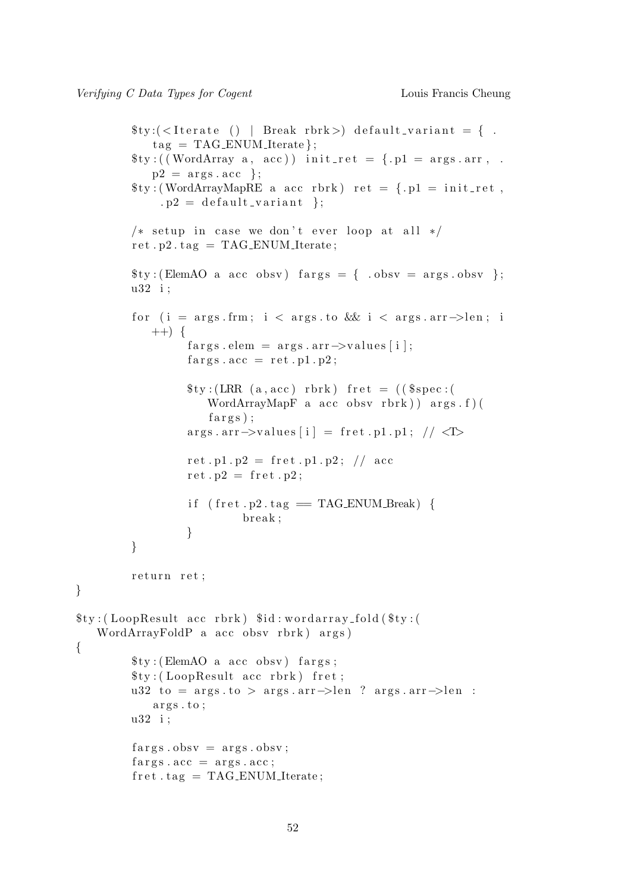```
        $ty:(<Iterate () | Break rbrk>) default_variant = { .
           tag = TAG_ENUM_Iterate};
        $ty:((WordArray a, acc)) init_ret = {.p1 = args.arr, .
           p2 = args.acc };
        $ty:(WordArrayMapRE a acc rbrk) ret = {.p1 = init_ret,
            .p2 = default_variant };

        /* setup in case we don't ever loop at all */
        ret.p2.tag = TAG_ENUM_Iterate;

        $ty:(ElemAO a acc obsv) fargs = { .obsv = args.obsv };
        u32 i;

        for (i = args.frm; i < args.to && i < args.arr->len; i
           ++) {
                fargs.elem = args.arr->values[i];
                fargs.acc = ret.p1.p2;

                $ty:(LRR (a,acc) rbrk) fret = (($spec:(
                   WordArrayMapF a acc obsv rbrk)) args.f)(
                   fargs);
                args.arr->values[i] = fret.p1.p1; // <T>

                ret.p1.p2 = fret.p1.p2; // acc
                ret.p2 = fret.p2;

                if (fret.p2.tag == TAG_ENUM_Break) {
                        break;
                }
        }

        return ret;
}

$ty:(LoopResult acc rbrk) $id:wordarray_fold($ty:(
   WordArrayFoldP a acc obsv rbrk) args)
{
        $ty:(ElemAO a acc obsv) fargs;
        $ty:(LoopResult acc rbrk) fret;
        u32 to = args.to > args.arr->len ? args.arr->len :
           args.to;
        u32 i;

        fargs.obsv = args.obsv;
        fargs.acc = args.acc;
        fret.tag = TAG_ENUM_Iterate;
```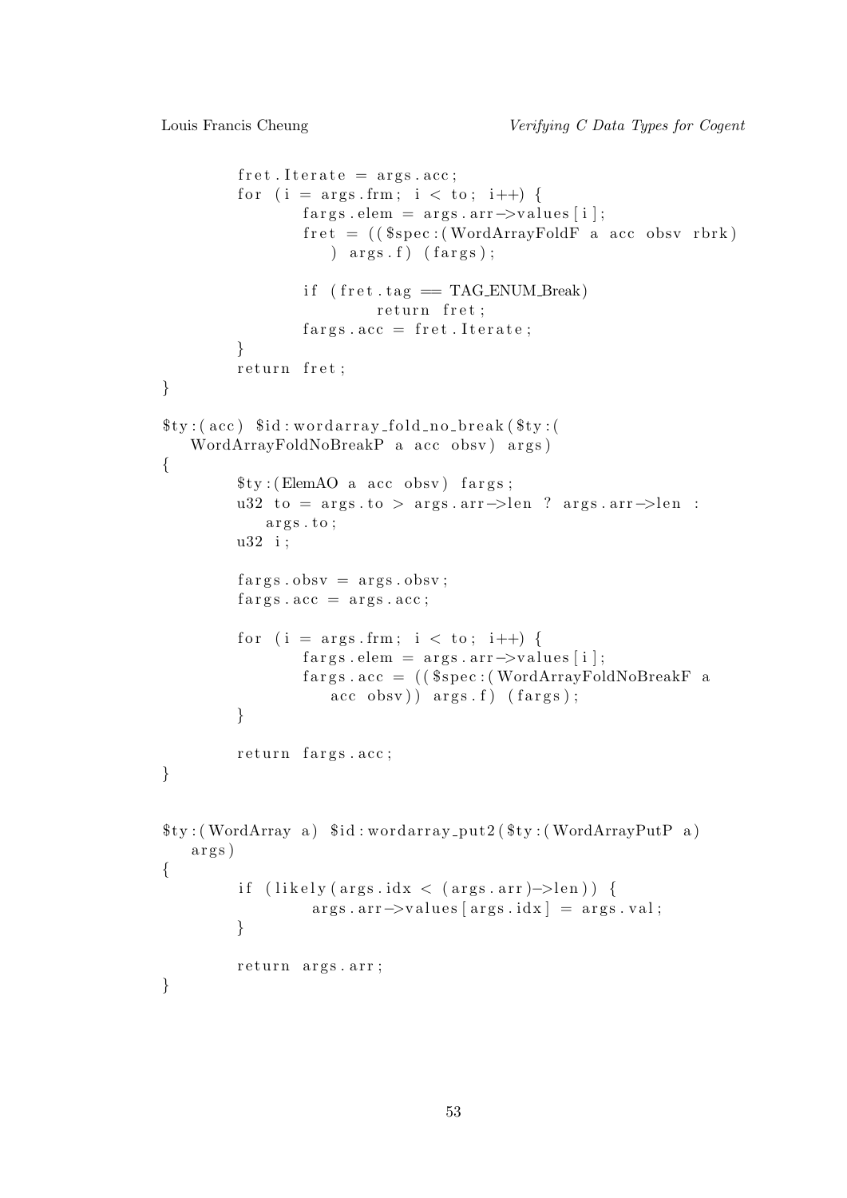```
        fret.Iterate = args.acc;
        for (i = args.frm; i < to; i++) {
                fargs.elem = args.arr->values[i];
                fret = (($spec:(WordArrayFoldF a acc obsv rbrk)
                   ) args.f) (fargs);

                if (fret.tag == TAG_ENUM_Break)
                        return fret;
                fargs.acc = fret.Iterate;
        }
        return fret;
}

$ty:(acc) $id:wordarray_fold_no_break($ty:(
   WordArrayFoldNoBreakP a acc obsv) args)
{
        $ty:(ElemAO a acc obsv) fargs;
        u32 to = args.to > args.arr->len ? args.arr->len :
           args.to;
        u32 i;

        fargs.obsv = args.obsv;
        fargs.acc = args.acc;

        for (i = args.frm; i < to; i++) {
                fargs.elem = args.arr->values[i];
                fargs.acc = (($spec:(WordArrayFoldNoBreakF a
                   acc obsv)) args.f) (fargs);
        }

        return fargs.acc;
}


$ty:(WordArray a) $id:wordarray_put2($ty:(WordArrayPutP a)
   args)
{
        if (likely(args.idx < (args.arr)->len)) {
                 args.arr->values[args.idx] = args.val;
        }

        return args.arr;
}
```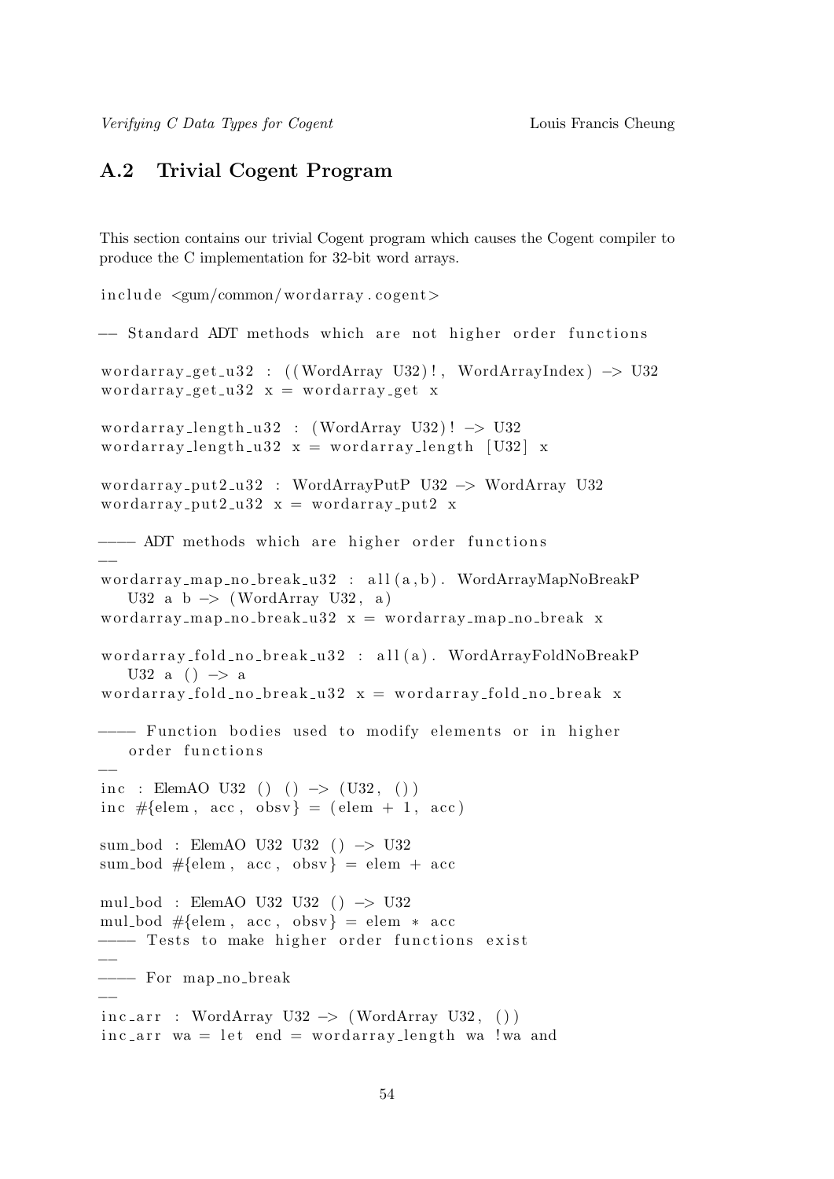## A.2 Trivial Cogent Program

This section contains our trivial Cogent program which causes the Cogent compiler to produce the C implementation for 32-bit word arrays.

```
include <gum/common/wordarray.cogent>

-- Standard ADT methods which are not higher order functions

wordarray_get_u32 : ((WordArray U32)!, WordArrayIndex) -> U32
wordarray_get_u32 x = wordarray_get x

wordarray_length_u32 : (WordArray U32)! -> U32
wordarray_length_u32 x = wordarray_length [U32] x

wordarray_put2_u32 : WordArrayPutP U32 -> WordArray U32
wordarray_put2_u32 x = wordarray_put2 x

---- ADT methods which are higher order functions
--
wordarray_map_no_break_u32 : all(a,b). WordArrayMapNoBreakP
    U32 a b -> (WordArray U32, a)
wordarray_map_no_break_u32 x = wordarray_map_no_break x

wordarray_fold_no_break_u32 : all(a). WordArrayFoldNoBreakP
    U32 a () -> a
wordarray_fold_no_break_u32 x = wordarray_fold_no_break x

---- Function bodies used to modify elements or in higher
    order functions
--
inc : ElemAO U32 () () -> (U32, ())
inc #{elem, acc, obsv} = (elem + 1, acc)

sum_bod : ElemAO U32 U32 () -> U32
sum_bod #{elem, acc, obsv} = elem + acc

mul_bod : ElemAO U32 U32 () -> U32
mul_bod #{elem, acc, obsv} = elem * acc
---- Tests to make higher order functions exist
--
---- For map_no_break
--
inc_arr : WordArray U32 -> (WordArray U32, ())
inc_arr wa = let end = wordarray_length wa !wa and
```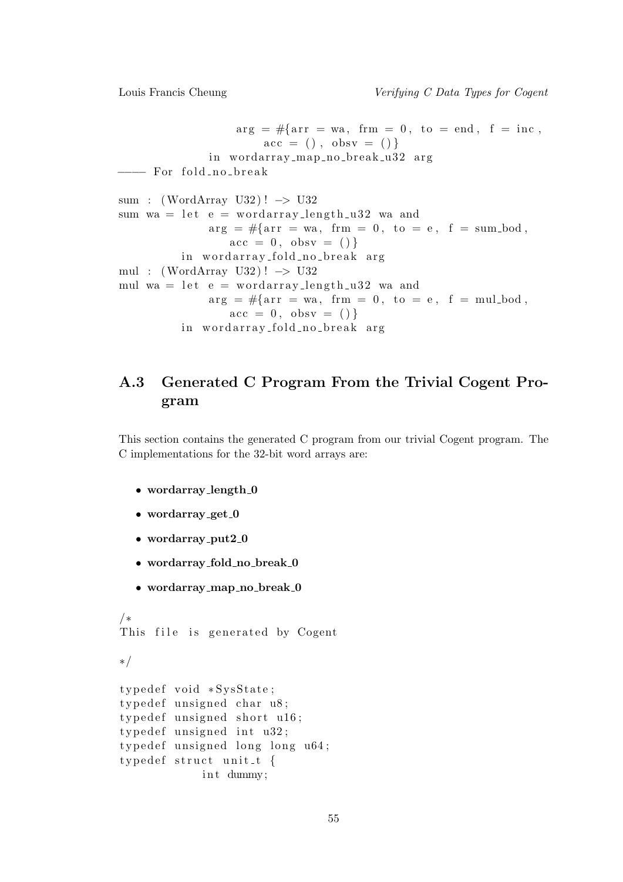```
                  arg = #{arr = wa, frm = 0, to = end, f = inc,
                      acc = (), obsv = ()}
              in wordarray_map_no_break_u32 arg
--- For fold_no_break

sum : (WordArray U32)! -> U32
sum wa = let e = wordarray_length_u32 wa and
              arg = #{arr = wa, frm = 0, to = e, f = sum_bod,
                  acc = 0, obsv = ()}
          in wordarray_fold_no_break arg
mul : (WordArray U32)! -> U32
mul wa = let e = wordarray_length_u32 wa and
              arg = #{arr = wa, frm = 0, to = e, f = mul_bod,
                  acc = 0, obsv = ()}
          in wordarray_fold_no_break arg
```

## A.3 Generated C Program From the Trivial Cogent Program

This section contains the generated C program from our trivial Cogent program. The C implementations for the 32-bit word arrays are:

- **wordarray_length_0**
- **wordarray_get_0**
- **wordarray_put2_0**
- **wordarray_fold_no_break_0**
- **wordarray_map_no_break_0**

```
/*
This file is generated by Cogent

*/

typedef void *SysState;
typedef unsigned char u8;
typedef unsigned short u16;
typedef unsigned int u32;
typedef unsigned long long u64;
typedef struct unit_t {
            int dummy;
```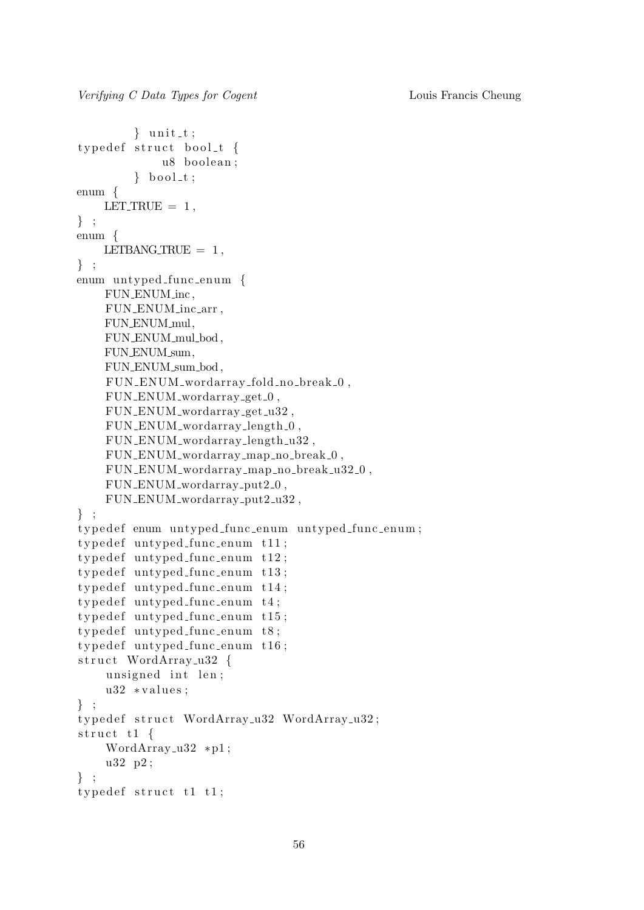```
        } unit_t;
typedef struct bool_t {
            u8 boolean;
        } bool_t;
enum {
    LET_TRUE = 1,
} ;
enum {
    LETBANG_TRUE = 1,
} ;
enum untyped_func_enum {
    FUN_ENUM_inc,
    FUN_ENUM_inc_arr,
    FUN_ENUM_mul,
    FUN_ENUM_mul_bod,
    FUN_ENUM_sum,
    FUN_ENUM_sum_bod,
    FUN_ENUM_wordarray_fold_no_break_0,
    FUN_ENUM_wordarray_get_0,
    FUN_ENUM_wordarray_get_u32,
    FUN_ENUM_wordarray_length_0,
    FUN_ENUM_wordarray_length_u32,
    FUN_ENUM_wordarray_map_no_break_0,
    FUN_ENUM_wordarray_map_no_break_u32_0,
    FUN_ENUM_wordarray_put2_0,
    FUN_ENUM_wordarray_put2_u32,
} ;
typedef enum untyped_func_enum untyped_func_enum;
typedef untyped_func_enum t11;
typedef untyped_func_enum t12;
typedef untyped_func_enum t13;
typedef untyped_func_enum t14;
typedef untyped_func_enum t4;
typedef untyped_func_enum t15;
typedef untyped_func_enum t8;
typedef untyped_func_enum t16;
struct WordArray_u32 {
    unsigned int len;
    u32 *values;
} ;
typedef struct WordArray_u32 WordArray_u32;
struct t1 {
    WordArray_u32 *p1;
    u32 p2;
} ;
typedef struct t1 t1;
```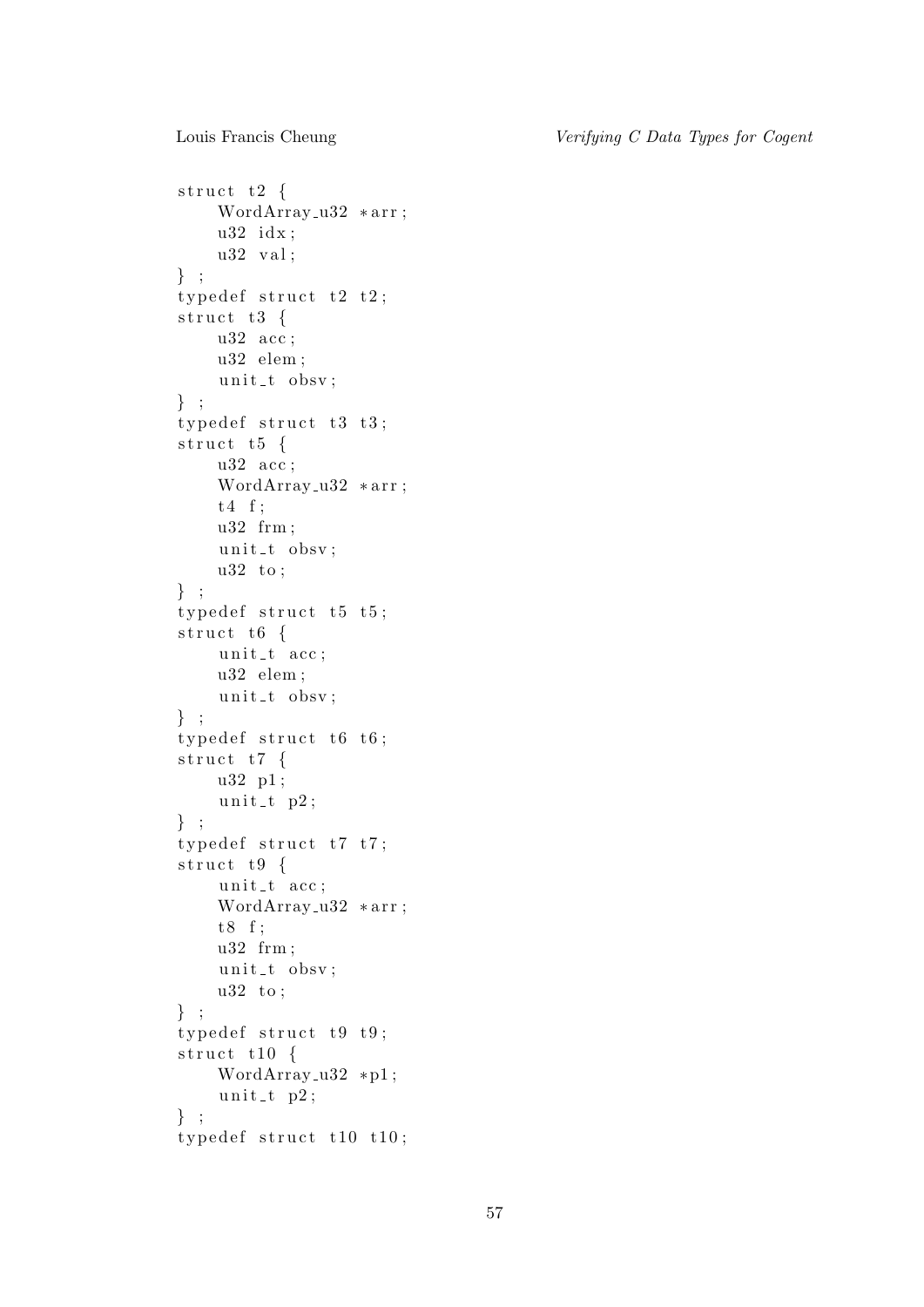```
struct t2 {
    WordArray_u32 *arr;
    u32 idx;
    u32 val;
} ;
typedef struct t2 t2;
struct t3 {
    u32 acc;
    u32 elem;
    unit_t obsv;
} ;
typedef struct t3 t3;
struct t5 {
    u32 acc;
    WordArray_u32 *arr;
    t4 f;
    u32 frm;
    unit_t obsv;
    u32 to;
} ;
typedef struct t5 t5;
struct t6 {
    unit_t acc;
    u32 elem;
    unit_t obsv;
} ;
typedef struct t6 t6;
struct t7 {
    u32 p1;
    unit_t p2;
} ;
typedef struct t7 t7;
struct t9 {
    unit_t acc;
    WordArray_u32 *arr;
    t8 f;
    u32 frm;
    unit_t obsv;
    u32 to;
} ;
typedef struct t9 t9;
struct t10 {
    WordArray_u32 *p1;
    unit_t p2;
} ;
typedef struct t10 t10;
```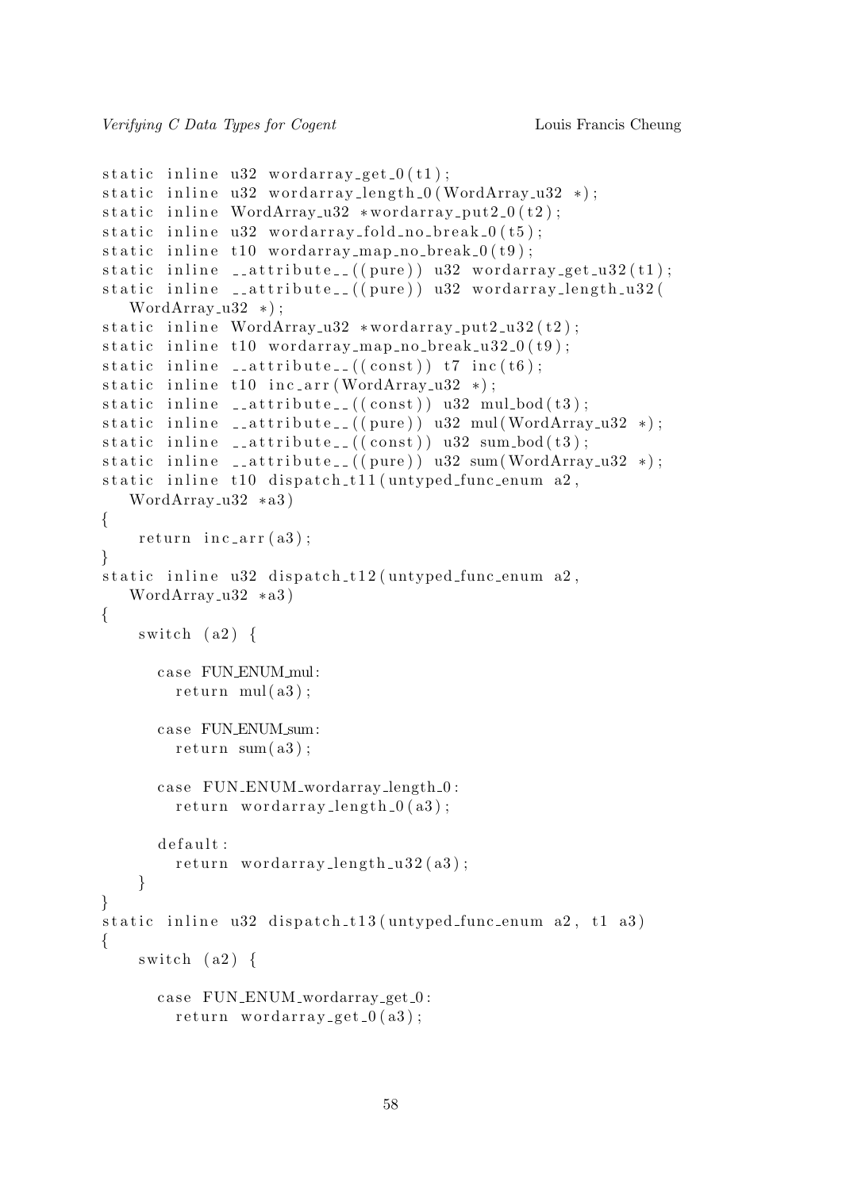```
static inline u32 wordarray_get_0(t1);
static inline u32 wordarray_length_0(WordArray_u32 *);
static inline WordArray_u32 *wordarray_put2_0(t2);
static inline u32 wordarray_fold_no_break_0(t5);
static inline t10 wordarray_map_no_break_0(t9);
static inline __attribute__((pure)) u32 wordarray_get_u32(t1);
static inline __attribute__((pure)) u32 wordarray_length_u32(
   WordArray_u32 *);
static inline WordArray_u32 *wordarray_put2_u32(t2);
static inline t10 wordarray_map_no_break_u32_0(t9);
static inline __attribute__((const)) t7 inc(t6);
static inline t10 inc_arr(WordArray_u32 *);
static inline __attribute__((const)) u32 mul_bod(t3);
static inline __attribute__((pure)) u32 mul(WordArray_u32 *);
static inline __attribute__((const)) u32 sum_bod(t3);
static inline __attribute__((pure)) u32 sum(WordArray_u32 *);
static inline t10 dispatch_t11(untyped_func_enum a2,
   WordArray_u32 *a3)
{
    return inc_arr(a3);
}
static inline u32 dispatch_t12(untyped_func_enum a2,
   WordArray_u32 *a3)
{
    switch (a2) {

      case FUN_ENUM_mul:
        return mul(a3);

      case FUN_ENUM_sum:
        return sum(a3);

      case FUN_ENUM_wordarray_length_0:
        return wordarray_length_0(a3);

      default:
        return wordarray_length_u32(a3);
    }
}
static inline u32 dispatch_t13(untyped_func_enum a2, t1 a3)
{
    switch (a2) {

      case FUN_ENUM_wordarray_get_0:
        return wordarray_get_0(a3);
```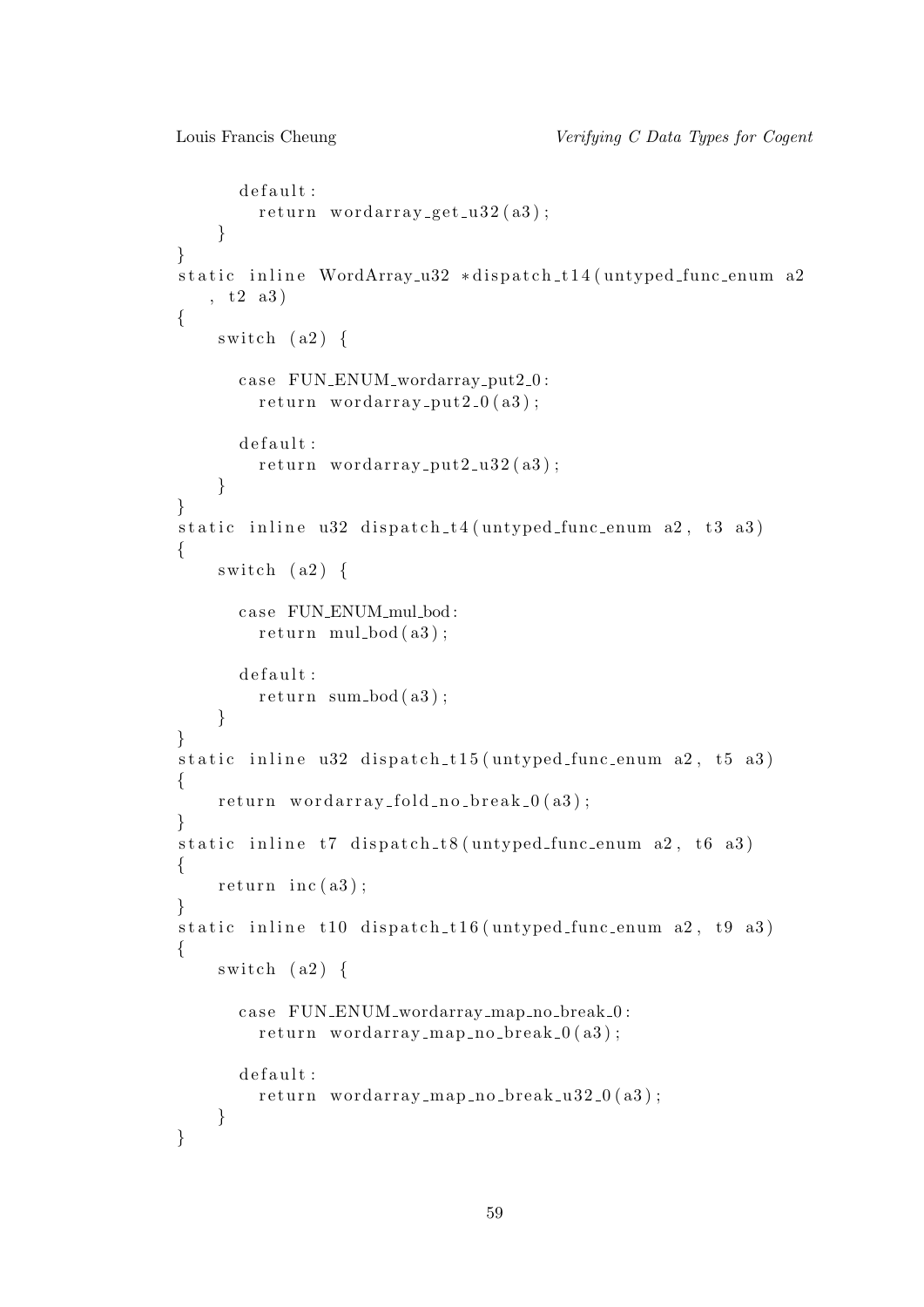```
    default:
      return wordarray_get_u32(a3);
  }
}
static inline WordArray_u32 *dispatch_t14(untyped_func_enum a2
    , t2 a3)
{
    switch (a2) {

      case FUN_ENUM_wordarray_put2_0:
        return wordarray_put2_0(a3);

      default:
        return wordarray_put2_u32(a3);
    }
}
static inline u32 dispatch_t4(untyped_func_enum a2, t3 a3)
{
    switch (a2) {

      case FUN_ENUM_mul_bod:
        return mul_bod(a3);

      default:
        return sum_bod(a3);
    }
}
static inline u32 dispatch_t15(untyped_func_enum a2, t5 a3)
{
    return wordarray_fold_no_break_0(a3);
}
static inline t7 dispatch_t8(untyped_func_enum a2, t6 a3)
{
    return inc(a3);
}
static inline t10 dispatch_t16(untyped_func_enum a2, t9 a3)
{
    switch (a2) {

      case FUN_ENUM_wordarray_map_no_break_0:
        return wordarray_map_no_break_0(a3);

      default:
        return wordarray_map_no_break_u32_0(a3);
    }
}
```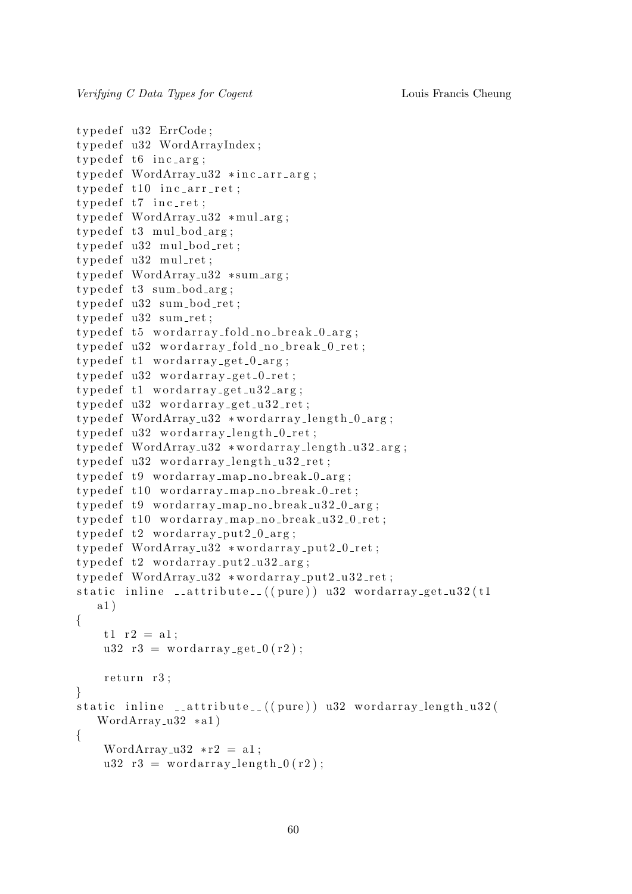```
typedef u32 ErrCode;
typedef u32 WordArrayIndex;
typedef t6 inc_arg;
typedef WordArray_u32 *inc_arr_arg;
typedef t10 inc_arr_ret;
typedef t7 inc_ret;
typedef WordArray_u32 *mul_arg;
typedef t3 mul_bod_arg;
typedef u32 mul_bod_ret;
typedef u32 mul_ret;
typedef WordArray_u32 *sum_arg;
typedef t3 sum_bod_arg;
typedef u32 sum_bod_ret;
typedef u32 sum_ret;
typedef t5 wordarray_fold_no_break_0_arg;
typedef u32 wordarray_fold_no_break_0_ret;
typedef t1 wordarray_get_0_arg;
typedef u32 wordarray_get_0_ret;
typedef t1 wordarray_get_u32_arg;
typedef u32 wordarray_get_u32_ret;
typedef WordArray_u32 *wordarray_length_0_arg;
typedef u32 wordarray_length_0_ret;
typedef WordArray_u32 *wordarray_length_u32_arg;
typedef u32 wordarray_length_u32_ret;
typedef t9 wordarray_map_no_break_0_arg;
typedef t10 wordarray_map_no_break_0_ret;
typedef t9 wordarray_map_no_break_u32_0_arg;
typedef t10 wordarray_map_no_break_u32_0_ret;
typedef t2 wordarray_put2_0_arg;
typedef WordArray_u32 *wordarray_put2_0_ret;
typedef t2 wordarray_put2_u32_arg;
typedef WordArray_u32 *wordarray_put2_u32_ret;
static inline __attribute__((pure)) u32 wordarray_get_u32(t1
    a1)
{
    t1 r2 = a1;
    u32 r3 = wordarray_get_0(r2);

    return r3;
}
static inline __attribute__((pure)) u32 wordarray_length_u32(
    WordArray_u32 *a1)
{
    WordArray_u32 *r2 = a1;
    u32 r3 = wordarray_length_0(r2);
```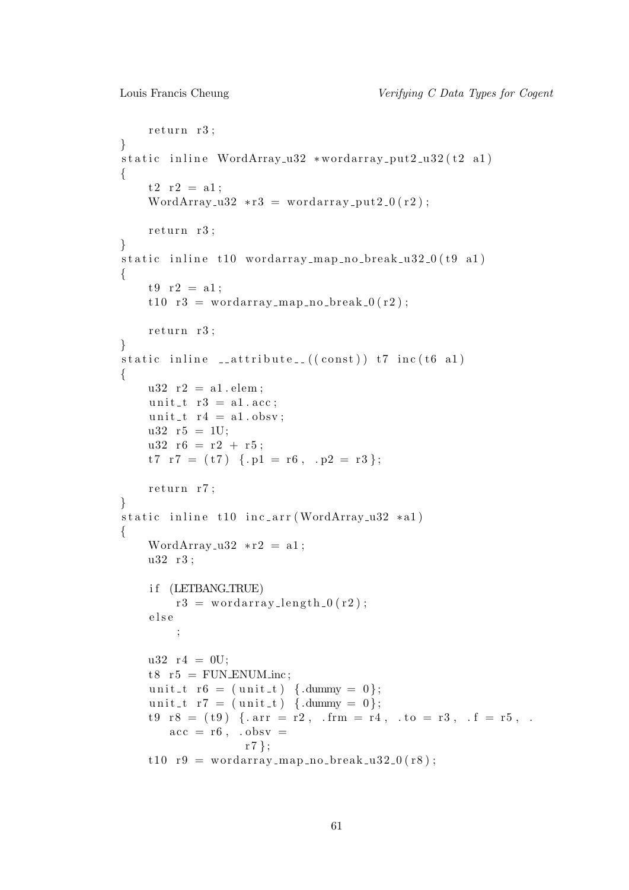```
    return r3;
}
static inline WordArray_u32 *wordarray_put2_u32(t2 a1)
{
    t2 r2 = a1;
    WordArray_u32 *r3 = wordarray_put2_0(r2);

    return r3;
}
static inline t10 wordarray_map_no_break_u32_0(t9 a1)
{
    t9 r2 = a1;
    t10 r3 = wordarray_map_no_break_0(r2);

    return r3;
}
static inline __attribute__((const)) t7 inc(t6 a1)
{
    u32 r2 = a1.elem;
    unit_t r3 = a1.acc;
    unit_t r4 = a1.obsv;
    u32 r5 = 1U;
    u32 r6 = r2 + r5;
    t7 r7 = (t7) {.p1 = r6, .p2 = r3};

    return r7;
}
static inline t10 inc_arr(WordArray_u32 *a1)
{
    WordArray_u32 *r2 = a1;
    u32 r3;

    if (LETBANG_TRUE)
        r3 = wordarray_length_0(r2);
    else
        ;

    u32 r4 = 0U;
    t8 r5 = FUN_ENUM_inc;
    unit_t r6 = (unit_t) {.dummy = 0};
    unit_t r7 = (unit_t) {.dummy = 0};
    t9 r8 = (t9) {.arr = r2, .frm = r4, .to = r3, .f = r5, .
       acc = r6, .obsv =
                  r7};
    t10 r9 = wordarray_map_no_break_u32_0(r8);
```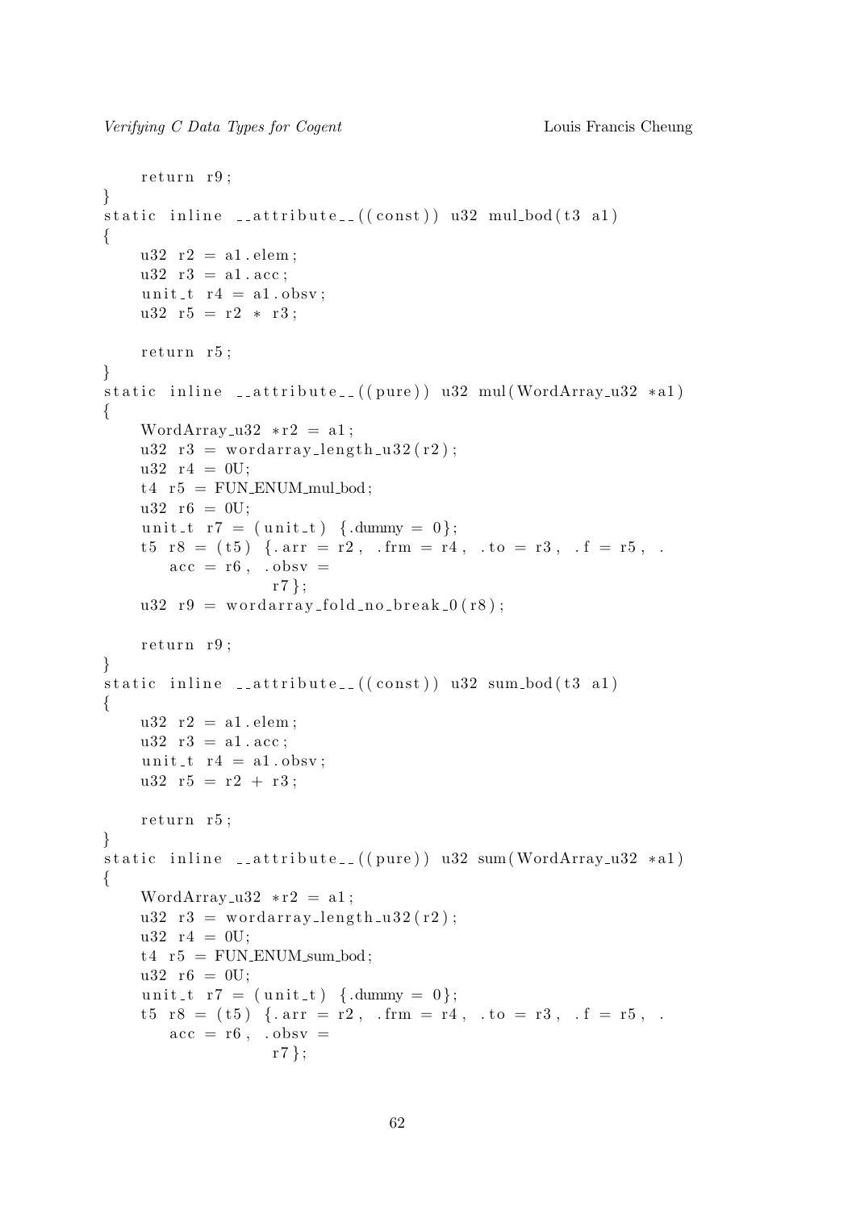```
    return r9;
}
static inline __attribute__((const)) u32 mul_bod(t3 a1)
{
    u32 r2 = a1.elem;
    u32 r3 = a1.acc;
    unit_t r4 = a1.obsv;
    u32 r5 = r2 * r3;

    return r5;
}
static inline __attribute__((pure)) u32 mul(WordArray_u32 *a1)
{
    WordArray_u32 *r2 = a1;
    u32 r3 = wordarray_length_u32(r2);
    u32 r4 = 0U;
    t4 r5 = FUN_ENUM_mul_bod;
    u32 r6 = 0U;
    unit_t r7 = (unit_t) {.dummy = 0};
    t5 r8 = (t5) {.arr = r2, .frm = r4, .to = r3, .f = r5, .
        acc = r6, .obsv =
                 r7};
    u32 r9 = wordarray_fold_no_break_0(r8);

    return r9;
}
static inline __attribute__((const)) u32 sum_bod(t3 a1)
{
    u32 r2 = a1.elem;
    u32 r3 = a1.acc;
    unit_t r4 = a1.obsv;
    u32 r5 = r2 + r3;

    return r5;
}
static inline __attribute__((pure)) u32 sum(WordArray_u32 *a1)
{
    WordArray_u32 *r2 = a1;
    u32 r3 = wordarray_length_u32(r2);
    u32 r4 = 0U;
    t4 r5 = FUN_ENUM_sum_bod;
    u32 r6 = 0U;
    unit_t r7 = (unit_t) {.dummy = 0};
    t5 r8 = (t5) {.arr = r2, .frm = r4, .to = r3, .f = r5, .
        acc = r6, .obsv =
                 r7};
```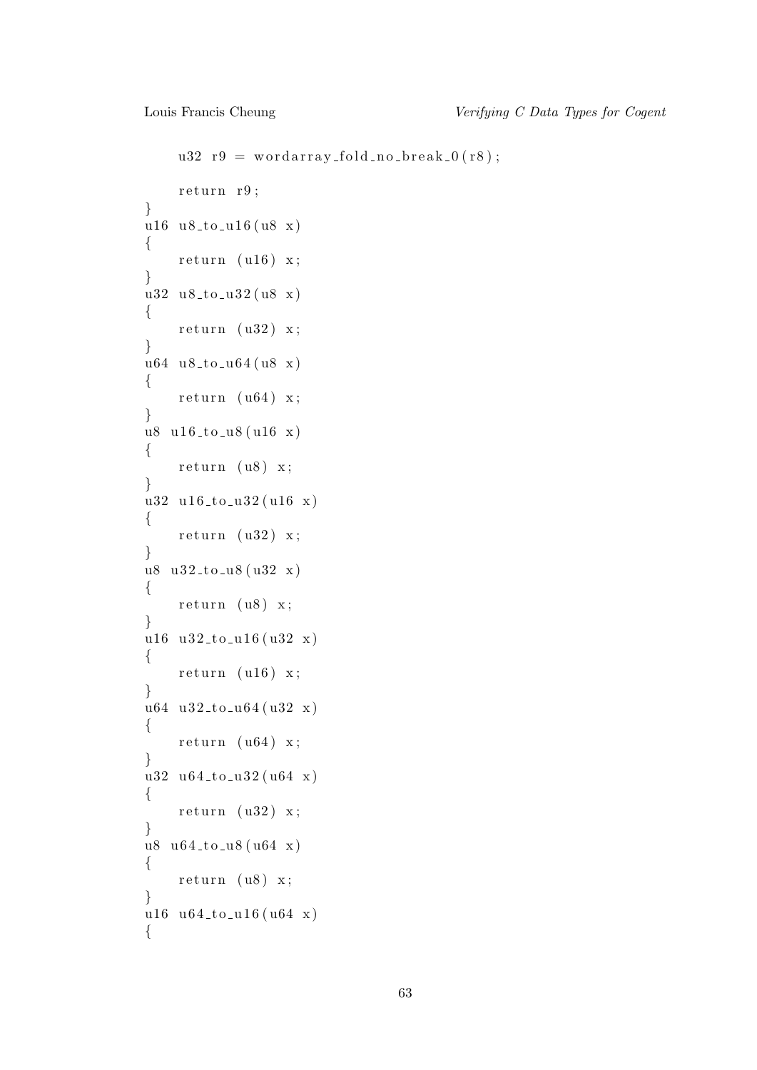```
    u32 r9 = wordarray_fold_no_break_0(r8);

    return r9;
}
u16 u8_to_u16(u8 x)
{
    return (u16) x;
}
u32 u8_to_u32(u8 x)
{
    return (u32) x;
}
u64 u8_to_u64(u8 x)
{
    return (u64) x;
}
u8 u16_to_u8(u16 x)
{
    return (u8) x;
}
u32 u16_to_u32(u16 x)
{
    return (u32) x;
}
u8 u32_to_u8(u32 x)
{
    return (u8) x;
}
u16 u32_to_u16(u32 x)
{
    return (u16) x;
}
u64 u32_to_u64(u32 x)
{
    return (u64) x;
}
u32 u64_to_u32(u64 x)
{
    return (u32) x;
}
u8 u64_to_u8(u64 x)
{
    return (u8) x;
}
u16 u64_to_u16(u64 x)
{
```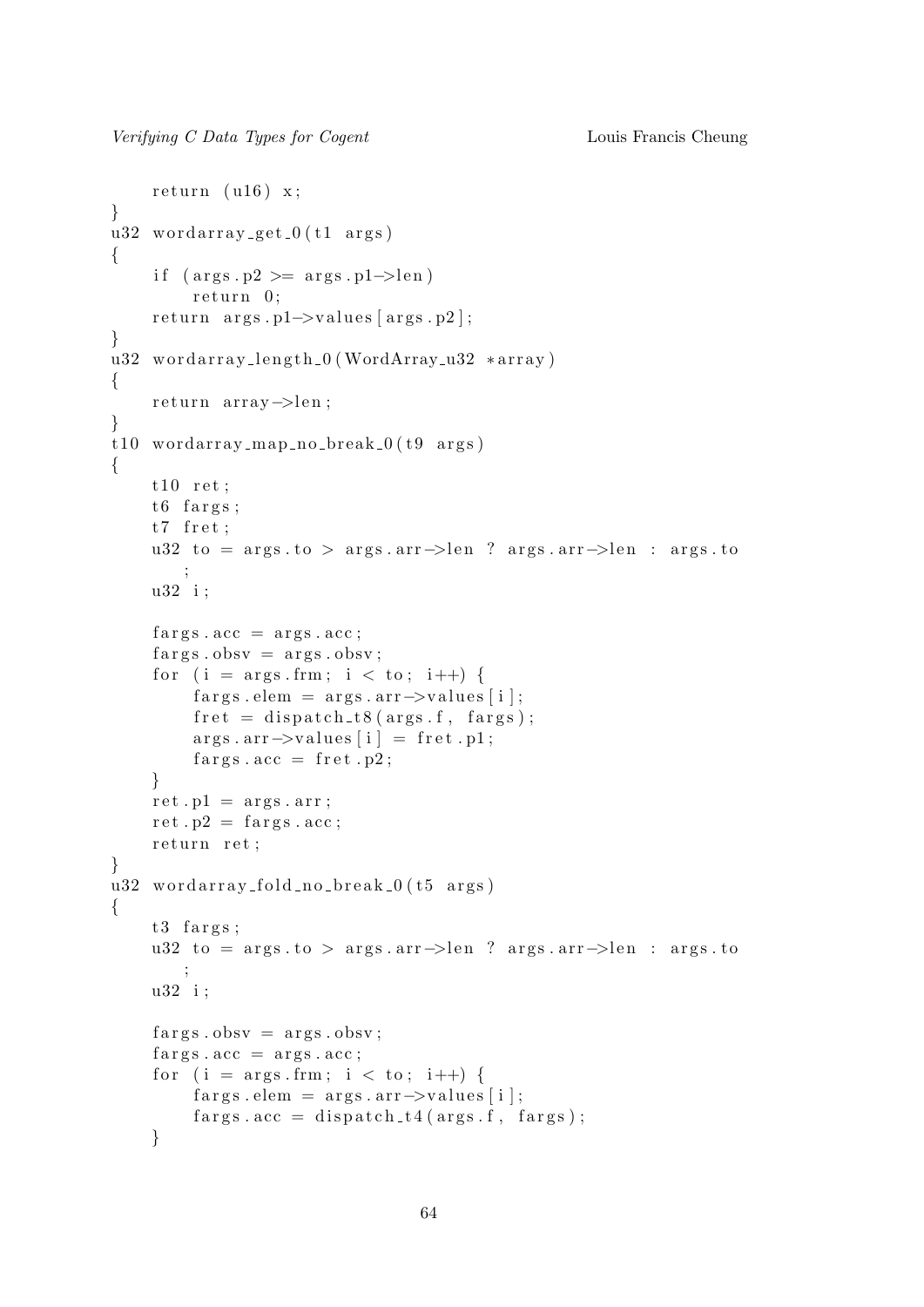```
    return (u16) x;
}
u32 wordarray_get_0(t1 args)
{
    if (args.p2 >= args.p1->len)
        return 0;
    return args.p1->values[args.p2];
}
u32 wordarray_length_0(WordArray_u32 *array)
{
    return array->len;
}
t10 wordarray_map_no_break_0(t9 args)
{
    t10 ret;
    t6 fargs;
    t7 fret;
    u32 to = args.to > args.arr->len ? args.arr->len : args.to
        ;
    u32 i;

    fargs.acc = args.acc;
    fargs.obsv = args.obsv;
    for (i = args.frm; i < to; i++) {
        fargs.elem = args.arr->values[i];
        fret = dispatch_t8(args.f, fargs);
        args.arr->values[i] = fret.p1;
        fargs.acc = fret.p2;
    }
    ret.p1 = args.arr;
    ret.p2 = fargs.acc;
    return ret;
}
u32 wordarray_fold_no_break_0(t5 args)
{
    t3 fargs;
    u32 to = args.to > args.arr->len ? args.arr->len : args.to
        ;
    u32 i;

    fargs.obsv = args.obsv;
    fargs.acc = args.acc;
    for (i = args.frm; i < to; i++) {
        fargs.elem = args.arr->values[i];
        fargs.acc = dispatch_t4(args.f, fargs);
    }
```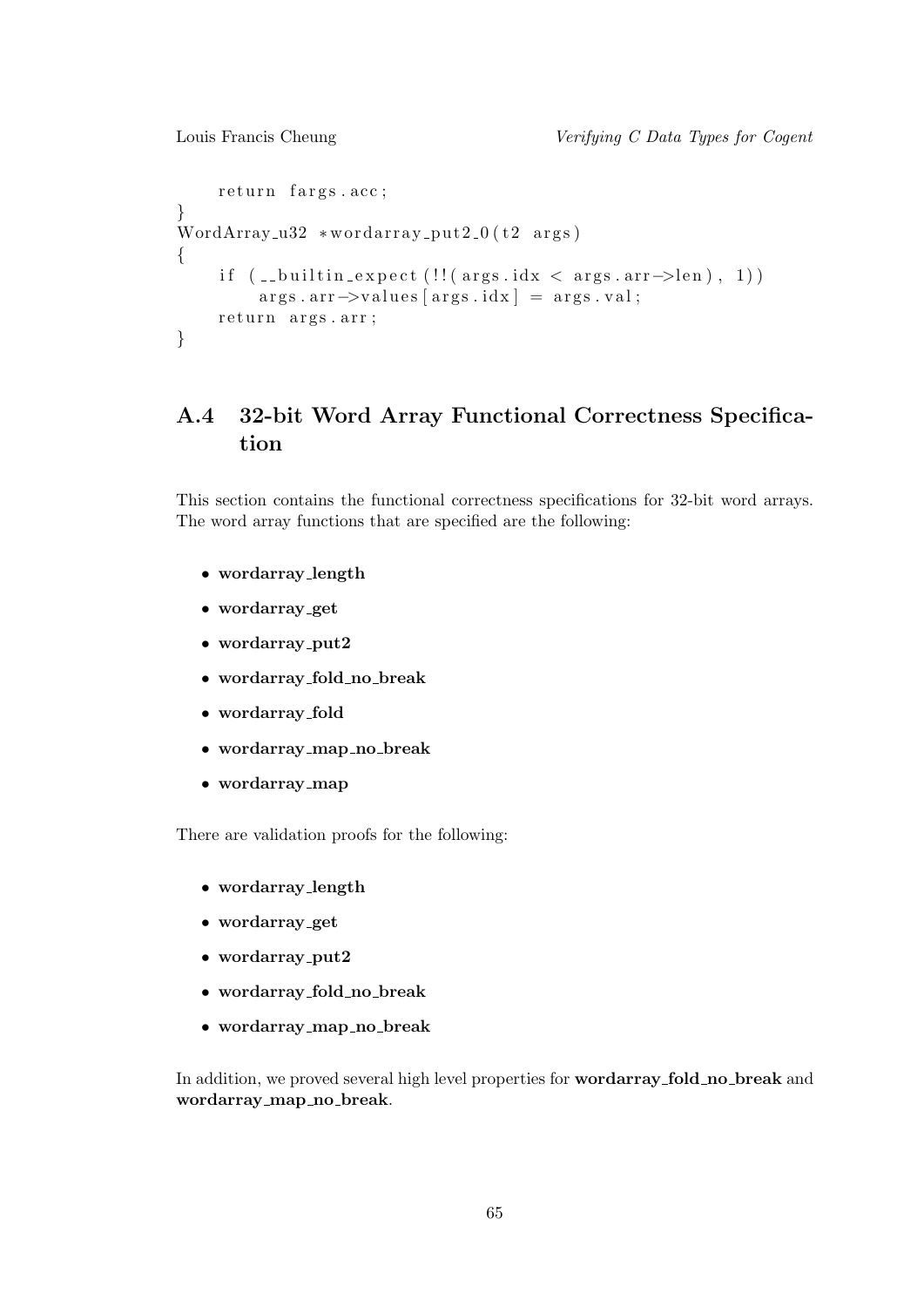```
    return fargs.acc;
}
WordArray_u32 *wordarray_put2_0(t2 args)
{
    if (__builtin_expect(!!(args.idx < args.arr->len), 1))
        args.arr->values[args.idx] = args.val;
    return args.arr;
}
```

## A.4 32-bit Word Array Functional Correctness Specification

This section contains the functional correctness specifications for 32-bit word arrays. The word array functions that are specified are the following:

- **wordarray_length**
- **wordarray_get**
- **wordarray_put2**
- **wordarray_fold_no_break**
- **wordarray_fold**
- **wordarray_map_no_break**
- **wordarray_map**

There are validation proofs for the following:

- **wordarray_length**
- **wordarray_get**
- **wordarray_put2**
- **wordarray_fold_no_break**
- **wordarray_map_no_break**

In addition, we proved several high level properties for **wordarray_fold_no_break** and **wordarray_map_no_break**.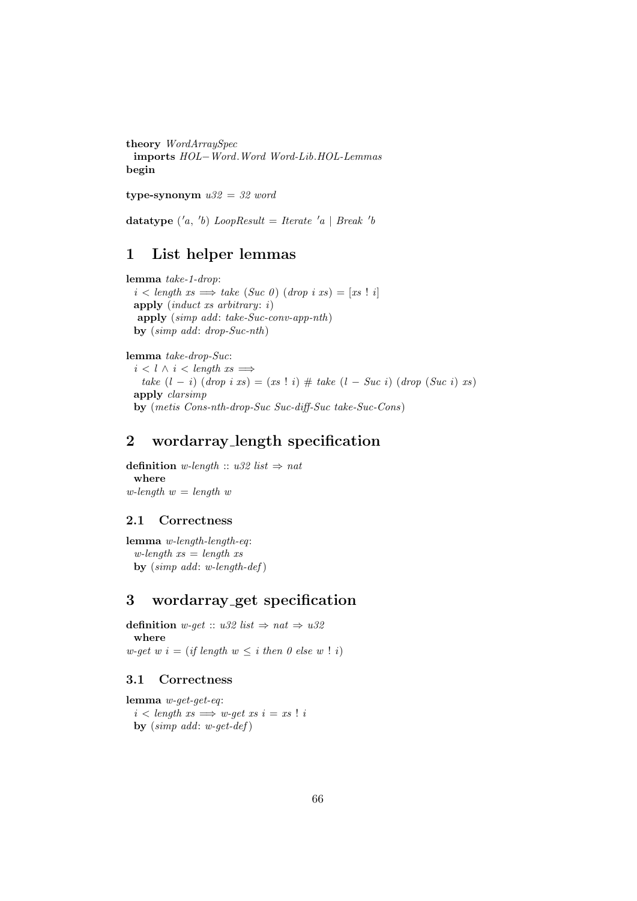**theory** *WordArraySpec*
  **imports** *HOL−Word.Word Word-Lib.HOL-Lemmas*
**begin**

**type-synonym** *u32 = 32 word*

**datatype** *('a, 'b) LoopResult = Iterate 'a | Break 'b*

# 1 List helper lemmas

```
lemma take-1-drop:
  i < length xs ⟹ take (Suc 0) (drop i xs) = [xs ! i]
  apply (induct xs arbitrary: i)
   apply (simp add: take-Suc-conv-app-nth)
  by (simp add: drop-Suc-nth)
```

```
lemma take-drop-Suc:
  i < l ∧ i < length xs ⟹
    take (l − i) (drop i xs) = (xs ! i) # take (l − Suc i) (drop (Suc i) xs)
  apply clarsimp
  by (metis Cons-nth-drop-Suc Suc-diff-Suc take-Suc-Cons)
```

# 2 wordarray_length specification

```
definition w-length :: u32 list ⇒ nat
  where
w-length w = length w
```

## 2.1 Correctness

```
lemma w-length-length-eq:
  w-length xs = length xs
  by (simp add: w-length-def)
```

# 3 wordarray_get specification

```
definition w-get :: u32 list ⇒ nat ⇒ u32
  where
w-get w i = (if length w ≤ i then 0 else w ! i)
```

## 3.1 Correctness

```
lemma w-get-get-eq:
  i < length xs ⟹ w-get xs i = xs ! i
  by (simp add: w-get-def)
```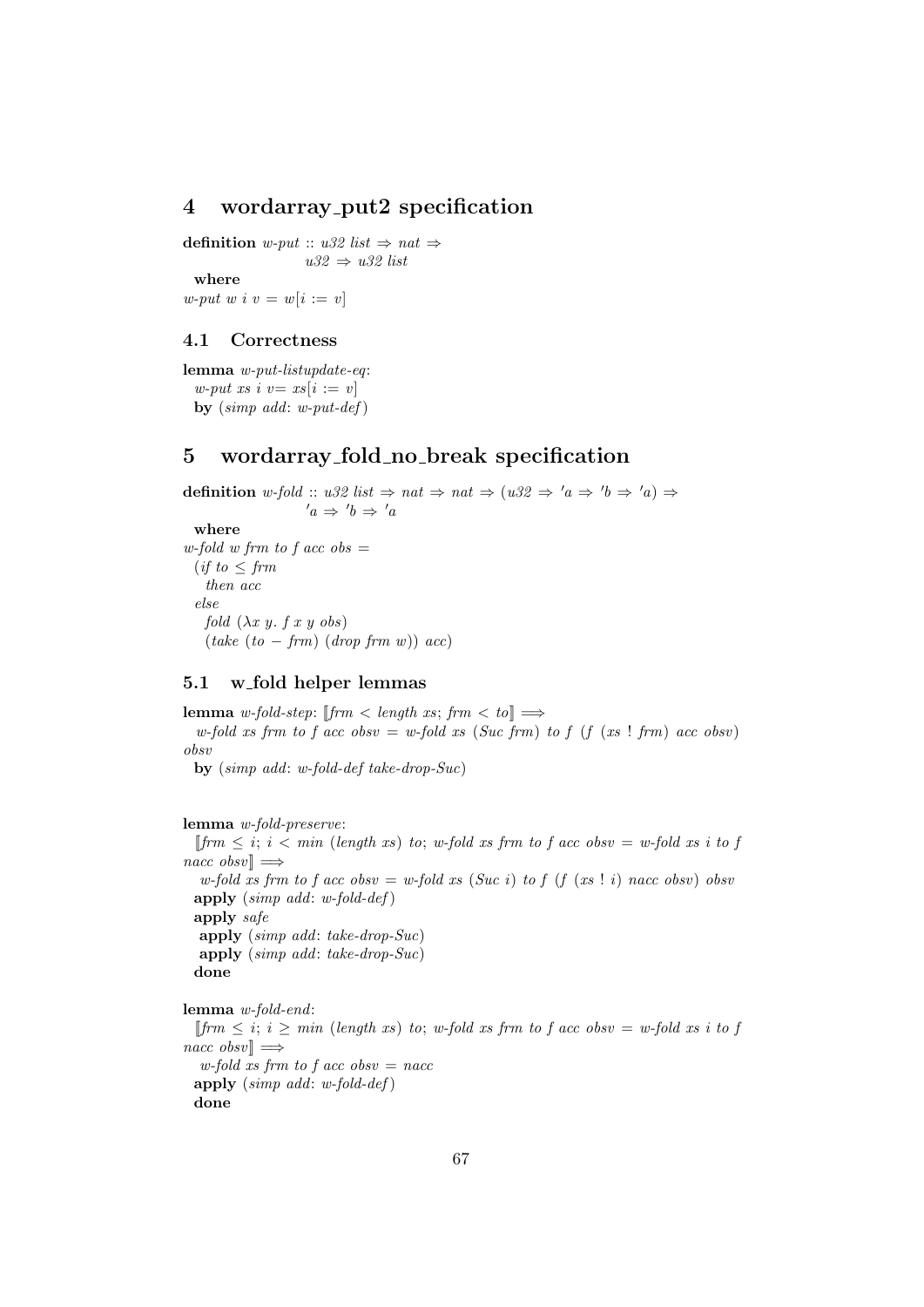# 4 wordarray_put2 specification

```
definition w-put :: u32 list ⇒ nat ⇒
                    u32 ⇒ u32 list
  where
w-put w i v = w[i := v]
```

## 4.1 Correctness

```
lemma w-put-listupdate-eq:
  w-put xs i v= xs[i := v]
  by (simp add: w-put-def)
```

# 5 wordarray_fold_no_break specification

```
definition w-fold :: u32 list ⇒ nat ⇒ nat ⇒ (u32 ⇒ 'a ⇒ 'b ⇒ 'a) ⇒
                    'a ⇒ 'b ⇒ 'a
  where
w-fold w frm to f acc obs =
  (if to ≤ frm
    then acc
  else
    fold (λx y. f x y obs)
    (take (to − frm) (drop frm w)) acc)
```

## 5.1 w_fold helper lemmas

```
lemma w-fold-step: ⟦frm < length xs; frm < to⟧ ⟹
  w-fold xs frm to f acc obsv = w-fold xs (Suc frm) to f (f (xs ! frm) acc obsv)
obsv
  by (simp add: w-fold-def take-drop-Suc)


lemma w-fold-preserve:
  ⟦frm ≤ i; i < min (length xs) to; w-fold xs frm to f acc obsv = w-fold xs i to f
nacc obsv⟧ ⟹
   w-fold xs frm to f acc obsv = w-fold xs (Suc i) to f (f (xs ! i) nacc obsv) obsv
  apply (simp add: w-fold-def)
  apply safe
   apply (simp add: take-drop-Suc)
   apply (simp add: take-drop-Suc)
  done

lemma w-fold-end:
  ⟦frm ≤ i; i ≥ min (length xs) to; w-fold xs frm to f acc obsv = w-fold xs i to f
nacc obsv⟧ ⟹
   w-fold xs frm to f acc obsv = nacc
  apply (simp add: w-fold-def)
  done
```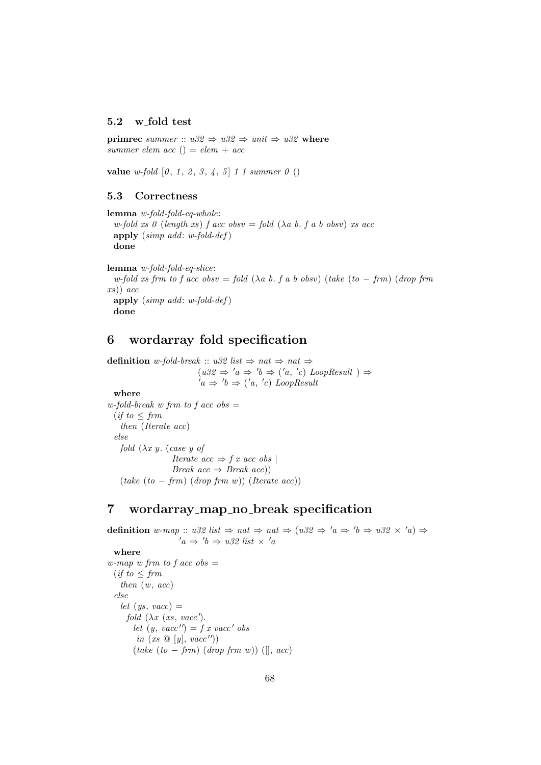### 5.2 w_fold test

```
primrec summer :: u32 ⇒ u32 ⇒ unit ⇒ u32 where
summer elem acc () = elem + acc

value w-fold [0, 1, 2, 3, 4, 5] 1 1 summer 0 ()
```

### 5.3 Correctness

```
lemma w-fold-fold-eq-whole:
  w-fold xs 0 (length xs) f acc obsv = fold (λa b. f a b obsv) xs acc
  apply (simp add: w-fold-def)
  done

lemma w-fold-fold-eq-slice:
  w-fold xs frm to f acc obsv = fold (λa b. f a b obsv) (take (to − frm) (drop frm
xs)) acc
  apply (simp add: w-fold-def)
  done
```

## 6 wordarray_fold specification

```
definition w-fold-break :: u32 list ⇒ nat ⇒ nat ⇒
                          (u32 ⇒ 'a ⇒ 'b ⇒ ('a, 'c) LoopResult ) ⇒
                          'a ⇒ 'b ⇒ ('a, 'c) LoopResult
  where
w-fold-break w frm to f acc obs =
  (if to ≤ frm
    then (Iterate acc)
  else
    fold (λx y. (case y of
                  Iterate acc ⇒ f x acc obs |
                  Break acc ⇒ Break acc))
    (take (to − frm) (drop frm w)) (Iterate acc))
```

## 7 wordarray_map_no_break specification

```
definition w-map :: u32 list ⇒ nat ⇒ nat ⇒ (u32 ⇒ 'a ⇒ 'b ⇒ u32 × 'a) ⇒
                   'a ⇒ 'b ⇒ u32 list × 'a
  where
w-map w frm to f acc obs =
  (if to ≤ frm
    then (w, acc)
  else
    let (ys, vacc) =
      fold (λx (xs, vacc').
        let (y, vacc'') = f x vacc' obs
         in (xs @ [y], vacc''))
        (take (to − frm) (drop frm w)) ([], acc)
```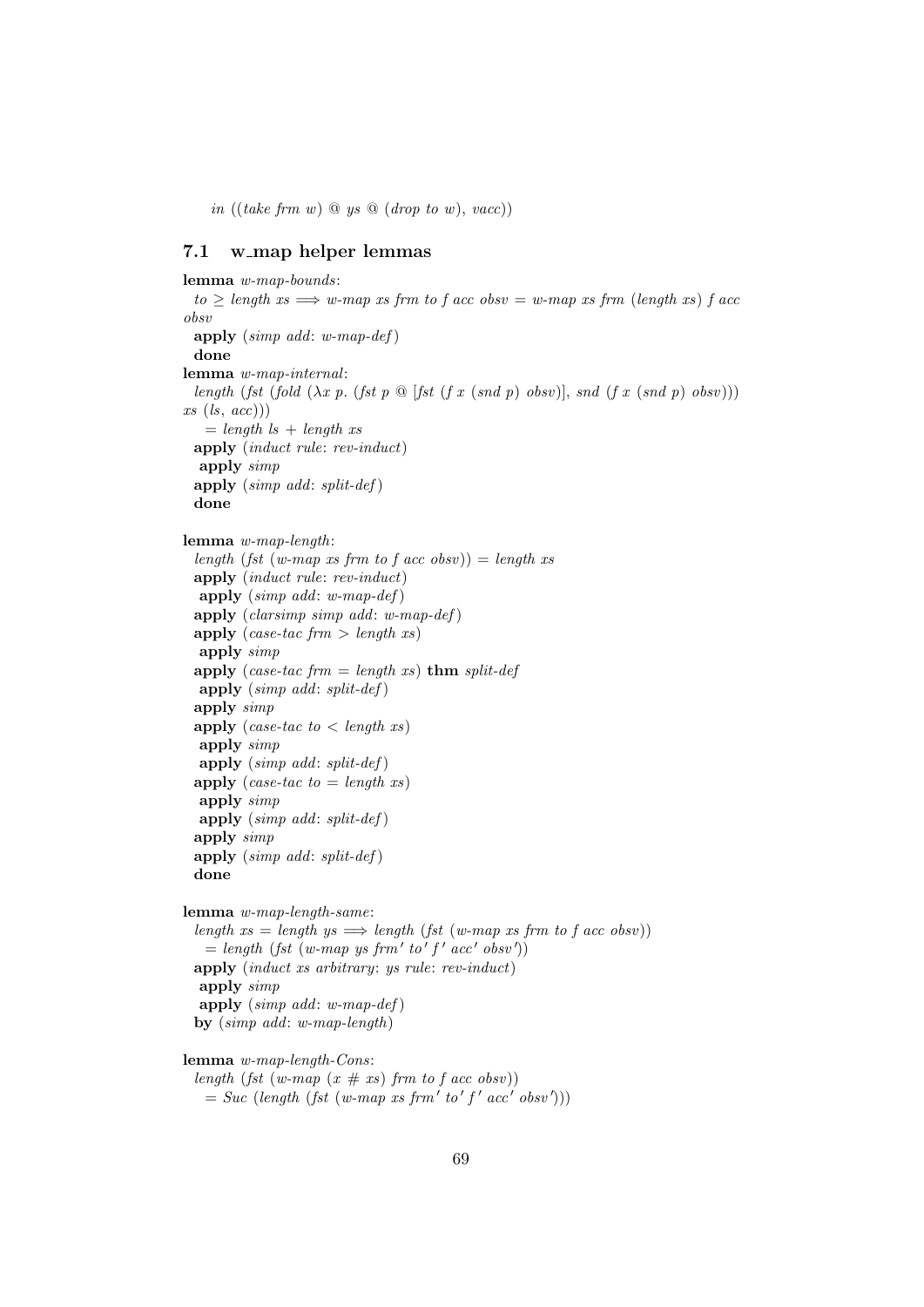*in* ((*take frm w*) @ *ys* @ (*drop to w*), *vacc*))

### 7.1 w_map helper lemmas

```
lemma w-map-bounds:
  to ≥ length xs ⟹ w-map xs frm to f acc obsv = w-map xs frm (length xs) f acc
obsv
  apply (simp add: w-map-def)
  done
lemma w-map-internal:
  length (fst (fold (λx p. (fst p @ [fst (f x (snd p) obsv)], snd (f x (snd p) obsv)))
xs (ls, acc)))
    = length ls + length xs
  apply (induct rule: rev-induct)
   apply simp
  apply (simp add: split-def)
  done

lemma w-map-length:
  length (fst (w-map xs frm to f acc obsv)) = length xs
  apply (induct rule: rev-induct)
   apply (simp add: w-map-def)
  apply (clarsimp simp add: w-map-def)
  apply (case-tac frm > length xs)
   apply simp
  apply (case-tac frm = length xs) thm split-def
   apply (simp add: split-def)
  apply simp
  apply (case-tac to < length xs)
   apply simp
   apply (simp add: split-def)
  apply (case-tac to = length xs)
   apply simp
   apply (simp add: split-def)
  apply simp
  apply (simp add: split-def)
  done

lemma w-map-length-same:
  length xs = length ys ⟹ length (fst (w-map xs frm to f acc obsv))
    = length (fst (w-map ys frm' to' f' acc' obsv'))
  apply (induct xs arbitrary: ys rule: rev-induct)
   apply simp
   apply (simp add: w-map-def)
  by (simp add: w-map-length)

lemma w-map-length-Cons:
  length (fst (w-map (x # xs) frm to f acc obsv))
    = Suc (length (fst (w-map xs frm' to' f' acc' obsv')))
```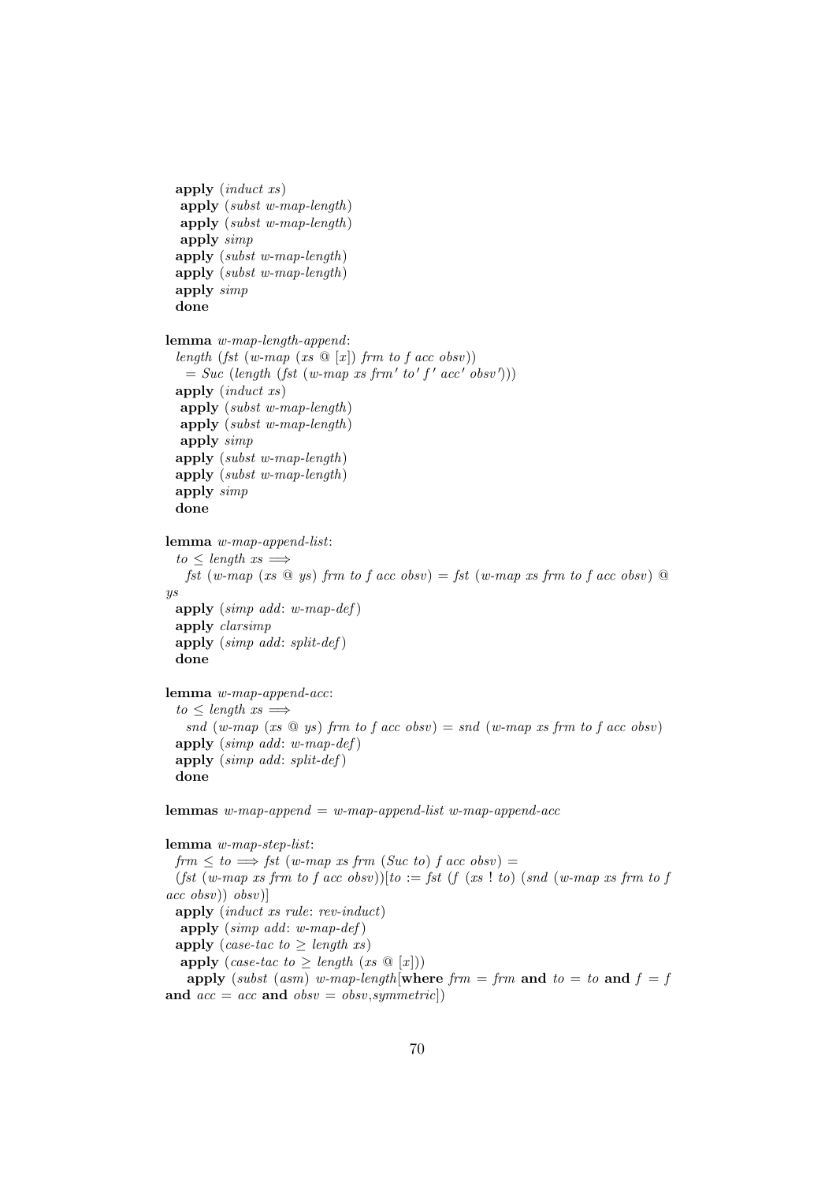```
  apply (induct xs)
   apply (subst w-map-length)
   apply (subst w-map-length)
   apply simp
  apply (subst w-map-length)
  apply (subst w-map-length)
  apply simp
  done

lemma w-map-length-append:
  length (fst (w-map (xs @ [x]) frm to f acc obsv))
    = Suc (length (fst (w-map xs frm' to' f' acc' obsv')))
  apply (induct xs)
   apply (subst w-map-length)
   apply (subst w-map-length)
   apply simp
  apply (subst w-map-length)
  apply (subst w-map-length)
  apply simp
  done

lemma w-map-append-list:
  to ≤ length xs ⟹
    fst (w-map (xs @ ys) frm to f acc obsv) = fst (w-map xs frm to f acc obsv) @
ys
  apply (simp add: w-map-def)
  apply clarsimp
  apply (simp add: split-def)
  done

lemma w-map-append-acc:
  to ≤ length xs ⟹
    snd (w-map (xs @ ys) frm to f acc obsv) = snd (w-map xs frm to f acc obsv)
  apply (simp add: w-map-def)
  apply (simp add: split-def)
  done

lemmas w-map-append = w-map-append-list w-map-append-acc

lemma w-map-step-list:
  frm ≤ to ⟹ fst (w-map xs frm (Suc to) f acc obsv) =
  (fst (w-map xs frm to f acc obsv))[to := fst (f (xs ! to) (snd (w-map xs frm to f
acc obsv)) obsv)]
  apply (induct xs rule: rev-induct)
   apply (simp add: w-map-def)
  apply (case-tac to ≥ length xs)
   apply (case-tac to ≥ length (xs @ [x]))
    apply (subst (asm) w-map-length[where frm = frm and to = to and f = f
and acc = acc and obsv = obsv,symmetric])
```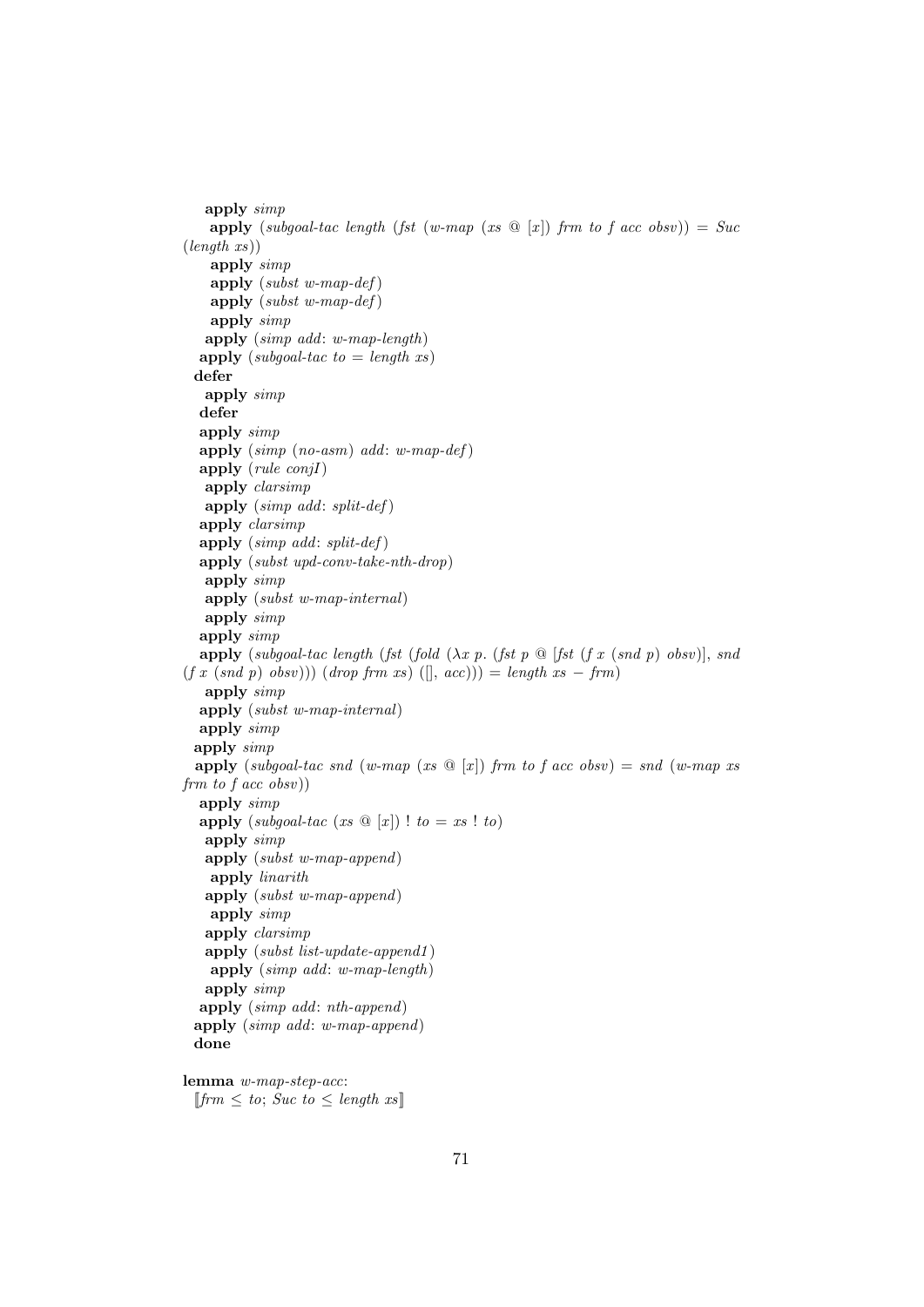```
    apply simp
     apply (subgoal-tac length (fst (w-map (xs @ [x]) frm to f acc obsv)) = Suc
(length xs))
     apply simp
     apply (subst w-map-def)
     apply (subst w-map-def)
     apply simp
    apply (simp add: w-map-length)
   apply (subgoal-tac to = length xs)
  defer
    apply simp
   defer
   apply simp
   apply (simp (no-asm) add: w-map-def)
   apply (rule conjI)
    apply clarsimp
    apply (simp add: split-def)
   apply clarsimp
   apply (simp add: split-def)
   apply (subst upd-conv-take-nth-drop)
    apply simp
    apply (subst w-map-internal)
    apply simp
   apply simp
   apply (subgoal-tac length (fst (fold (λx p. (fst p @ [fst (f x (snd p) obsv)], snd
(f x (snd p) obsv))) (drop frm xs) ([], acc))) = length xs − frm)
    apply simp
   apply (subst w-map-internal)
   apply simp
  apply simp
  apply (subgoal-tac snd (w-map (xs @ [x]) frm to f acc obsv) = snd (w-map xs
frm to f acc obsv))
   apply simp
   apply (subgoal-tac (xs @ [x]) ! to = xs ! to)
    apply simp
    apply (subst w-map-append)
     apply linarith
    apply (subst w-map-append)
     apply simp
    apply clarsimp
    apply (subst list-update-append1)
     apply (simp add: w-map-length)
    apply simp
   apply (simp add: nth-append)
  apply (simp add: w-map-append)
  done

lemma w-map-step-acc:
  ⟦frm ≤ to; Suc to ≤ length xs⟧
```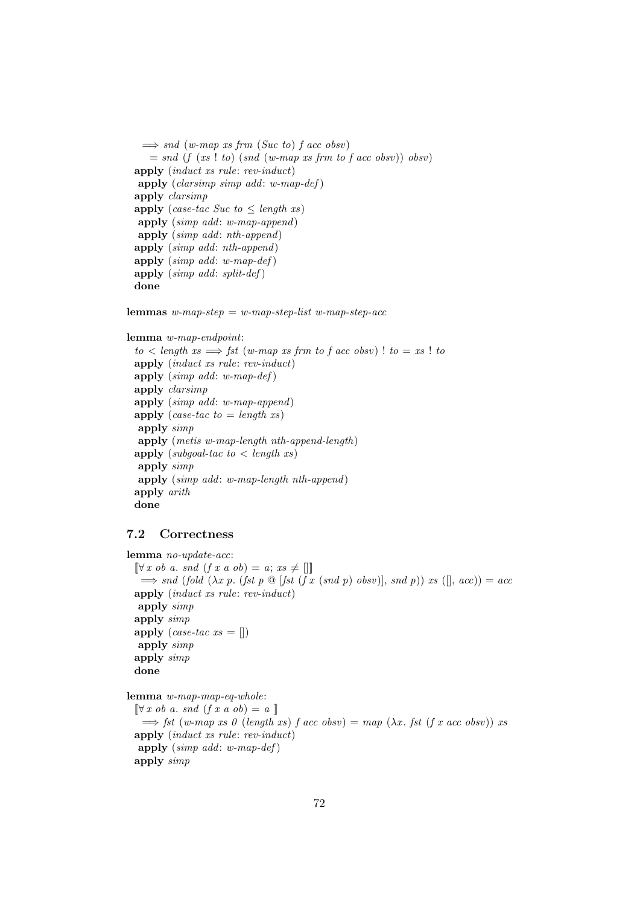```
  ⟹ snd (w-map xs frm (Suc to) f acc obsv)
     = snd (f (xs ! to) (snd (w-map xs frm to f acc obsv)) obsv)
  apply (induct xs rule: rev-induct)
   apply (clarsimp simp add: w-map-def)
  apply clarsimp
  apply (case-tac Suc to ≤ length xs)
   apply (simp add: w-map-append)
   apply (simp add: nth-append)
  apply (simp add: nth-append)
  apply (simp add: w-map-def)
  apply (simp add: split-def)
  done
```

**lemmas** *w-map-step = w-map-step-list w-map-step-acc*

```
lemma w-map-endpoint:
  to < length xs ⟹ fst (w-map xs frm to f acc obsv) ! to = xs ! to
  apply (induct xs rule: rev-induct)
  apply (simp add: w-map-def)
  apply clarsimp
  apply (simp add: w-map-append)
  apply (case-tac to = length xs)
   apply simp
   apply (metis w-map-length nth-append-length)
  apply (subgoal-tac to < length xs)
   apply simp
   apply (simp add: w-map-length nth-append)
  apply arith
  done
```

## 7.2 Correctness

```
lemma no-update-acc:
  ⟦∀ x ob a. snd (f x a ob) = a; xs ≠ []⟧
    ⟹ snd (fold (λx p. (fst p @ [fst (f x (snd p) obsv)], snd p)) xs ([], acc)) = acc
  apply (induct xs rule: rev-induct)
   apply simp
  apply simp
  apply (case-tac xs = [])
   apply simp
  apply simp
  done
```

```
lemma w-map-map-eq-whole:
  ⟦∀ x ob a. snd (f x a ob) = a ⟧
    ⟹ fst (w-map xs 0 (length xs) f acc obsv) = map (λx. fst (f x acc obsv)) xs
  apply (induct xs rule: rev-induct)
   apply (simp add: w-map-def)
  apply simp
```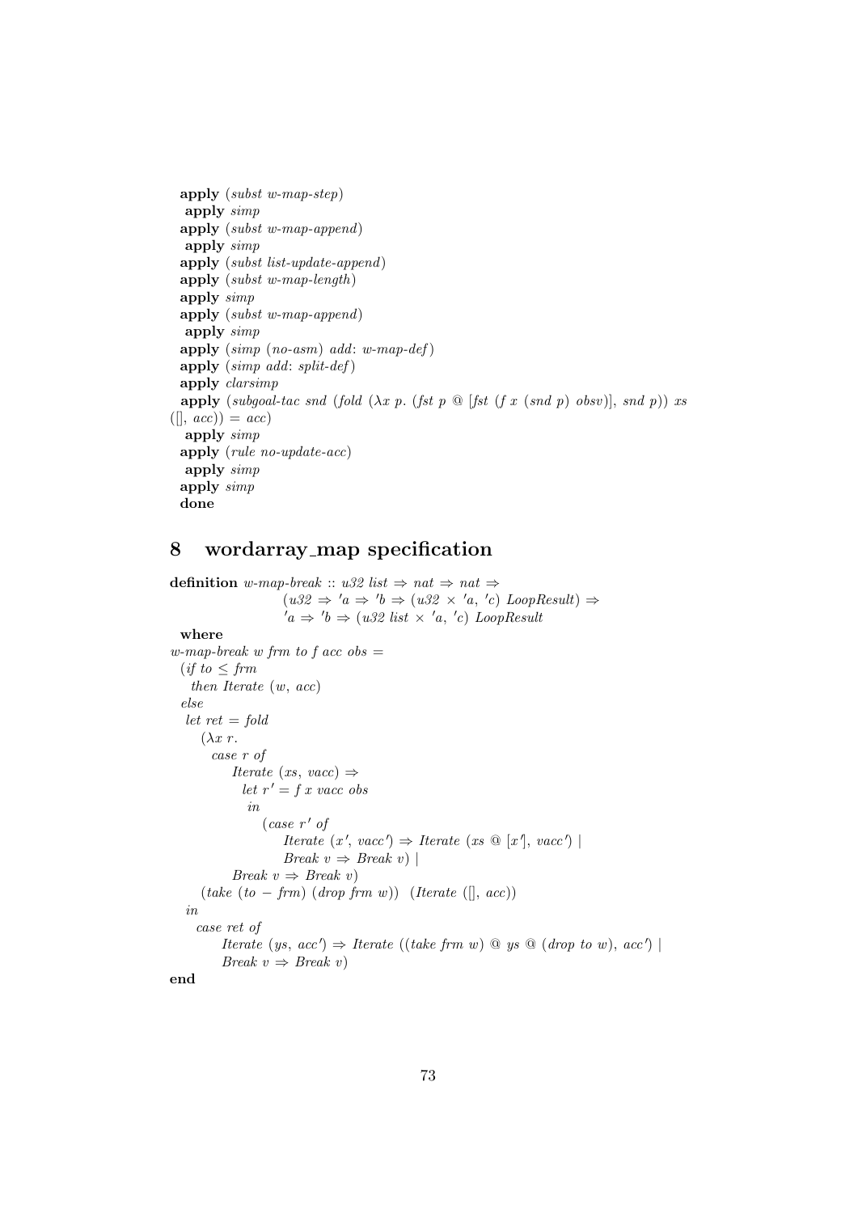```
  apply (subst w-map-step)
   apply simp
  apply (subst w-map-append)
   apply simp
  apply (subst list-update-append)
  apply (subst w-map-length)
  apply simp
  apply (subst w-map-append)
   apply simp
  apply (simp (no-asm) add: w-map-def)
  apply (simp add: split-def)
  apply clarsimp
  apply (subgoal-tac snd (fold (λx p. (fst p @ [fst (f x (snd p) obsv)], snd p)) xs
([], acc)) = acc)
   apply simp
  apply (rule no-update-acc)
   apply simp
  apply simp
  done
```

## 8 wordarray_map specification

```
definition w-map-break :: u32 list ⇒ nat ⇒ nat ⇒
                     (u32 ⇒ 'a ⇒ 'b ⇒ (u32 × 'a, 'c) LoopResult) ⇒
                     'a ⇒ 'b ⇒ (u32 list × 'a, 'c) LoopResult
  where
w-map-break w frm to f acc obs =
  (if to ≤ frm
    then Iterate (w, acc)
  else
   let ret = fold
      (λx r.
        case r of
            Iterate (xs, vacc) ⇒
              let r' = f x vacc obs
               in
                  (case r' of
                      Iterate (x', vacc') ⇒ Iterate (xs @ [x'], vacc') |
                      Break v ⇒ Break v) |
            Break v ⇒ Break v)
      (take (to − frm) (drop frm w))  (Iterate ([], acc))
   in
     case ret of
          Iterate (ys, acc') ⇒ Iterate ((take frm w) @ ys @ (drop to w), acc') |
          Break v ⇒ Break v)
end
```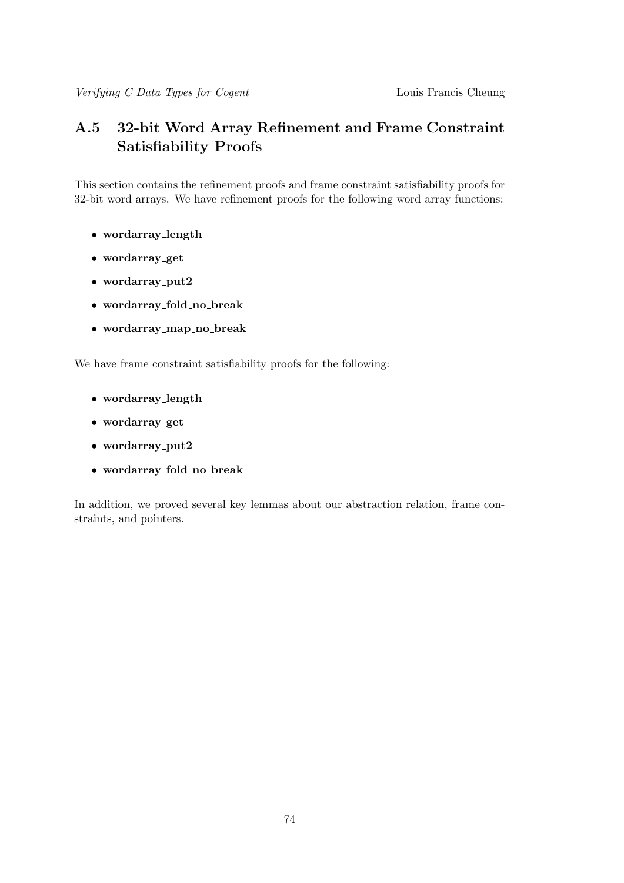## A.5 32-bit Word Array Refinement and Frame Constraint Satisfiability Proofs

This section contains the refinement proofs and frame constraint satisfiability proofs for 32-bit word arrays. We have refinement proofs for the following word array functions:

- **wordarray_length**
- **wordarray_get**
- **wordarray_put2**
- **wordarray_fold_no_break**
- **wordarray_map_no_break**

We have frame constraint satisfiability proofs for the following:

- **wordarray_length**
- **wordarray_get**
- **wordarray_put2**
- **wordarray_fold_no_break**

In addition, we proved several key lemmas about our abstraction relation, frame constraints, and pointers.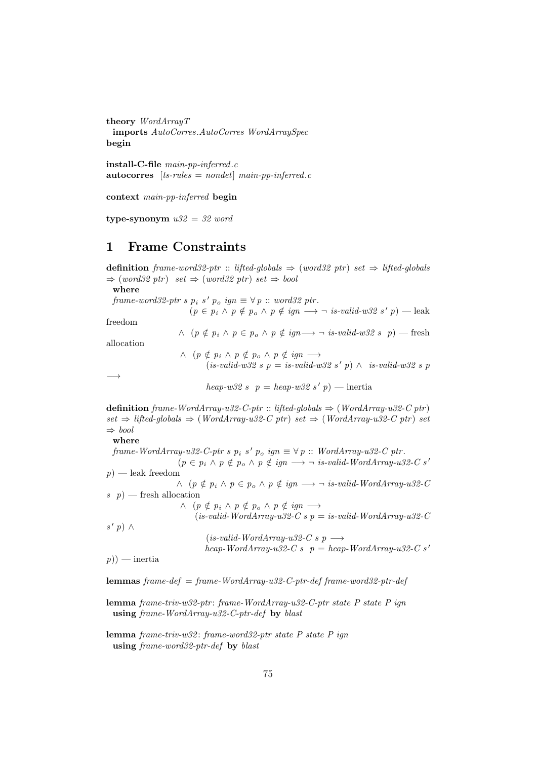**theory** *WordArrayT*
  **imports** *AutoCorres.AutoCorres WordArraySpec*
**begin**

**install-C-file** *main-pp-inferred.c*
**autocorres** [*ts-rules = nondet*] *main-pp-inferred.c*

**context** *main-pp-inferred* **begin**

**type-synonym** *u32 = 32 word*

# 1 Frame Constraints

```
definition frame-word32-ptr :: lifted-globals ⇒ (word32 ptr) set ⇒ lifted-globals
⇒ (word32 ptr) set ⇒ (word32 ptr) set ⇒ bool
  where
  frame-word32-ptr s p_i s' p_o ign ≡ ∀ p :: word32 ptr.
                    (p ∈ p_i ∧ p ∉ p_o ∧ p ∉ ign ⟶ ¬ is-valid-w32 s' p) — leak freedom
                  ∧ (p ∉ p_i ∧ p ∈ p_o ∧ p ∉ ign⟶ ¬ is-valid-w32 s p) — fresh allocation
                  ∧ (p ∉ p_i ∧ p ∉ p_o ∧ p ∉ ign ⟶
                       (is-valid-w32 s p = is-valid-w32 s' p) ∧ is-valid-w32 s p ⟶
                         heap-w32 s p = heap-w32 s' p) — inertia

definition frame-WordArray-u32-C-ptr :: lifted-globals ⇒ (WordArray-u32-C ptr)
set ⇒ lifted-globals ⇒ (WordArray-u32-C ptr) set ⇒ (WordArray-u32-C ptr) set
⇒ bool
  where
  frame-WordArray-u32-C-ptr s p_i s' p_o ign ≡ ∀ p :: WordArray-u32-C ptr.
                  (p ∈ p_i ∧ p ∉ p_o ∧ p ∉ ign ⟶ ¬ is-valid-WordArray-u32-C s' p) — leak freedom
                ∧ (p ∉ p_i ∧ p ∈ p_o ∧ p ∉ ign ⟶ ¬ is-valid-WordArray-u32-C s p) — fresh allocation
                ∧ (p ∉ p_i ∧ p ∉ p_o ∧ p ∉ ign ⟶
                    (is-valid-WordArray-u32-C s p = is-valid-WordArray-u32-C s' p) ∧
                      (is-valid-WordArray-u32-C s p ⟶
                      heap-WordArray-u32-C s p = heap-WordArray-u32-C s' p)) — inertia

lemmas frame-def = frame-WordArray-u32-C-ptr-def frame-word32-ptr-def

lemma frame-triv-w32-ptr: frame-WordArray-u32-C-ptr state P state P ign
  using frame-WordArray-u32-C-ptr-def by blast

lemma frame-triv-w32: frame-word32-ptr state P state P ign
  using frame-word32-ptr-def by blast
```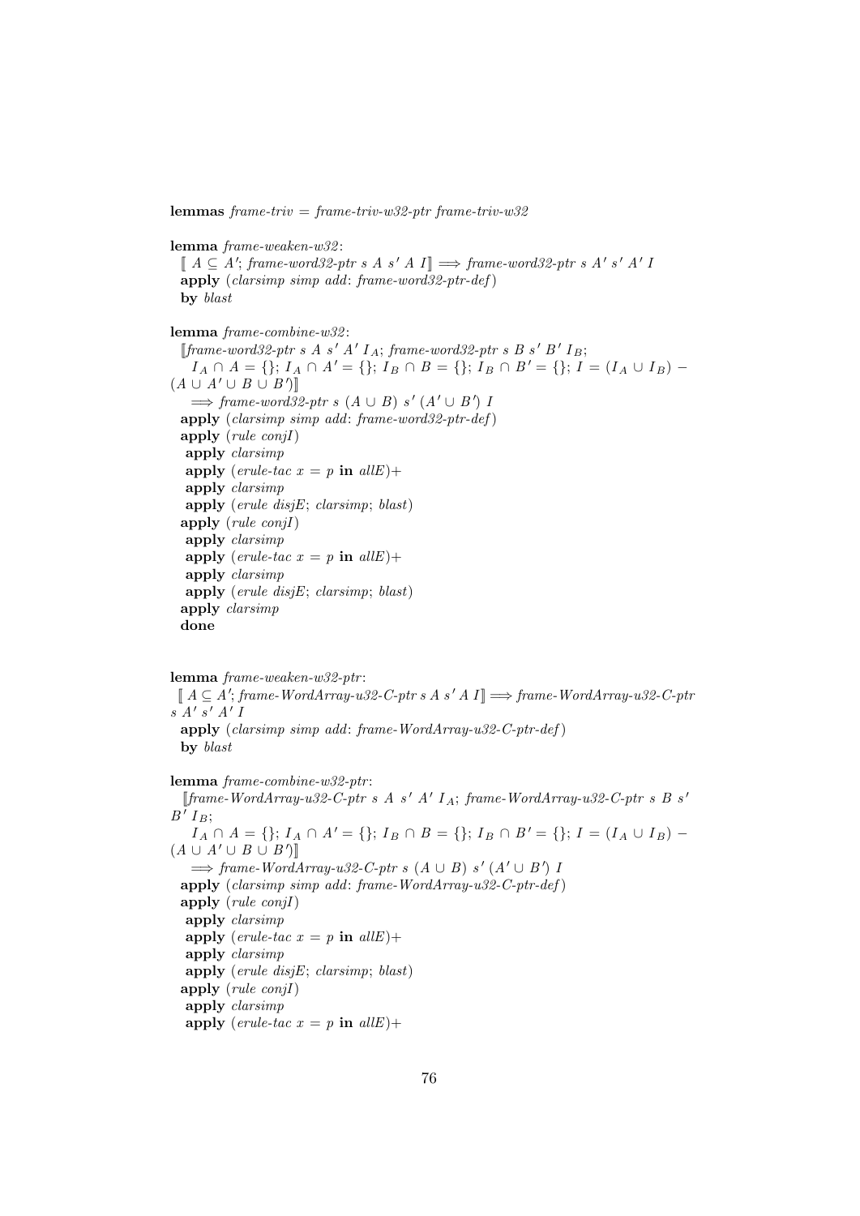**lemmas** *frame-triv* = *frame-triv-w32-ptr frame-triv-w32*

**lemma** *frame-weaken-w32*:
  ⟦ $A \subseteq A'$; *frame-word32-ptr s A s' A I*⟧ ⟹ *frame-word32-ptr s A' s' A' I*
  **apply** (*clarsimp simp add*: *frame-word32-ptr-def*)
  **by** *blast*

**lemma** *frame-combine-w32*:
  ⟦*frame-word32-ptr s A s' A' $I_A$*; *frame-word32-ptr s B s' B' $I_B$*;
    $I_A \cap A = \{\}$; $I_A \cap A' = \{\}$; $I_B \cap B = \{\}$; $I_B \cap B' = \{\}$; $I = (I_A \cup I_B) - (A \cup A' \cup B \cup B')$⟧
    ⟹ *frame-word32-ptr s* $(A \cup B)$ *s'* $(A' \cup B')$ *I*
  **apply** (*clarsimp simp add*: *frame-word32-ptr-def*)
  **apply** (*rule conjI*)
   **apply** *clarsimp*
   **apply** (*erule-tac x = p* **in** *allE*)+
   **apply** *clarsimp*
   **apply** (*erule disjE*; *clarsimp*; *blast*)
  **apply** (*rule conjI*)
   **apply** *clarsimp*
   **apply** (*erule-tac x = p* **in** *allE*)+
   **apply** *clarsimp*
   **apply** (*erule disjE*; *clarsimp*; *blast*)
  **apply** *clarsimp*
  **done**

**lemma** *frame-weaken-w32-ptr*:
  ⟦ $A \subseteq A'$; *frame-WordArray-u32-C-ptr s A s' A I*⟧ ⟹ *frame-WordArray-u32-C-ptr s A' s' A' I*
  **apply** (*clarsimp simp add*: *frame-WordArray-u32-C-ptr-def*)
  **by** *blast*

**lemma** *frame-combine-w32-ptr*:
  ⟦*frame-WordArray-u32-C-ptr s A s' A' $I_A$*; *frame-WordArray-u32-C-ptr s B s' B' $I_B$*;
    $I_A \cap A = \{\}$; $I_A \cap A' = \{\}$; $I_B \cap B = \{\}$; $I_B \cap B' = \{\}$; $I = (I_A \cup I_B) - (A \cup A' \cup B \cup B')$⟧
    ⟹ *frame-WordArray-u32-C-ptr s* $(A \cup B)$ *s'* $(A' \cup B')$ *I*
  **apply** (*clarsimp simp add*: *frame-WordArray-u32-C-ptr-def*)
  **apply** (*rule conjI*)
   **apply** *clarsimp*
   **apply** (*erule-tac x = p* **in** *allE*)+
   **apply** *clarsimp*
   **apply** (*erule disjE*; *clarsimp*; *blast*)
  **apply** (*rule conjI*)
   **apply** *clarsimp*
   **apply** (*erule-tac x = p* **in** *allE*)+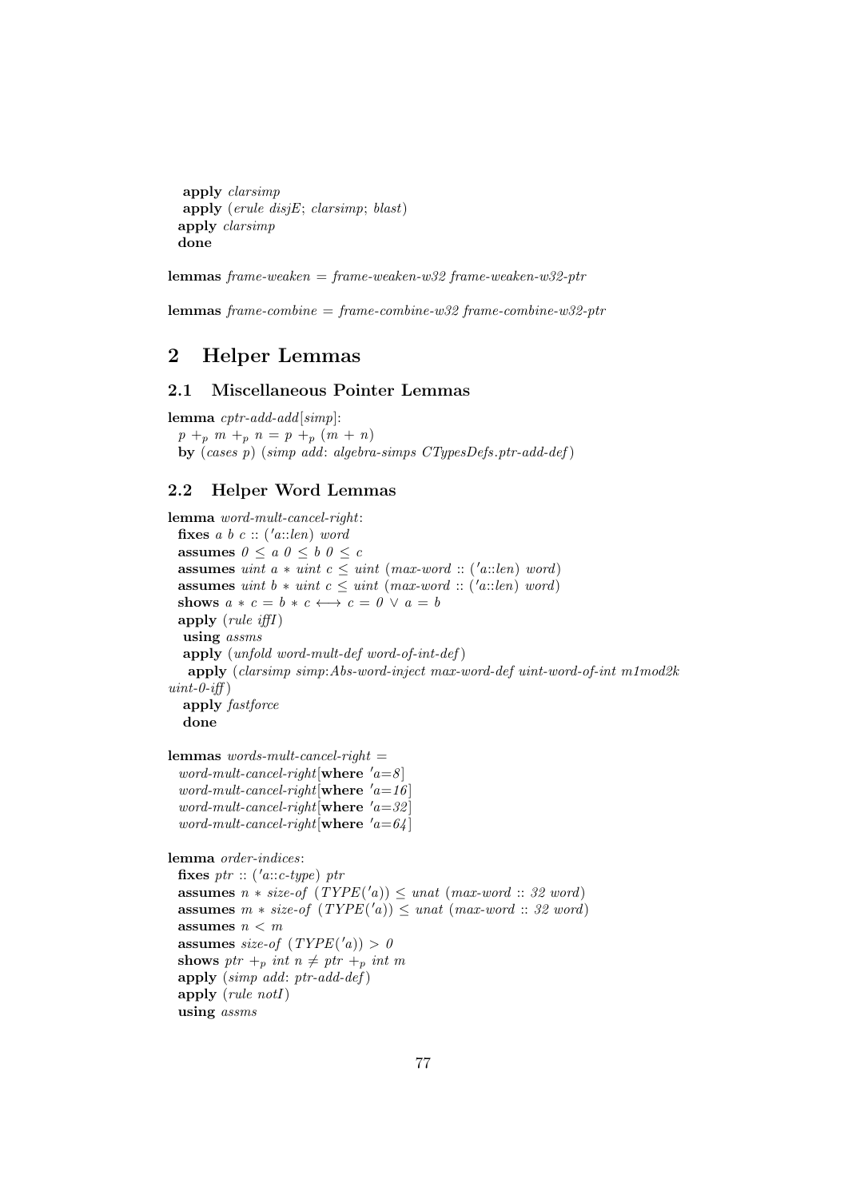```
    apply clarsimp
    apply (erule disjE; clarsimp; blast)
  apply clarsimp
  done

lemmas frame-weaken = frame-weaken-w32 frame-weaken-w32-ptr

lemmas frame-combine = frame-combine-w32 frame-combine-w32-ptr
```

# 2 Helper Lemmas

## 2.1 Miscellaneous Pointer Lemmas

```
lemma cptr-add-add[simp]:
  p +p m +p n = p +p (m + n)
  by (cases p) (simp add: algebra-simps CTypesDefs.ptr-add-def)
```

## 2.2 Helper Word Lemmas

```
lemma word-mult-cancel-right:
  fixes a b c :: ('a::len) word
  assumes 0 ≤ a 0 ≤ b 0 ≤ c
  assumes uint a * uint c ≤ uint (max-word :: ('a::len) word)
  assumes uint b * uint c ≤ uint (max-word :: ('a::len) word)
  shows a * c = b * c ⟷ c = 0 ∨ a = b
  apply (rule iffI)
   using assms
   apply (unfold word-mult-def word-of-int-def)
    apply (clarsimp simp:Abs-word-inject max-word-def uint-word-of-int m1mod2k
uint-0-iff)
   apply fastforce
   done

lemmas words-mult-cancel-right =
  word-mult-cancel-right[where 'a=8]
  word-mult-cancel-right[where 'a=16]
  word-mult-cancel-right[where 'a=32]
  word-mult-cancel-right[where 'a=64]

lemma order-indices:
  fixes ptr :: ('a::c-type) ptr
  assumes n * size-of (TYPE('a)) ≤ unat (max-word :: 32 word)
  assumes m * size-of (TYPE('a)) ≤ unat (max-word :: 32 word)
  assumes n < m
  assumes size-of (TYPE('a)) > 0
  shows ptr +p int n ≠ ptr +p int m
  apply (simp add: ptr-add-def)
  apply (rule notI)
  using assms
```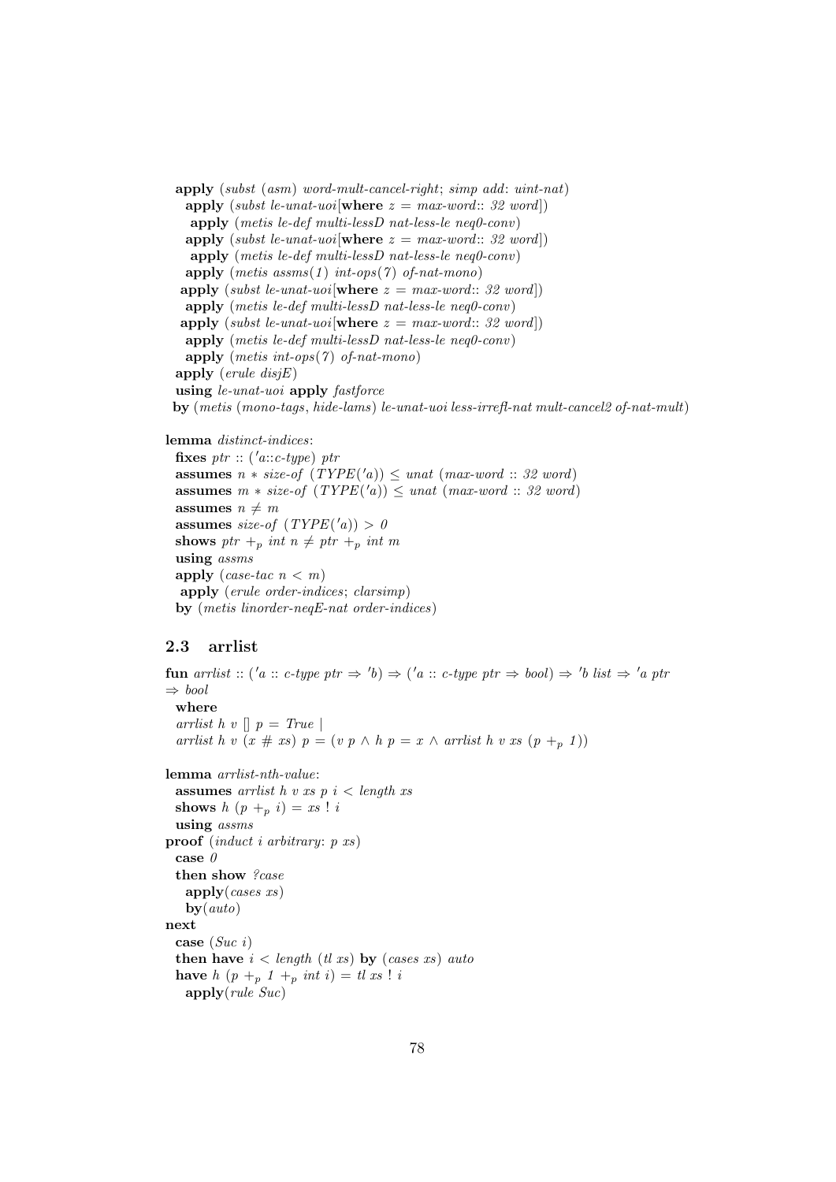```
  apply (subst (asm) word-mult-cancel-right; simp add: uint-nat)
    apply (subst le-unat-uoi[where z = max-word:: 32 word])
     apply (metis le-def multi-lessD nat-less-le neq0-conv)
    apply (subst le-unat-uoi[where z = max-word:: 32 word])
     apply (metis le-def multi-lessD nat-less-le neq0-conv)
    apply (metis assms(1) int-ops(7) of-nat-mono)
   apply (subst le-unat-uoi[where z = max-word:: 32 word])
    apply (metis le-def multi-lessD nat-less-le neq0-conv)
   apply (subst le-unat-uoi[where z = max-word:: 32 word])
    apply (metis le-def multi-lessD nat-less-le neq0-conv)
    apply (metis int-ops(7) of-nat-mono)
  apply (erule disjE)
  using le-unat-uoi apply fastforce
 by (metis (mono-tags, hide-lams) le-unat-uoi less-irrefl-nat mult-cancel2 of-nat-mult)

lemma distinct-indices:
  fixes ptr :: ('a::c-type) ptr
  assumes n * size-of (TYPE('a)) ≤ unat (max-word :: 32 word)
  assumes m * size-of (TYPE('a)) ≤ unat (max-word :: 32 word)
  assumes n ≠ m
  assumes size-of (TYPE('a)) > 0
  shows ptr +_p int n ≠ ptr +_p int m
  using assms
  apply (case-tac n < m)
   apply (erule order-indices; clarsimp)
  by (metis linorder-neqE-nat order-indices)
```

### 2.3 arrlist

```
fun arrlist :: ('a :: c-type ptr ⇒ 'b) ⇒ ('a :: c-type ptr ⇒ bool) ⇒ 'b list ⇒ 'a ptr
⇒ bool
  where
  arrlist h v [] p = True |
  arrlist h v (x # xs) p = (v p ∧ h p = x ∧ arrlist h v xs (p +_p 1))

lemma arrlist-nth-value:
  assumes arrlist h v xs p i < length xs
  shows h (p +_p i) = xs ! i
  using assms
proof (induct i arbitrary: p xs)
  case 0
  then show ?case
    apply(cases xs)
    by(auto)
next
  case (Suc i)
  then have i < length (tl xs) by (cases xs) auto
  have h (p +_p 1 +_p int i) = tl xs ! i
    apply(rule Suc)
```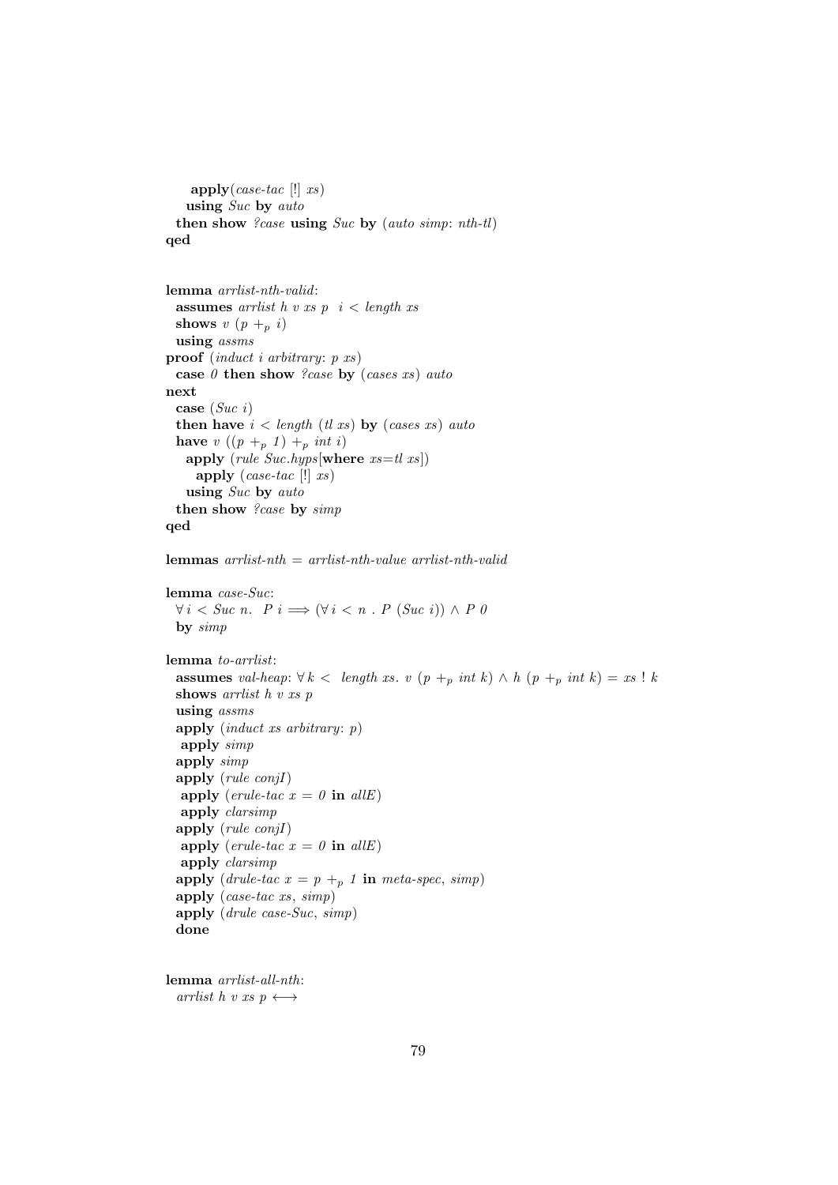```
    apply(case-tac [!] xs)
   using Suc by auto
  then show ?case using Suc by (auto simp: nth-tl)
qed


lemma arrlist-nth-valid:
  assumes arrlist h v xs p   i < length xs
  shows v (p +p i)
  using assms
proof (induct i arbitrary: p xs)
  case 0 then show ?case by (cases xs) auto
next
  case (Suc i)
  then have i < length (tl xs) by (cases xs) auto
  have v ((p +p 1) +p int i)
    apply (rule Suc.hyps[where xs=tl xs])
      apply (case-tac [!] xs)
    using Suc by auto
  then show ?case by simp
qed

lemmas arrlist-nth = arrlist-nth-value arrlist-nth-valid

lemma case-Suc:
  ∀ i < Suc n.  P i ⟹ (∀ i < n . P (Suc i)) ∧ P 0
  by simp

lemma to-arrlist:
  assumes val-heap: ∀ k <  length xs. v (p +p int k) ∧ h (p +p int k) = xs ! k
  shows arrlist h v xs p
  using assms
  apply (induct xs arbitrary: p)
   apply simp
  apply simp
  apply (rule conjI)
   apply (erule-tac x = 0 in allE)
   apply clarsimp
  apply (rule conjI)
   apply (erule-tac x = 0 in allE)
   apply clarsimp
  apply (drule-tac x = p +p 1 in meta-spec, simp)
  apply (case-tac xs, simp)
  apply (drule case-Suc, simp)
  done


lemma arrlist-all-nth:
  arrlist h v xs p ⟷
```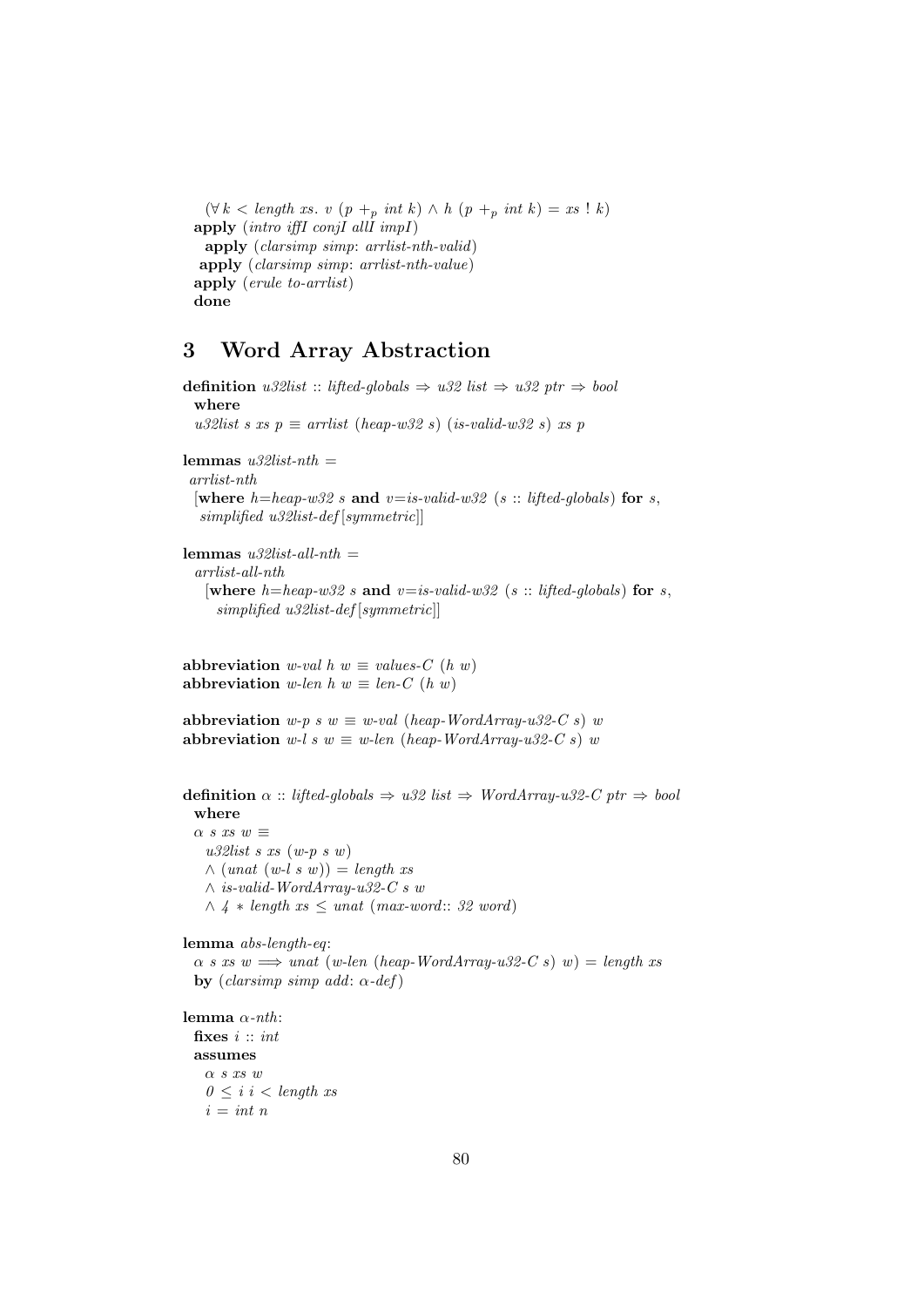```
  (∀k < length xs. v (p +p int k) ∧ h (p +p int k) = xs ! k)
  apply (intro iffI conjI allI impI)
   apply (clarsimp simp: arrlist-nth-valid)
  apply (clarsimp simp: arrlist-nth-value)
  apply (erule to-arrlist)
  done
```

## 3 Word Array Abstraction

```
definition u32list :: lifted-globals ⇒ u32 list ⇒ u32 ptr ⇒ bool
  where
  u32list s xs p ≡ arrlist (heap-w32 s) (is-valid-w32 s) xs p

lemmas u32list-nth =
 arrlist-nth
  [where h=heap-w32 s and v=is-valid-w32 (s :: lifted-globals) for s,
   simplified u32list-def[symmetric]]

lemmas u32list-all-nth =
  arrlist-all-nth
    [where h=heap-w32 s and v=is-valid-w32 (s :: lifted-globals) for s,
      simplified u32list-def[symmetric]]


abbreviation w-val h w ≡ values-C (h w)
abbreviation w-len h w ≡ len-C (h w)

abbreviation w-p s w ≡ w-val (heap-WordArray-u32-C s) w
abbreviation w-l s w ≡ w-len (heap-WordArray-u32-C s) w


definition α :: lifted-globals ⇒ u32 list ⇒ WordArray-u32-C ptr ⇒ bool
  where
  α s xs w ≡
    u32list s xs (w-p s w)
    ∧ (unat (w-l s w)) = length xs
    ∧ is-valid-WordArray-u32-C s w
    ∧ 4 ∗ length xs ≤ unat (max-word:: 32 word)

lemma abs-length-eq:
  α s xs w =⇒ unat (w-len (heap-WordArray-u32-C s) w) = length xs
  by (clarsimp simp add: α-def)

lemma α-nth:
  fixes i :: int
  assumes
    α s xs w
    0 ≤ i i < length xs
    i = int n
```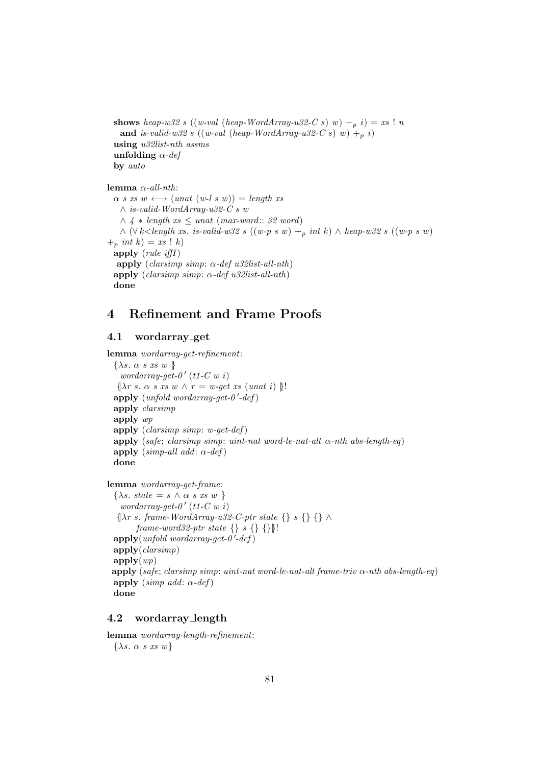```
  shows heap-w32 s ((w-val (heap-WordArray-u32-C s) w) +p i) = xs ! n
    and is-valid-w32 s ((w-val (heap-WordArray-u32-C s) w) +p i)
  using u32list-nth assms
  unfolding α-def
  by auto

lemma α-all-nth:
  α s xs w ⟷ (unat (w-l s w)) = length xs
    ∧ is-valid-WordArray-u32-C s w
    ∧ 4 ∗ length xs ≤ unat (max-word:: 32 word)
    ∧ (∀ k<length xs. is-valid-w32 s ((w-p s w) +p int k) ∧ heap-w32 s ((w-p s w)
+p int k) = xs ! k)
  apply (rule iffI)
   apply (clarsimp simp: α-def u32list-all-nth)
  apply (clarsimp simp: α-def u32list-all-nth)
  done
```

# 4 Refinement and Frame Proofs

## 4.1 wordarray_get

```
lemma wordarray-get-refinement:
  {|λs. α s xs w |}
    wordarray-get-0' (t1-C w i)
  {|λr s. α s xs w ∧ r = w-get xs (unat i) |}!
  apply (unfold wordarray-get-0'-def)
  apply clarsimp
  apply wp
  apply (clarsimp simp: w-get-def)
  apply (safe; clarsimp simp: uint-nat word-le-nat-alt α-nth abs-length-eq)
  apply (simp-all add: α-def)
  done

lemma wordarray-get-frame:
  {|λs. state = s ∧ α s xs w |}
    wordarray-get-0' (t1-C w i)
  {|λr s. frame-WordArray-u32-C-ptr state {} s {} {} ∧
        frame-word32-ptr state {} s {} {}|}!
  apply(unfold wordarray-get-0'-def)
  apply(clarsimp)
  apply(wp)
 apply (safe; clarsimp simp: uint-nat word-le-nat-alt frame-triv α-nth abs-length-eq)
  apply (simp add: α-def)
  done
```

## 4.2 wordarray_length

```
lemma wordarray-length-refinement:
  {|λs. α s xs w|}
```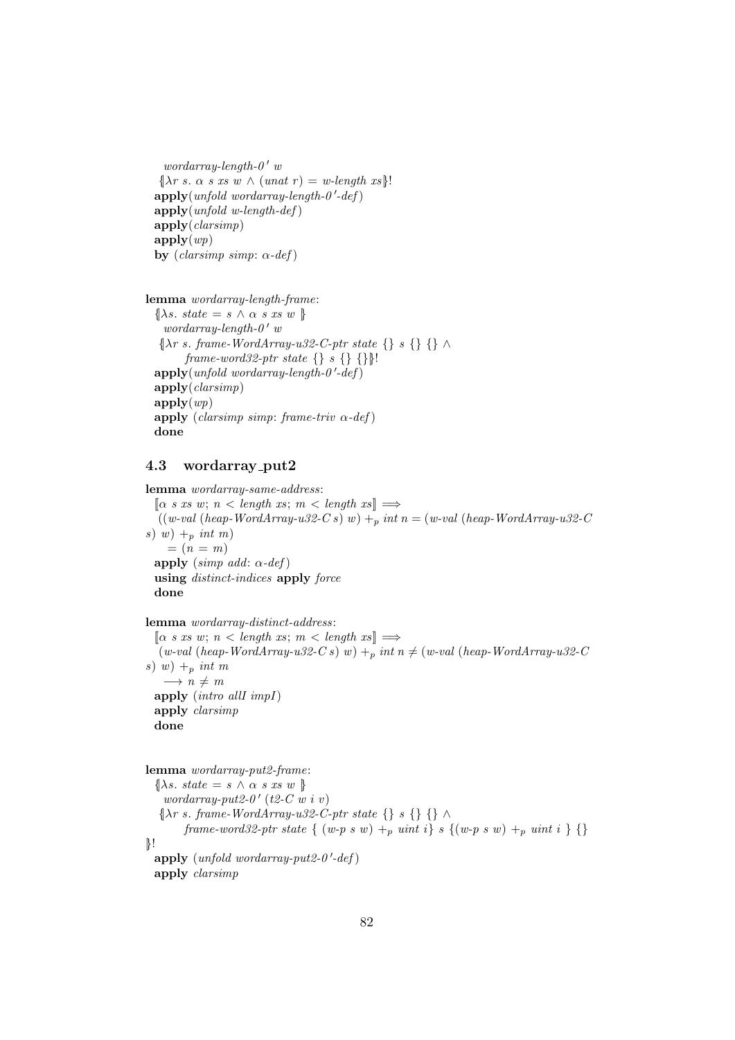```
    wordarray-length-0' w
   {|λr s. α s xs w ∧ (unat r) = w-length xs|}!
  apply(unfold wordarray-length-0'-def)
  apply(unfold w-length-def)
  apply(clarsimp)
  apply(wp)
  by (clarsimp simp: α-def)


lemma wordarray-length-frame:
  {|λs. state = s ∧ α s xs w |}
    wordarray-length-0' w
   {|λr s. frame-WordArray-u32-C-ptr state {} s {} {} ∧
         frame-word32-ptr state {} s {} {}|}!
  apply(unfold wordarray-length-0'-def)
  apply(clarsimp)
  apply(wp)
  apply (clarsimp simp: frame-triv α-def)
  done
```

### 4.3 wordarray_put2

```
lemma wordarray-same-address:
  [[α s xs w; n < length xs; m < length xs]] ⟹
   ((w-val (heap-WordArray-u32-C s) w) +p int n = (w-val (heap-WordArray-u32-C
s) w) +p int m)
     = (n = m)
  apply (simp add: α-def)
  using distinct-indices apply force
  done

lemma wordarray-distinct-address:
  [[α s xs w; n < length xs; m < length xs]] ⟹
   (w-val (heap-WordArray-u32-C s) w) +p int n ≠ (w-val (heap-WordArray-u32-C
s) w) +p int m
    ⟶ n ≠ m
  apply (intro allI impI)
  apply clarsimp
  done


lemma wordarray-put2-frame:
  {|λs. state = s ∧ α s xs w |}
    wordarray-put2-0' (t2-C w i v)
   {|λr s. frame-WordArray-u32-C-ptr state {} s {} {} ∧
         frame-word32-ptr state { (w-p s w) +p uint i} s {(w-p s w) +p uint i } {}
|}!
  apply (unfold wordarray-put2-0'-def)
  apply clarsimp
```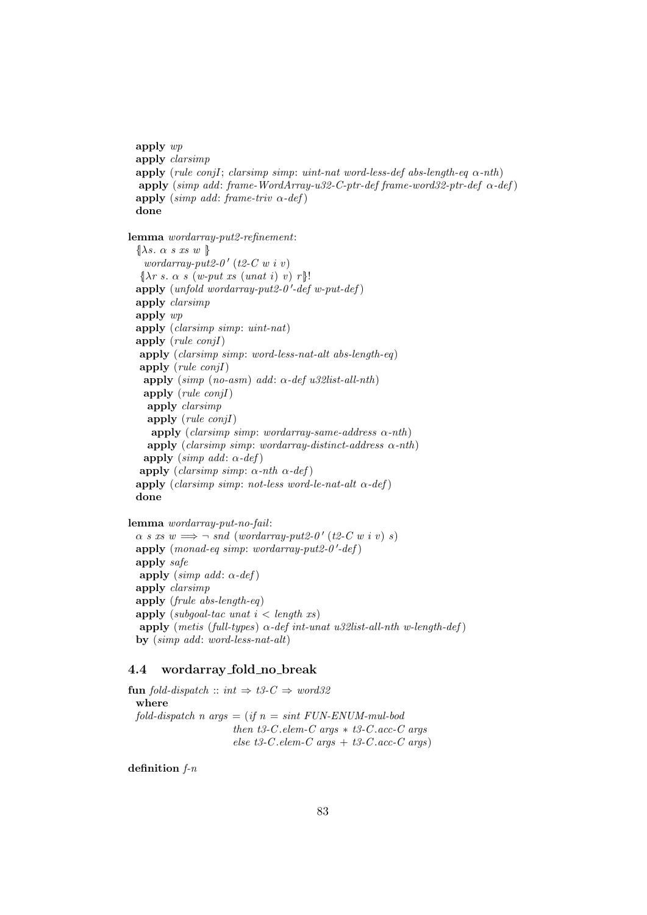```
  apply wp
  apply clarsimp
  apply (rule conjI; clarsimp simp: uint-nat word-less-def abs-length-eq α-nth)
   apply (simp add: frame-WordArray-u32-C-ptr-def frame-word32-ptr-def α-def)
  apply (simp add: frame-triv α-def)
  done

lemma wordarray-put2-refinement:
  {|λs. α s xs w |}
    wordarray-put2-0' (t2-C w i v)
  {|λr s. α s (w-put xs (unat i) v) r|}!
  apply (unfold wordarray-put2-0'-def w-put-def)
  apply clarsimp
  apply wp
  apply (clarsimp simp: uint-nat)
  apply (rule conjI)
   apply (clarsimp simp: word-less-nat-alt abs-length-eq)
   apply (rule conjI)
    apply (simp (no-asm) add: α-def u32list-all-nth)
    apply (rule conjI)
     apply clarsimp
     apply (rule conjI)
      apply (clarsimp simp: wordarray-same-address α-nth)
     apply (clarsimp simp: wordarray-distinct-address α-nth)
    apply (simp add: α-def)
   apply (clarsimp simp: α-nth α-def)
  apply (clarsimp simp: not-less word-le-nat-alt α-def)
  done

lemma wordarray-put-no-fail:
  α s xs w ⟹ ¬ snd (wordarray-put2-0' (t2-C w i v) s)
  apply (monad-eq simp: wordarray-put2-0'-def)
  apply safe
   apply (simp add: α-def)
  apply clarsimp
  apply (frule abs-length-eq)
  apply (subgoal-tac unat i < length xs)
   apply (metis (full-types) α-def int-unat u32list-all-nth w-length-def)
  by (simp add: word-less-nat-alt)
```

## 4.4 wordarray_fold_no_break

```
fun fold-dispatch :: int ⇒ t3-C ⇒ word32
  where
  fold-dispatch n args = (if n = sint FUN-ENUM-mul-bod
                          then t3-C.elem-C args * t3-C.acc-C args
                          else t3-C.elem-C args + t3-C.acc-C args)

definition f-n
```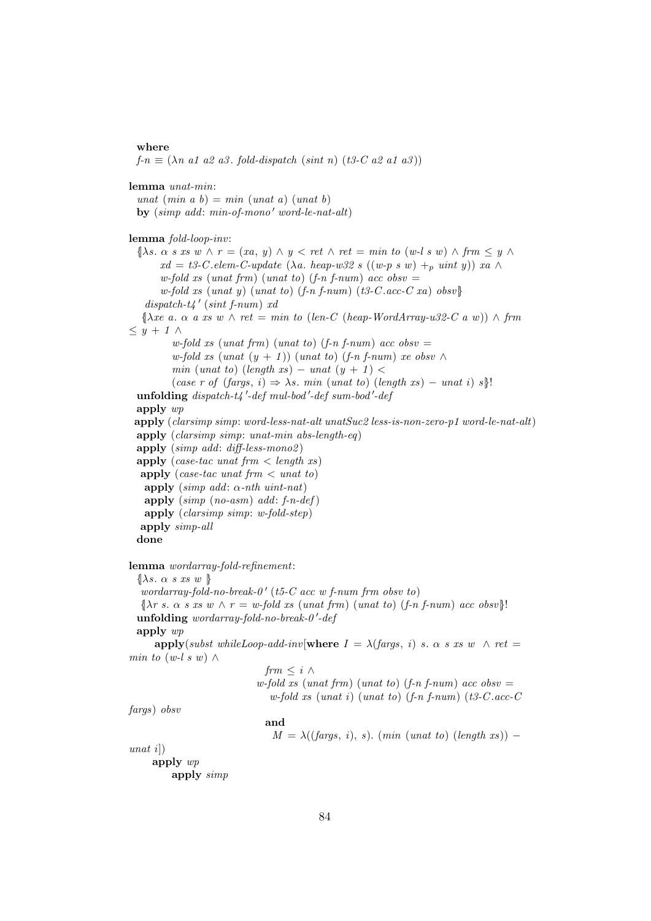```
  where
  f-n ≡ (λn a1 a2 a3. fold-dispatch (sint n) (t3-C a2 a1 a3))

lemma unat-min:
  unat (min a b) = min (unat a) (unat b)
  by (simp add: min-of-mono' word-le-nat-alt)

lemma fold-loop-inv:
  {|λs. α s xs w ∧ r = (xa, y) ∧ y < ret ∧ ret = min to (w-l s w) ∧ frm ≤ y ∧
       xd = t3-C.elem-C-update (λa. heap-w32 s ((w-p s w) +p uint y)) xa ∧
       w-fold xs (unat frm) (unat to) (f-n f-num) acc obsv =
       w-fold xs (unat y) (unat to) (f-n f-num) (t3-C.acc-C xa) obsv|}
    dispatch-t4' (sint f-num) xd
   {|λxe a. α a xs w ∧ ret = min to (len-C (heap-WordArray-u32-C a w)) ∧ frm
≤ y + 1 ∧
          w-fold xs (unat frm) (unat to) (f-n f-num) acc obsv =
          w-fold xs (unat (y + 1)) (unat to) (f-n f-num) xe obsv ∧
          min (unat to) (length xs) − unat (y + 1) <
          (case r of (fargs, i) ⇒ λs. min (unat to) (length xs) − unat i) s|}!
  unfolding dispatch-t4'-def mul-bod'-def sum-bod'-def
  apply wp
 apply (clarsimp simp: word-less-nat-alt unatSuc2 less-is-non-zero-p1 word-le-nat-alt)
  apply (clarsimp simp: unat-min abs-length-eq)
  apply (simp add: diff-less-mono2)
  apply (case-tac unat frm < length xs)
   apply (case-tac unat frm < unat to)
    apply (simp add: α-nth uint-nat)
    apply (simp (no-asm) add: f-n-def)
    apply (clarsimp simp: w-fold-step)
   apply simp-all
  done

lemma wordarray-fold-refinement:
  {|λs. α s xs w |}
   wordarray-fold-no-break-0' (t5-C acc w f-num frm obsv to)
  {|λr s. α s xs w ∧ r = w-fold xs (unat frm) (unat to) (f-n f-num) acc obsv|}!
  unfolding wordarray-fold-no-break-0'-def
  apply wp
      apply(subst whileLoop-add-inv[where I = λ(fargs, i) s. α s xs w  ∧ ret =
min to (w-l s w) ∧
                              frm ≤ i ∧
                             w-fold xs (unat frm) (unat to) (f-n f-num) acc obsv =
                               w-fold xs (unat i) (unat to) (f-n f-num) (t3-C.acc-C
fargs) obsv
                              and
                                M = λ((fargs, i), s). (min (unat to) (length xs)) −
unat i])
     apply wp
         apply simp
```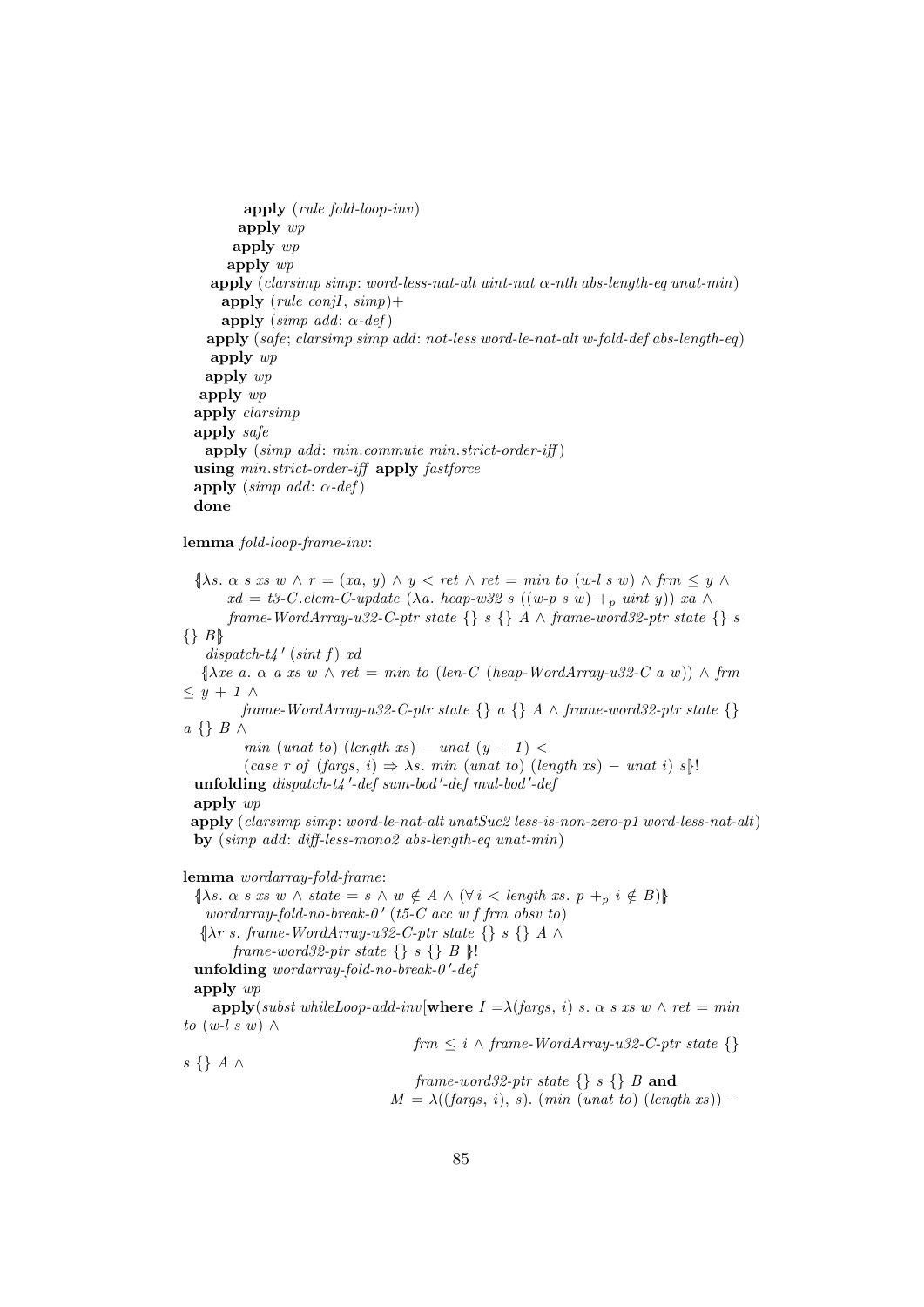```
          apply (rule fold-loop-inv)
         apply wp
        apply wp
       apply wp
     apply (clarsimp simp: word-less-nat-alt uint-nat α-nth abs-length-eq unat-min)
      apply (rule conjI, simp)+
      apply (simp add: α-def)
    apply (safe; clarsimp simp add: not-less word-le-nat-alt w-fold-def abs-length-eq)
     apply wp
    apply wp
   apply wp
  apply clarsimp
  apply safe
   apply (simp add: min.commute min.strict-order-iff)
  using min.strict-order-iff apply fastforce
  apply (simp add: α-def)
  done
```

**lemma** *fold-loop-frame-inv*:

```
  {|λs. α s xs w ∧ r = (xa, y) ∧ y < ret ∧ ret = min to (w-l s w) ∧ frm ≤ y ∧
        xd = t3-C.elem-C-update (λa. heap-w32 s ((w-p s w) +_p uint y)) xa ∧
        frame-WordArray-u32-C-ptr state {} s {} A ∧ frame-word32-ptr state {} s
{} B|}
    dispatch-t4' (sint f) xd
   {|λxe a. α a xs w ∧ ret = min to (len-C (heap-WordArray-u32-C a w)) ∧ frm
≤ y + 1 ∧
          frame-WordArray-u32-C-ptr state {} a {} A ∧ frame-word32-ptr state {}
a {} B ∧
           min (unat to) (length xs) − unat (y + 1) <
           (case r of (fargs, i) ⇒ λs. min (unat to) (length xs) − unat i) s|}!
  unfolding dispatch-t4'-def sum-bod'-def mul-bod'-def
  apply wp
 apply (clarsimp simp: word-le-nat-alt unatSuc2 less-is-non-zero-p1 word-less-nat-alt)
  by (simp add: diff-less-mono2 abs-length-eq unat-min)
```

**lemma** *wordarray-fold-frame*:

```
  {|λs. α s xs w ∧ state = s ∧ w ∉ A ∧ (∀ i < length xs. p +_p i ∉ B)|}
    wordarray-fold-no-break-0' (t5-C acc w f frm obsv to)
   {|λr s. frame-WordArray-u32-C-ptr state {} s {} A ∧
        frame-word32-ptr state {} s {} B |}!
  unfolding wordarray-fold-no-break-0'-def
  apply wp
     apply(subst whileLoop-add-inv[where I =λ(fargs, i) s. α s xs w ∧ ret = min
to (w-l s w) ∧
                                      frm ≤ i ∧ frame-WordArray-u32-C-ptr state {}
s {} A ∧
                                      frame-word32-ptr state {} s {} B and
                                  M = λ((fargs, i), s). (min (unat to) (length xs)) −
```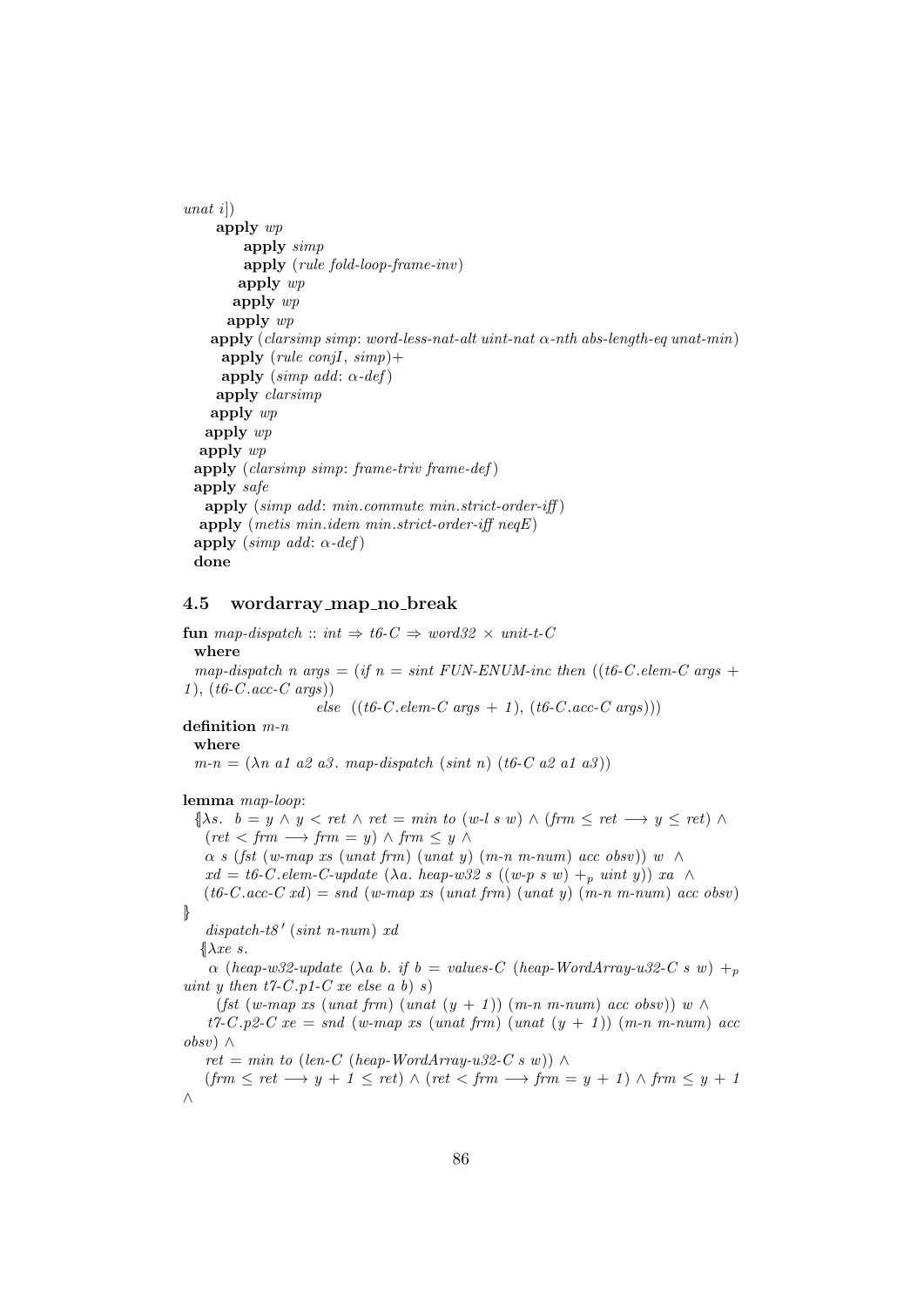unat i])
      **apply** *wp*
           **apply** *simp*
           **apply** (*rule fold-loop-frame-inv*)
          **apply** *wp*
         **apply** *wp*
        **apply** *wp*
     **apply** (*clarsimp simp*: *word-less-nat-alt uint-nat α-nth abs-length-eq unat-min*)
       **apply** (*rule conjI*, *simp*)+
       **apply** (*simp add*: *α-def*)
      **apply** *clarsimp*
     **apply** *wp*
    **apply** *wp*
   **apply** *wp*
  **apply** (*clarsimp simp*: *frame-triv frame-def*)
  **apply** *safe*
    **apply** (*simp add*: *min.commute min.strict-order-iff*)
   **apply** (*metis min.idem min.strict-order-iff neqE*)
  **apply** (*simp add*: *α-def*)
  **done**

### 4.5 wordarray_map_no_break

**fun** *map-dispatch* :: *int* ⇒ *t6-C* ⇒ *word32* × *unit-t-C*
  **where**
  *map-dispatch n args* = (*if n* = *sint FUN-ENUM-inc then* ((*t6-C.elem-C args* + *1*), (*t6-C.acc-C args*))
                          *else* ((*t6-C.elem-C args* + *1*), (*t6-C.acc-C args*)))

**definition** *m-n*
  **where**
  *m-n* = (λ*n a1 a2 a3*. *map-dispatch* (*sint n*) (*t6-C a2 a1 a3*))

**lemma** *map-loop*:
  ⦃λ*s*. *b* = *y* ∧ *y* < *ret* ∧ *ret* = *min to* (*w-l s w*) ∧ (*frm* ≤ *ret* ⟶ *y* ≤ *ret*) ∧
    (*ret* < *frm* ⟶ *frm* = *y*) ∧ *frm* ≤ *y* ∧
    α *s* (*fst* (*w-map xs* (*unat frm*) (*unat y*) (*m-n m-num*) *acc obsv*)) *w* ∧
    *xd* = *t6-C.elem-C-update* (λ*a*. *heap-w32 s* ((*w-p s w*) $+_p$ *uint y*)) *xa* ∧
    (*t6-C.acc-C xd*) = *snd* (*w-map xs* (*unat frm*) (*unat y*) (*m-n m-num*) *acc obsv*)
⦄
    *dispatch-t8'* (*sint n-num*) *xd*
   ⦃λ*xe s*.
     α (*heap-w32-update* (λ*a b*. *if b* = *values-C* (*heap-WordArray-u32-C s w*) $+_p$ *uint y then t7-C.p1-C xe else a b*) *s*)
      (*fst* (*w-map xs* (*unat frm*) (*unat* (*y* + *1*)) (*m-n m-num*) *acc obsv*)) *w* ∧
     *t7-C.p2-C xe* = *snd* (*w-map xs* (*unat frm*) (*unat* (*y* + *1*)) (*m-n m-num*) *acc obsv*) ∧
    *ret* = *min to* (*len-C* (*heap-WordArray-u32-C s w*)) ∧
    (*frm* ≤ *ret* ⟶ *y* + *1* ≤ *ret*) ∧ (*ret* < *frm* ⟶ *frm* = *y* + *1*) ∧ *frm* ≤ *y* + *1* ∧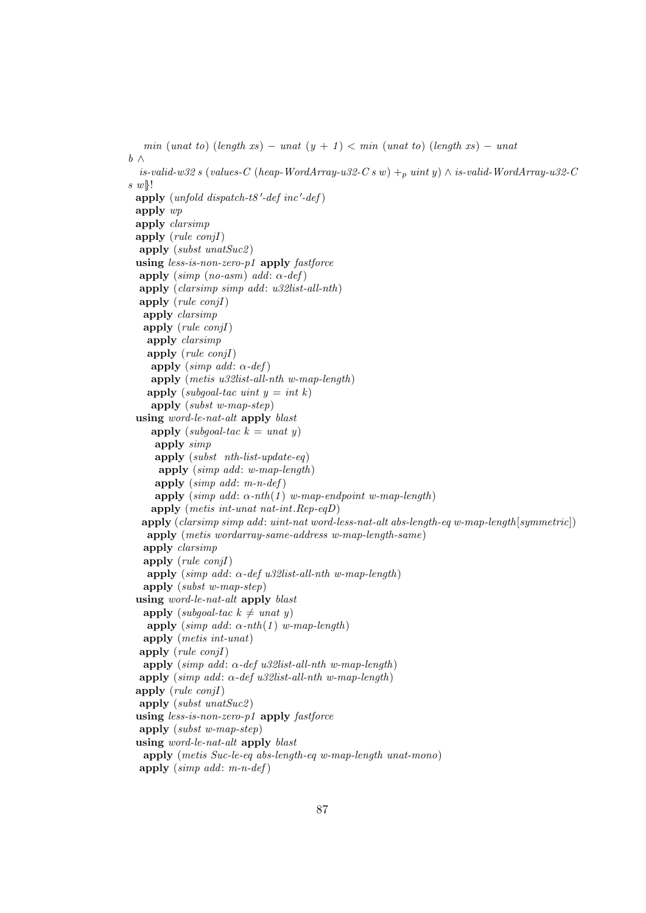```
    min (unat to) (length xs) − unat (y + 1) < min (unat to) (length xs) − unat
b ∧
    is-valid-w32 s (values-C (heap-WordArray-u32-C s w) +p uint y) ∧ is-valid-WordArray-u32-C
s w⦄!
  apply (unfold dispatch-t8′-def inc′-def)
  apply wp
  apply clarsimp
  apply (rule conjI)
   apply (subst unatSuc2)
  using less-is-non-zero-p1 apply fastforce
   apply (simp (no-asm) add: α-def)
   apply (clarsimp simp add: u32list-all-nth)
   apply (rule conjI)
    apply clarsimp
    apply (rule conjI)
     apply clarsimp
     apply (rule conjI)
      apply (simp add: α-def)
      apply (metis u32list-all-nth w-map-length)
     apply (subgoal-tac uint y = int k)
      apply (subst w-map-step)
  using word-le-nat-alt apply blast
       apply (subgoal-tac k = unat y)
        apply simp
        apply (subst  nth-list-update-eq)
         apply (simp add: w-map-length)
        apply (simp add: m-n-def)
        apply (simp add: α-nth(1) w-map-endpoint w-map-length)
       apply (metis int-unat nat-int.Rep-eqD)
    apply (clarsimp simp add: uint-nat word-less-nat-alt abs-length-eq w-map-length[symmetric])
     apply (metis wordarray-same-address w-map-length-same)
    apply clarsimp
    apply (rule conjI)
     apply (simp add: α-def u32list-all-nth w-map-length)
    apply (subst w-map-step)
  using word-le-nat-alt apply blast
    apply (subgoal-tac k ≠ unat y)
     apply (simp add: α-nth(1) w-map-length)
    apply (metis int-unat)
   apply (rule conjI)
    apply (simp add: α-def u32list-all-nth w-map-length)
   apply (simp add: α-def u32list-all-nth w-map-length)
  apply (rule conjI)
   apply (subst unatSuc2)
  using less-is-non-zero-p1 apply fastforce
   apply (subst w-map-step)
  using word-le-nat-alt apply blast
    apply (metis Suc-le-eq abs-length-eq w-map-length unat-mono)
   apply (simp add: m-n-def)
```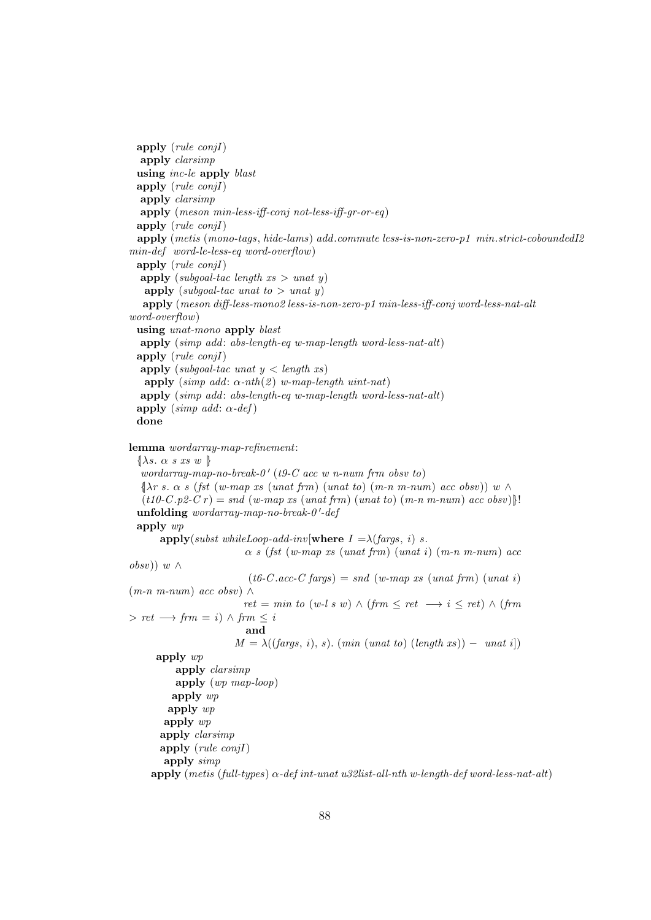```
  apply (rule conjI)
   apply clarsimp
  using inc-le apply blast
  apply (rule conjI)
   apply clarsimp
   apply (meson min-less-iff-conj not-less-iff-gr-or-eq)
  apply (rule conjI)
   apply (metis (mono-tags, hide-lams) add.commute less-is-non-zero-p1 min.strict-coboundedI2
min-def word-le-less-eq word-overflow)
  apply (rule conjI)
   apply (subgoal-tac length xs > unat y)
    apply (subgoal-tac unat to > unat y)
    apply (meson diff-less-mono2 less-is-non-zero-p1 min-less-iff-conj word-less-nat-alt
word-overflow)
  using unat-mono apply blast
   apply (simp add: abs-length-eq w-map-length word-less-nat-alt)
  apply (rule conjI)
   apply (subgoal-tac unat y < length xs)
    apply (simp add: α-nth(2) w-map-length uint-nat)
   apply (simp add: abs-length-eq w-map-length word-less-nat-alt)
  apply (simp add: α-def)
  done

lemma wordarray-map-refinement:
  {|λs. α s xs w |}
   wordarray-map-no-break-0' (t9-C acc w n-num frm obsv to)
  {|λr s. α s (fst (w-map xs (unat frm) (unat to) (m-n m-num) acc obsv)) w ∧
   (t10-C.p2-C r) = snd (w-map xs (unat frm) (unat to) (m-n m-num) acc obsv)|}!
  unfolding wordarray-map-no-break-0'-def
  apply wp
       apply(subst whileLoop-add-inv[where I =λ(fargs, i) s.
                           α s (fst (w-map xs (unat frm) (unat i) (m-n m-num) acc
obsv)) w ∧
                            (t6-C.acc-C fargs) = snd (w-map xs (unat frm) (unat i)
(m-n m-num) acc obsv) ∧
                            ret = min to (w-l s w) ∧ (frm ≤ ret ⟶ i ≤ ret) ∧ (frm
> ret ⟶ frm = i) ∧ frm ≤ i
                             and
                          M = λ((fargs, i), s). (min (unat to) (length xs)) − unat i])
      apply wp
           apply clarsimp
           apply (wp map-loop)
          apply wp
         apply wp
        apply wp
       apply clarsimp
       apply (rule conjI)
        apply simp
     apply (metis (full-types) α-def int-unat u32list-all-nth w-length-def word-less-nat-alt)
```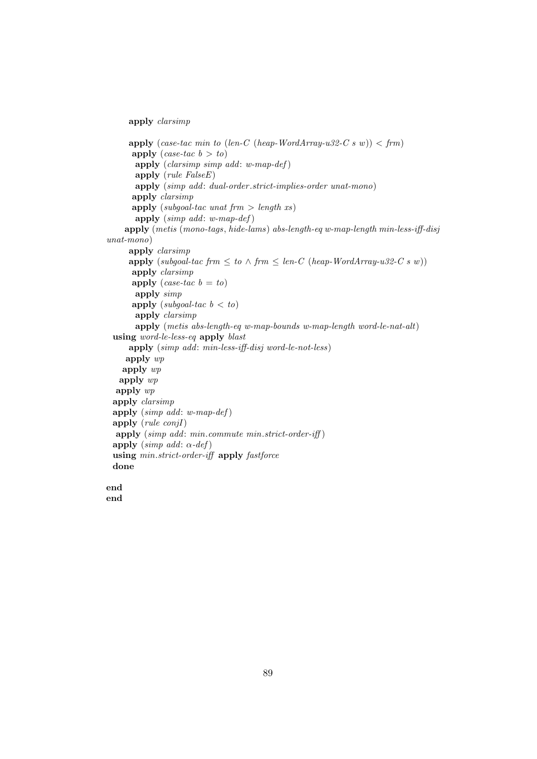```
      apply clarsimp

      apply (case-tac min to (len-C (heap-WordArray-u32-C s w)) < frm)
       apply (case-tac b > to)
        apply (clarsimp simp add: w-map-def)
        apply (rule FalseE)
        apply (simp add: dual-order.strict-implies-order unat-mono)
       apply clarsimp
       apply (subgoal-tac unat frm > length xs)
        apply (simp add: w-map-def)
      apply (metis (mono-tags, hide-lams) abs-length-eq w-map-length min-less-iff-disj
unat-mono)
      apply clarsimp
      apply (subgoal-tac frm ≤ to ∧ frm ≤ len-C (heap-WordArray-u32-C s w))
       apply clarsimp
       apply (case-tac b = to)
        apply simp
       apply (subgoal-tac b < to)
        apply clarsimp
        apply (metis abs-length-eq w-map-bounds w-map-length word-le-nat-alt)
  using word-le-less-eq apply blast
      apply (simp add: min-less-iff-disj word-le-not-less)
     apply wp
    apply wp
   apply wp
  apply wp
  apply clarsimp
  apply (simp add: w-map-def)
  apply (rule conjI)
   apply (simp add: min.commute min.strict-order-iff)
  apply (simp add: α-def)
  using min.strict-order-iff apply fastforce
  done

end
end
```